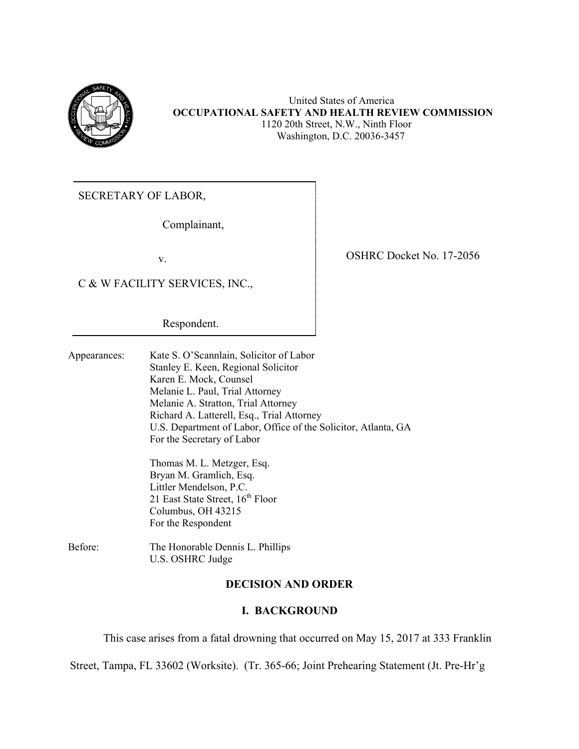United States of America
**OCCUPATIONAL SAFETY AND HEALTH REVIEW COMMISSION**
1120 20th Street, N.W., Ninth Floor
Washington, D.C. 20036-3457

SECRETARY OF LABOR,

Complainant,

v.

C & W FACILITY SERVICES, INC.,

Respondent.

OSHRC Docket No. 17-2056

Appearances: Kate S. O'Scannlain, Solicitor of Labor
Stanley E. Keen, Regional Solicitor
Karen E. Mock, Counsel
Melanie L. Paul, Trial Attorney
Melanie A. Stratton, Trial Attorney
Richard A. Latterell, Esq., Trial Attorney
U.S. Department of Labor, Office of the Solicitor, Atlanta, GA
For the Secretary of Labor

Thomas M. L. Metzger, Esq.
Bryan M. Gramlich, Esq.
Littler Mendelson, P.C.
21 East State Street, 16th Floor
Columbus, OH 43215
For the Respondent

Before: The Honorable Dennis L. Phillips
U.S. OSHRC Judge

## DECISION AND ORDER

### I. BACKGROUND

This case arises from a fatal drowning that occurred on May 15, 2017 at 333 Franklin Street, Tampa, FL 33602 (Worksite). (Tr. 365-66; Joint Prehearing Statement (Jt. Pre-Hr'g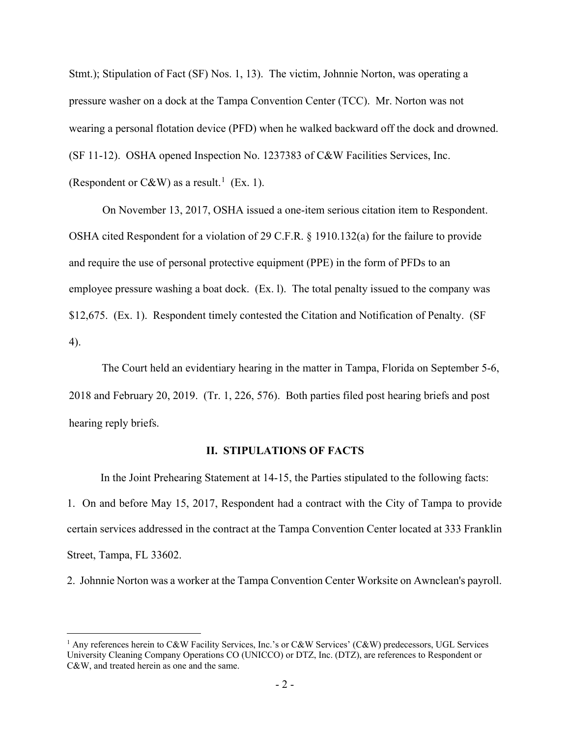Stmt.); Stipulation of Fact (SF) Nos. 1, 13). The victim, Johnnie Norton, was operating a pressure washer on a dock at the Tampa Convention Center (TCC). Mr. Norton was not wearing a personal flotation device (PFD) when he walked backward off the dock and drowned. (SF 11-12). OSHA opened Inspection No. 1237383 of C&W Facilities Services, Inc. (Respondent or C&W) as a result.[1] (Ex. 1).

On November 13, 2017, OSHA issued a one-item serious citation item to Respondent. OSHA cited Respondent for a violation of 29 C.F.R. § 1910.132(a) for the failure to provide and require the use of personal protective equipment (PPE) in the form of PFDs to an employee pressure washing a boat dock. (Ex. l). The total penalty issued to the company was $12,675. (Ex. 1). Respondent timely contested the Citation and Notification of Penalty. (SF 4).

The Court held an evidentiary hearing in the matter in Tampa, Florida on September 5-6, 2018 and February 20, 2019. (Tr. 1, 226, 576). Both parties filed post hearing briefs and post hearing reply briefs.

## II. STIPULATIONS OF FACTS

In the Joint Prehearing Statement at 14-15, the Parties stipulated to the following facts:

1. On and before May 15, 2017, Respondent had a contract with the City of Tampa to provide certain services addressed in the contract at the Tampa Convention Center located at 333 Franklin Street, Tampa, FL 33602.

2. Johnnie Norton was a worker at the Tampa Convention Center Worksite on Awnclean's payroll.

[1] Any references herein to C&W Facility Services, Inc.'s or C&W Services' (C&W) predecessors, UGL Services University Cleaning Company Operations CO (UNICCO) or DTZ, Inc. (DTZ), are references to Respondent or C&W, and treated herein as one and the same.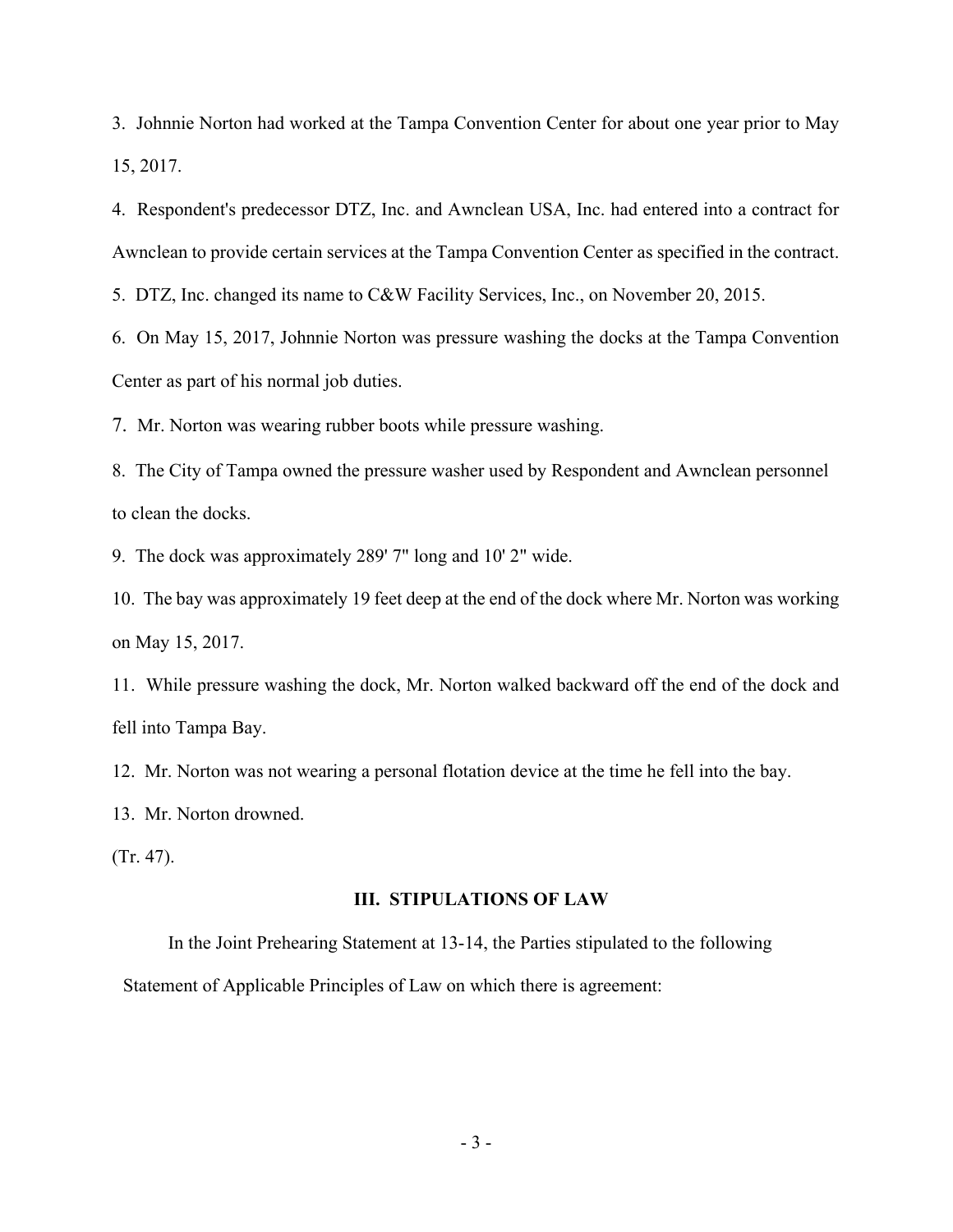3. Johnnie Norton had worked at the Tampa Convention Center for about one year prior to May 15, 2017.

4. Respondent's predecessor DTZ, Inc. and Awnclean USA, Inc. had entered into a contract for Awnclean to provide certain services at the Tampa Convention Center as specified in the contract.

5. DTZ, Inc. changed its name to C&W Facility Services, Inc., on November 20, 2015.

6. On May 15, 2017, Johnnie Norton was pressure washing the docks at the Tampa Convention Center as part of his normal job duties.

7. Mr. Norton was wearing rubber boots while pressure washing.

8. The City of Tampa owned the pressure washer used by Respondent and Awnclean personnel to clean the docks.

9. The dock was approximately 289' 7" long and 10' 2" wide.

10. The bay was approximately 19 feet deep at the end of the dock where Mr. Norton was working on May 15, 2017.

11. While pressure washing the dock, Mr. Norton walked backward off the end of the dock and fell into Tampa Bay.

12. Mr. Norton was not wearing a personal flotation device at the time he fell into the bay.

13. Mr. Norton drowned.

(Tr. 47).

## III. STIPULATIONS OF LAW

In the Joint Prehearing Statement at 13-14, the Parties stipulated to the following Statement of Applicable Principles of Law on which there is agreement: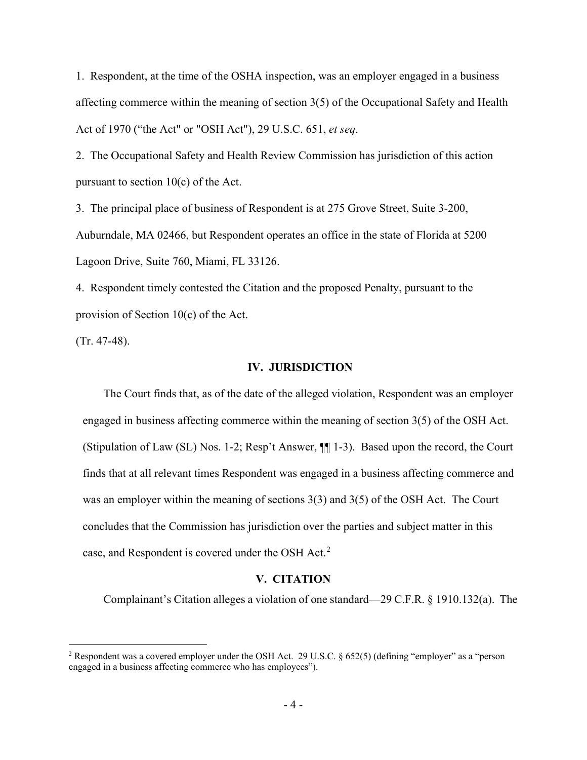1. Respondent, at the time of the OSHA inspection, was an employer engaged in a business affecting commerce within the meaning of section 3(5) of the Occupational Safety and Health Act of 1970 ("the Act" or "OSH Act"), 29 U.S.C. 651, *et seq*.

2. The Occupational Safety and Health Review Commission has jurisdiction of this action pursuant to section 10(c) of the Act.

3. The principal place of business of Respondent is at 275 Grove Street, Suite 3-200, Auburndale, MA 02466, but Respondent operates an office in the state of Florida at 5200 Lagoon Drive, Suite 760, Miami, FL 33126.

4. Respondent timely contested the Citation and the proposed Penalty, pursuant to the provision of Section 10(c) of the Act.

(Tr. 47-48).

## IV. JURISDICTION

The Court finds that, as of the date of the alleged violation, Respondent was an employer engaged in business affecting commerce within the meaning of section 3(5) of the OSH Act. (Stipulation of Law (SL) Nos. 1-2; Resp't Answer, ¶¶ 1-3). Based upon the record, the Court finds that at all relevant times Respondent was engaged in a business affecting commerce and was an employer within the meaning of sections 3(3) and 3(5) of the OSH Act. The Court concludes that the Commission has jurisdiction over the parties and subject matter in this case, and Respondent is covered under the OSH Act.[2]

## V. CITATION

Complainant's Citation alleges a violation of one standard—29 C.F.R. § 1910.132(a). The

[2] Respondent was a covered employer under the OSH Act. 29 U.S.C. § 652(5) (defining "employer" as a "person engaged in a business affecting commerce who has employees").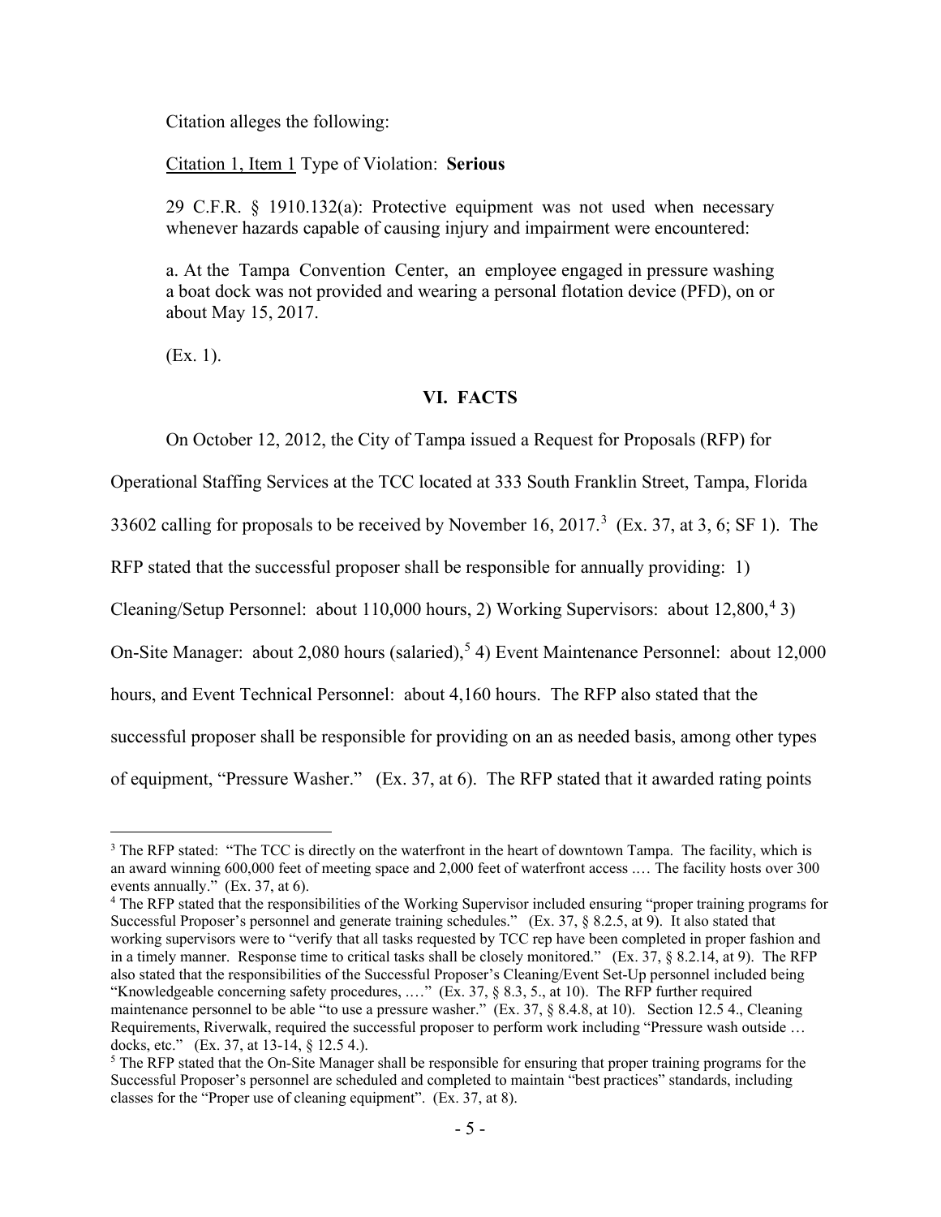Citation alleges the following:

Citation 1, Item 1 Type of Violation: **Serious**

29 C.F.R. § 1910.132(a): Protective equipment was not used when necessary whenever hazards capable of causing injury and impairment were encountered:

a. At the Tampa Convention Center, an employee engaged in pressure washing a boat dock was not provided and wearing a personal flotation device (PFD), on or about May 15, 2017.

(Ex. 1).

## VI. FACTS

On October 12, 2012, the City of Tampa issued a Request for Proposals (RFP) for Operational Staffing Services at the TCC located at 333 South Franklin Street, Tampa, Florida 33602 calling for proposals to be received by November 16, 2017.[3] (Ex. 37, at 3, 6; SF 1). The RFP stated that the successful proposer shall be responsible for annually providing: 1) Cleaning/Setup Personnel: about 110,000 hours, 2) Working Supervisors: about 12,800,[4] 3) On-Site Manager: about 2,080 hours (salaried),[5] 4) Event Maintenance Personnel: about 12,000 hours, and Event Technical Personnel: about 4,160 hours. The RFP also stated that the successful proposer shall be responsible for providing on an as needed basis, among other types of equipment, "Pressure Washer." (Ex. 37, at 6). The RFP stated that it awarded rating points

---

[3] The RFP stated: "The TCC is directly on the waterfront in the heart of downtown Tampa. The facility, which is an award winning 600,000 feet of meeting space and 2,000 feet of waterfront access .… The facility hosts over 300 events annually." (Ex. 37, at 6).

[4] The RFP stated that the responsibilities of the Working Supervisor included ensuring "proper training programs for Successful Proposer's personnel and generate training schedules." (Ex. 37, § 8.2.5, at 9). It also stated that working supervisors were to "verify that all tasks requested by TCC rep have been completed in proper fashion and in a timely manner. Response time to critical tasks shall be closely monitored." (Ex. 37, § 8.2.14, at 9). The RFP also stated that the responsibilities of the Successful Proposer's Cleaning/Event Set-Up personnel included being "Knowledgeable concerning safety procedures, .…" (Ex. 37, § 8.3, 5., at 10). The RFP further required maintenance personnel to be able "to use a pressure washer." (Ex. 37, § 8.4.8, at 10). Section 12.5 4., Cleaning Requirements, Riverwalk, required the successful proposer to perform work including "Pressure wash outside … docks, etc." (Ex. 37, at 13-14, § 12.5 4.).

[5] The RFP stated that the On-Site Manager shall be responsible for ensuring that proper training programs for the Successful Proposer's personnel are scheduled and completed to maintain "best practices" standards, including classes for the "Proper use of cleaning equipment". (Ex. 37, at 8).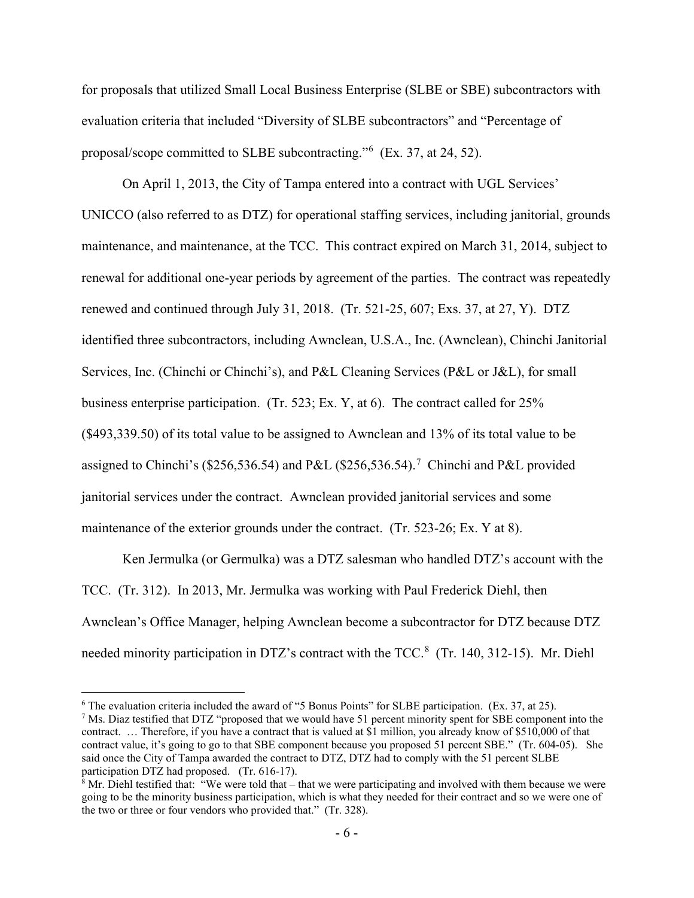for proposals that utilized Small Local Business Enterprise (SLBE or SBE) subcontractors with evaluation criteria that included "Diversity of SLBE subcontractors" and "Percentage of proposal/scope committed to SLBE subcontracting."[6] (Ex. 37, at 24, 52).

On April 1, 2013, the City of Tampa entered into a contract with UGL Services' UNICCO (also referred to as DTZ) for operational staffing services, including janitorial, grounds maintenance, and maintenance, at the TCC. This contract expired on March 31, 2014, subject to renewal for additional one-year periods by agreement of the parties. The contract was repeatedly renewed and continued through July 31, 2018. (Tr. 521-25, 607; Exs. 37, at 27, Y). DTZ identified three subcontractors, including Awnclean, U.S.A., Inc. (Awnclean), Chinchi Janitorial Services, Inc. (Chinchi or Chinchi's), and P&L Cleaning Services (P&L or J&L), for small business enterprise participation. (Tr. 523; Ex. Y, at 6). The contract called for 25% ($493,339.50) of its total value to be assigned to Awnclean and 13% of its total value to be assigned to Chinchi's ($256,536.54) and P&L ($256,536.54).[7] Chinchi and P&L provided janitorial services under the contract. Awnclean provided janitorial services and some maintenance of the exterior grounds under the contract. (Tr. 523-26; Ex. Y at 8).

Ken Jermulka (or Germulka) was a DTZ salesman who handled DTZ's account with the TCC. (Tr. 312). In 2013, Mr. Jermulka was working with Paul Frederick Diehl, then Awnclean's Office Manager, helping Awnclean become a subcontractor for DTZ because DTZ needed minority participation in DTZ's contract with the TCC.[8] (Tr. 140, 312-15). Mr. Diehl

---

[6] The evaluation criteria included the award of "5 Bonus Points" for SLBE participation. (Ex. 37, at 25).

[7] Ms. Diaz testified that DTZ "proposed that we would have 51 percent minority spent for SBE component into the contract. … Therefore, if you have a contract that is valued at $1 million, you already know of $510,000 of that contract value, it's going to go to that SBE component because you proposed 51 percent SBE." (Tr. 604-05). She said once the City of Tampa awarded the contract to DTZ, DTZ had to comply with the 51 percent SLBE participation DTZ had proposed. (Tr. 616-17).

[8] Mr. Diehl testified that: "We were told that – that we were participating and involved with them because we were going to be the minority business participation, which is what they needed for their contract and so we were one of the two or three or four vendors who provided that." (Tr. 328).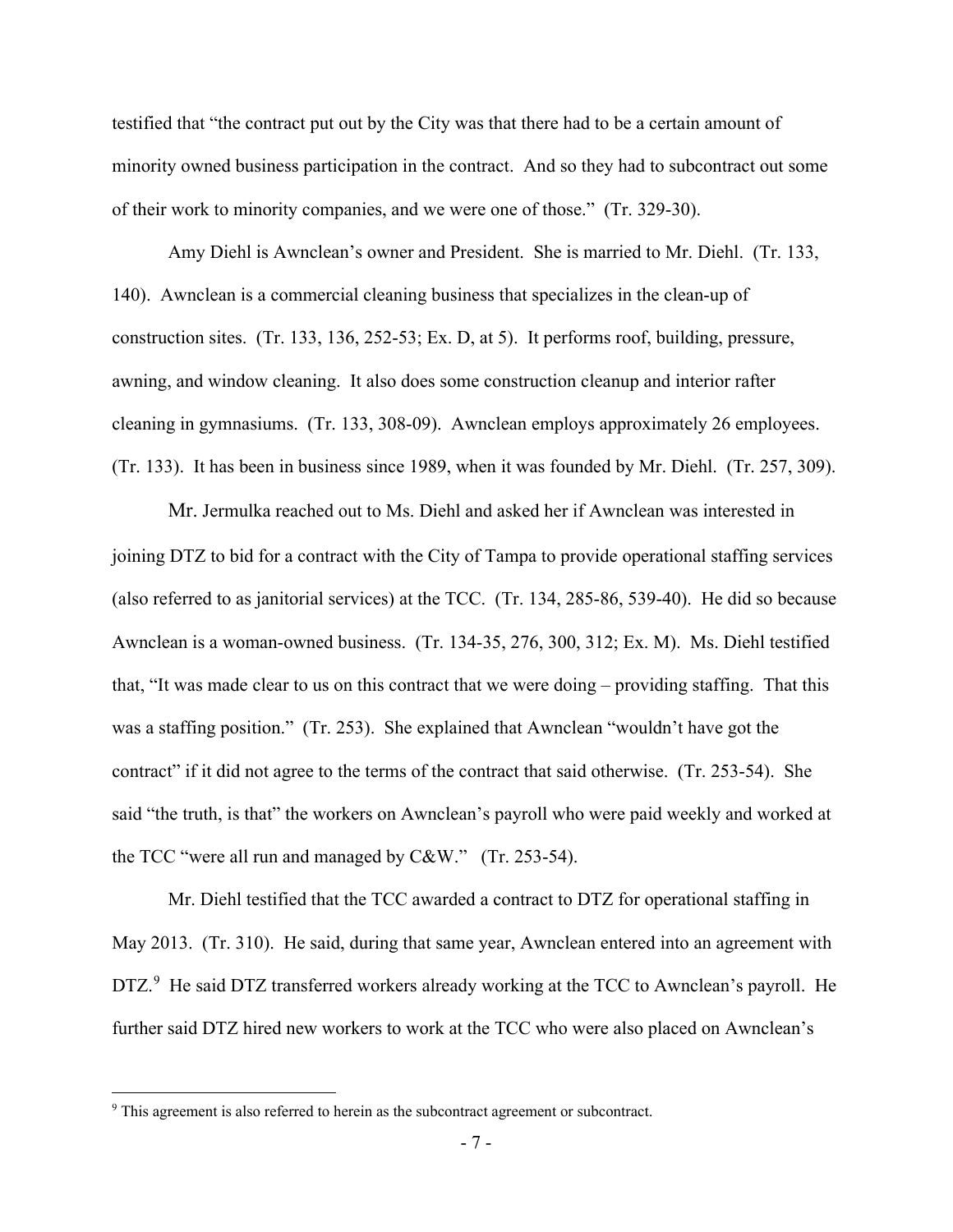testified that "the contract put out by the City was that there had to be a certain amount of minority owned business participation in the contract. And so they had to subcontract out some of their work to minority companies, and we were one of those." (Tr. 329-30).

Amy Diehl is Awnclean's owner and President. She is married to Mr. Diehl. (Tr. 133, 140). Awnclean is a commercial cleaning business that specializes in the clean-up of construction sites. (Tr. 133, 136, 252-53; Ex. D, at 5). It performs roof, building, pressure, awning, and window cleaning. It also does some construction cleanup and interior rafter cleaning in gymnasiums. (Tr. 133, 308-09). Awnclean employs approximately 26 employees. (Tr. 133). It has been in business since 1989, when it was founded by Mr. Diehl. (Tr. 257, 309).

Mr. Jermulka reached out to Ms. Diehl and asked her if Awnclean was interested in joining DTZ to bid for a contract with the City of Tampa to provide operational staffing services (also referred to as janitorial services) at the TCC. (Tr. 134, 285-86, 539-40). He did so because Awnclean is a woman-owned business. (Tr. 134-35, 276, 300, 312; Ex. M). Ms. Diehl testified that, "It was made clear to us on this contract that we were doing – providing staffing. That this was a staffing position." (Tr. 253). She explained that Awnclean "wouldn't have got the contract" if it did not agree to the terms of the contract that said otherwise. (Tr. 253-54). She said "the truth, is that" the workers on Awnclean's payroll who were paid weekly and worked at the TCC "were all run and managed by C&W." (Tr. 253-54).

Mr. Diehl testified that the TCC awarded a contract to DTZ for operational staffing in May 2013. (Tr. 310). He said, during that same year, Awnclean entered into an agreement with DTZ.[9] He said DTZ transferred workers already working at the TCC to Awnclean's payroll. He further said DTZ hired new workers to work at the TCC who were also placed on Awnclean's

[9] This agreement is also referred to herein as the subcontract agreement or subcontract.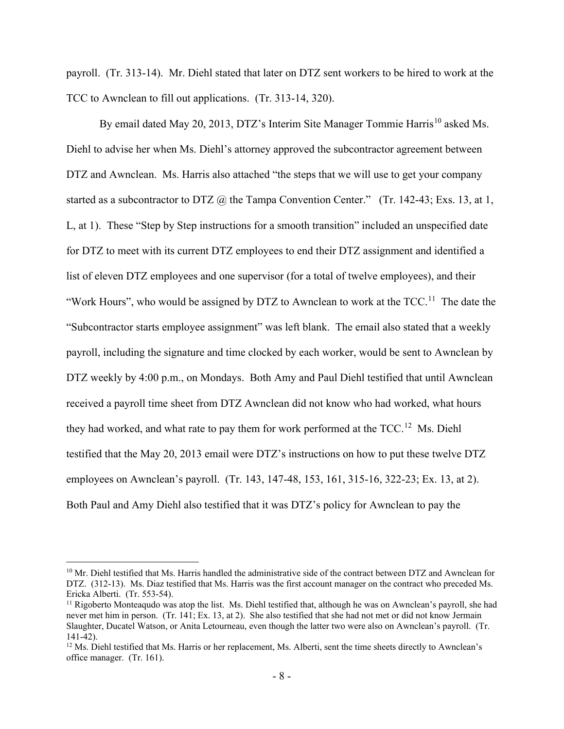payroll. (Tr. 313-14). Mr. Diehl stated that later on DTZ sent workers to be hired to work at the TCC to Awnclean to fill out applications. (Tr. 313-14, 320).

By email dated May 20, 2013, DTZ's Interim Site Manager Tommie Harris[10] asked Ms. Diehl to advise her when Ms. Diehl's attorney approved the subcontractor agreement between DTZ and Awnclean. Ms. Harris also attached "the steps that we will use to get your company started as a subcontractor to DTZ @ the Tampa Convention Center." (Tr. 142-43; Exs. 13, at 1, L, at 1). These "Step by Step instructions for a smooth transition" included an unspecified date for DTZ to meet with its current DTZ employees to end their DTZ assignment and identified a list of eleven DTZ employees and one supervisor (for a total of twelve employees), and their "Work Hours", who would be assigned by DTZ to Awnclean to work at the TCC.[11] The date the "Subcontractor starts employee assignment" was left blank. The email also stated that a weekly payroll, including the signature and time clocked by each worker, would be sent to Awnclean by DTZ weekly by 4:00 p.m., on Mondays. Both Amy and Paul Diehl testified that until Awnclean received a payroll time sheet from DTZ Awnclean did not know who had worked, what hours they had worked, and what rate to pay them for work performed at the TCC.[12] Ms. Diehl testified that the May 20, 2013 email were DTZ's instructions on how to put these twelve DTZ employees on Awnclean's payroll. (Tr. 143, 147-48, 153, 161, 315-16, 322-23; Ex. 13, at 2). Both Paul and Amy Diehl also testified that it was DTZ's policy for Awnclean to pay the

---

[10] Mr. Diehl testified that Ms. Harris handled the administrative side of the contract between DTZ and Awnclean for DTZ. (312-13). Ms. Diaz testified that Ms. Harris was the first account manager on the contract who preceded Ms. Ericka Alberti. (Tr. 553-54).

[11] Rigoberto Monteaqudo was atop the list. Ms. Diehl testified that, although he was on Awnclean's payroll, she had never met him in person. (Tr. 141; Ex. 13, at 2). She also testified that she had not met or did not know Jermain Slaughter, Ducatel Watson, or Anita Letourneau, even though the latter two were also on Awnclean's payroll. (Tr. 141-42).

[12] Ms. Diehl testified that Ms. Harris or her replacement, Ms. Alberti, sent the time sheets directly to Awnclean's office manager. (Tr. 161).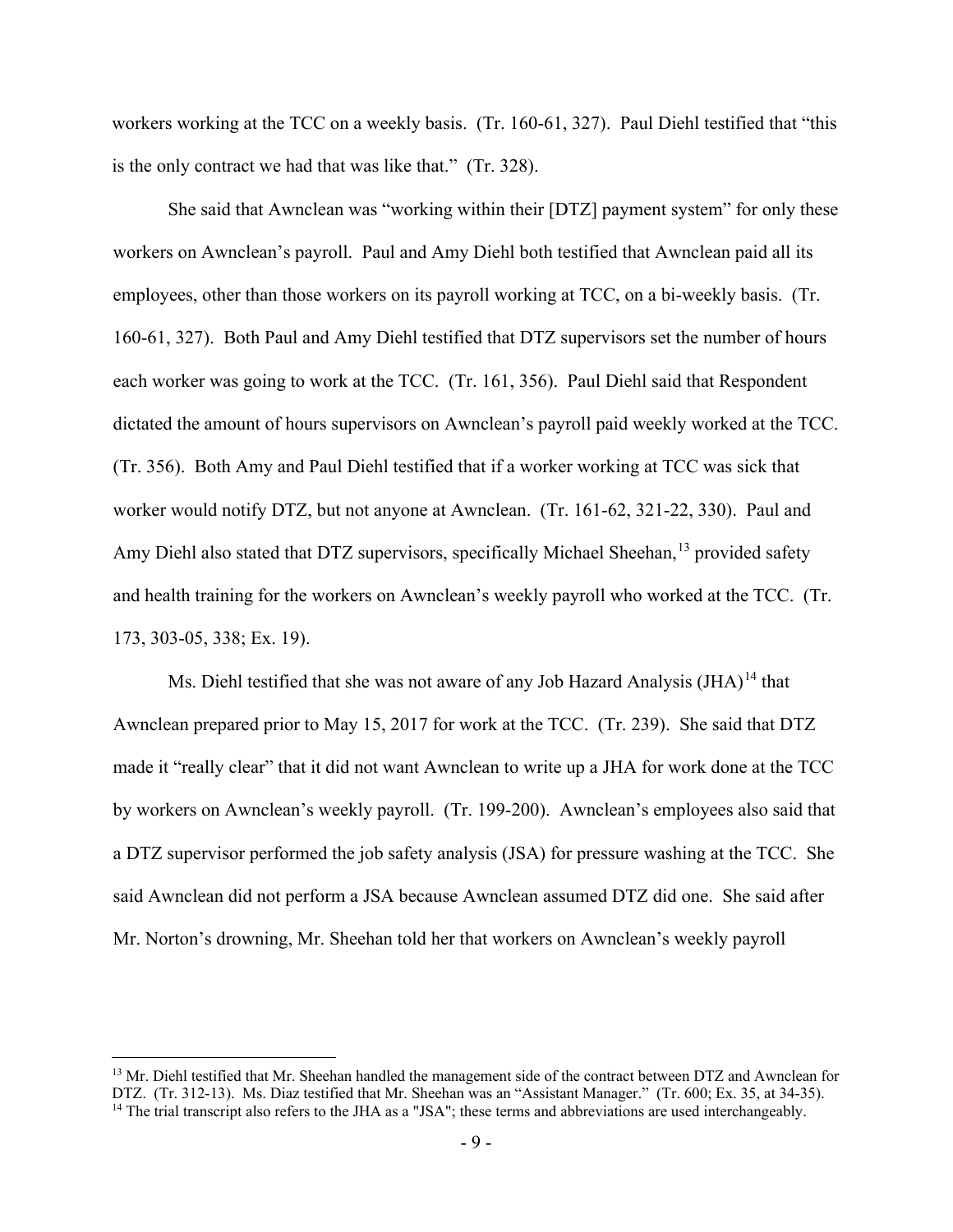workers working at the TCC on a weekly basis. (Tr. 160-61, 327). Paul Diehl testified that "this is the only contract we had that was like that." (Tr. 328).

She said that Awnclean was "working within their [DTZ] payment system" for only these workers on Awnclean's payroll. Paul and Amy Diehl both testified that Awnclean paid all its employees, other than those workers on its payroll working at TCC, on a bi-weekly basis. (Tr. 160-61, 327). Both Paul and Amy Diehl testified that DTZ supervisors set the number of hours each worker was going to work at the TCC. (Tr. 161, 356). Paul Diehl said that Respondent dictated the amount of hours supervisors on Awnclean's payroll paid weekly worked at the TCC. (Tr. 356). Both Amy and Paul Diehl testified that if a worker working at TCC was sick that worker would notify DTZ, but not anyone at Awnclean. (Tr. 161-62, 321-22, 330). Paul and Amy Diehl also stated that DTZ supervisors, specifically Michael Sheehan,[13] provided safety and health training for the workers on Awnclean's weekly payroll who worked at the TCC. (Tr. 173, 303-05, 338; Ex. 19).

Ms. Diehl testified that she was not aware of any Job Hazard Analysis (JHA)[14] that Awnclean prepared prior to May 15, 2017 for work at the TCC. (Tr. 239). She said that DTZ made it "really clear" that it did not want Awnclean to write up a JHA for work done at the TCC by workers on Awnclean's weekly payroll. (Tr. 199-200). Awnclean's employees also said that a DTZ supervisor performed the job safety analysis (JSA) for pressure washing at the TCC. She said Awnclean did not perform a JSA because Awnclean assumed DTZ did one. She said after Mr. Norton's drowning, Mr. Sheehan told her that workers on Awnclean's weekly payroll

---

[13] Mr. Diehl testified that Mr. Sheehan handled the management side of the contract between DTZ and Awnclean for DTZ. (Tr. 312-13). Ms. Diaz testified that Mr. Sheehan was an "Assistant Manager." (Tr. 600; Ex. 35, at 34-35).

[14] The trial transcript also refers to the JHA as a "JSA"; these terms and abbreviations are used interchangeably.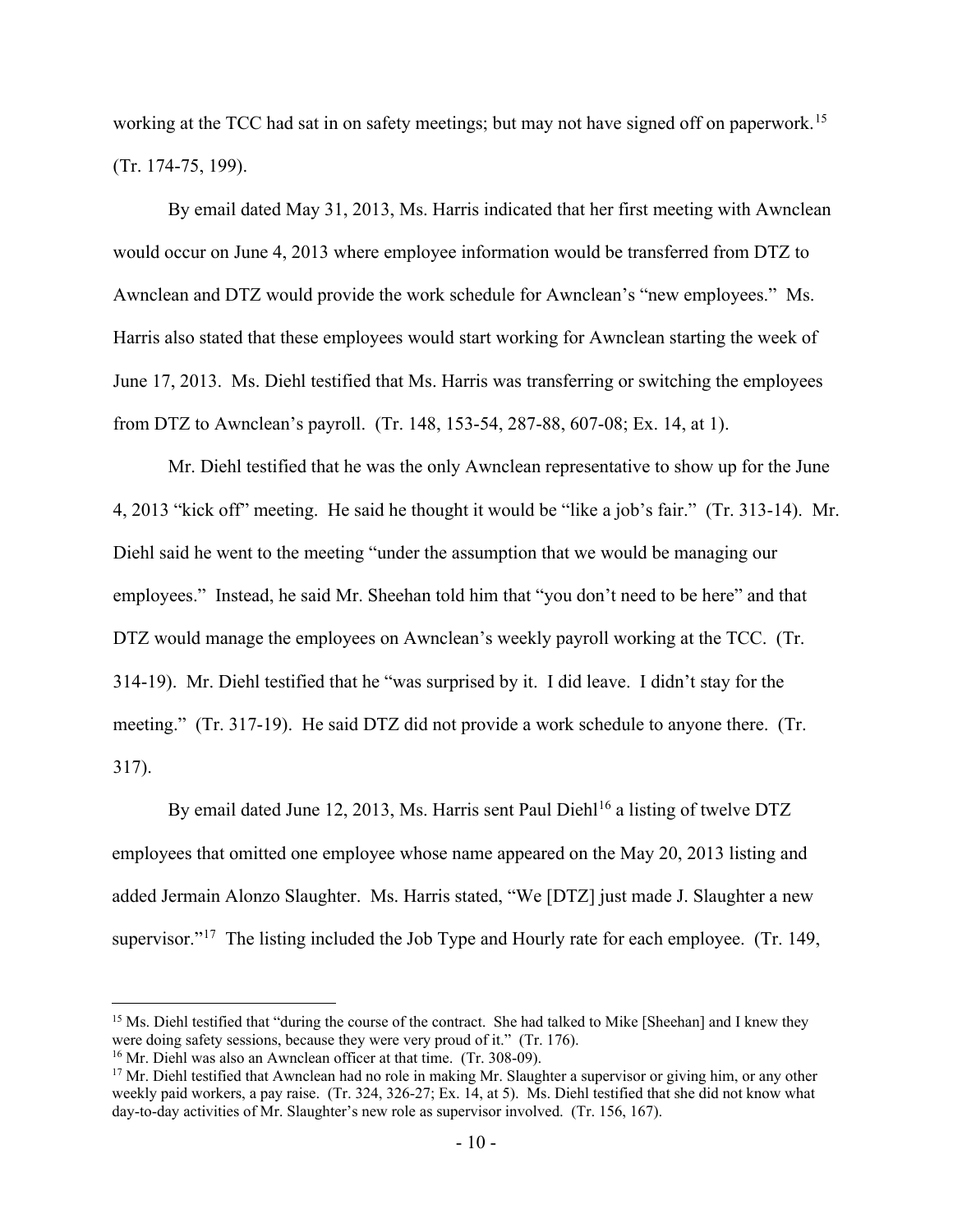working at the TCC had sat in on safety meetings; but may not have signed off on paperwork.[15] (Tr. 174-75, 199).

By email dated May 31, 2013, Ms. Harris indicated that her first meeting with Awnclean would occur on June 4, 2013 where employee information would be transferred from DTZ to Awnclean and DTZ would provide the work schedule for Awnclean's "new employees." Ms. Harris also stated that these employees would start working for Awnclean starting the week of June 17, 2013. Ms. Diehl testified that Ms. Harris was transferring or switching the employees from DTZ to Awnclean's payroll. (Tr. 148, 153-54, 287-88, 607-08; Ex. 14, at 1).

Mr. Diehl testified that he was the only Awnclean representative to show up for the June 4, 2013 "kick off" meeting. He said he thought it would be "like a job's fair." (Tr. 313-14). Mr. Diehl said he went to the meeting "under the assumption that we would be managing our employees." Instead, he said Mr. Sheehan told him that "you don't need to be here" and that DTZ would manage the employees on Awnclean's weekly payroll working at the TCC. (Tr. 314-19). Mr. Diehl testified that he "was surprised by it. I did leave. I didn't stay for the meeting." (Tr. 317-19). He said DTZ did not provide a work schedule to anyone there. (Tr. 317).

By email dated June 12, 2013, Ms. Harris sent Paul Diehl[16] a listing of twelve DTZ employees that omitted one employee whose name appeared on the May 20, 2013 listing and added Jermain Alonzo Slaughter. Ms. Harris stated, "We [DTZ] just made J. Slaughter a new supervisor."[17] The listing included the Job Type and Hourly rate for each employee. (Tr. 149,

---

[15] Ms. Diehl testified that "during the course of the contract. She had talked to Mike [Sheehan] and I knew they were doing safety sessions, because they were very proud of it." (Tr. 176).

[16] Mr. Diehl was also an Awnclean officer at that time. (Tr. 308-09).

[17] Mr. Diehl testified that Awnclean had no role in making Mr. Slaughter a supervisor or giving him, or any other weekly paid workers, a pay raise. (Tr. 324, 326-27; Ex. 14, at 5). Ms. Diehl testified that she did not know what day-to-day activities of Mr. Slaughter's new role as supervisor involved. (Tr. 156, 167).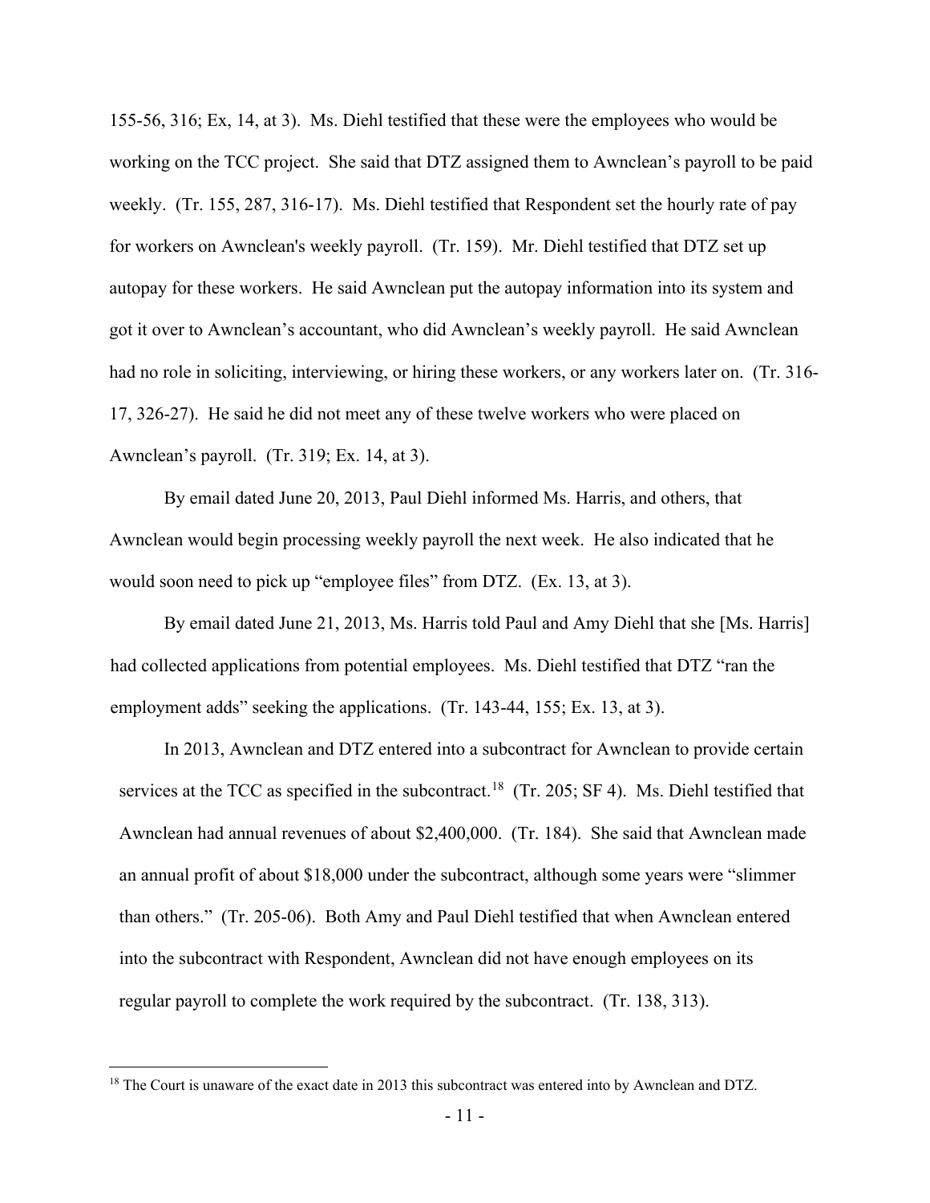155-56, 316; Ex, 14, at 3). Ms. Diehl testified that these were the employees who would be working on the TCC project. She said that DTZ assigned them to Awnclean's payroll to be paid weekly. (Tr. 155, 287, 316-17). Ms. Diehl testified that Respondent set the hourly rate of pay for workers on Awnclean's weekly payroll. (Tr. 159). Mr. Diehl testified that DTZ set up autopay for these workers. He said Awnclean put the autopay information into its system and got it over to Awnclean's accountant, who did Awnclean's weekly payroll. He said Awnclean had no role in soliciting, interviewing, or hiring these workers, or any workers later on. (Tr. 316-17, 326-27). He said he did not meet any of these twelve workers who were placed on Awnclean's payroll. (Tr. 319; Ex. 14, at 3).

By email dated June 20, 2013, Paul Diehl informed Ms. Harris, and others, that Awnclean would begin processing weekly payroll the next week. He also indicated that he would soon need to pick up "employee files" from DTZ. (Ex. 13, at 3).

By email dated June 21, 2013, Ms. Harris told Paul and Amy Diehl that she [Ms. Harris] had collected applications from potential employees. Ms. Diehl testified that DTZ "ran the employment adds" seeking the applications. (Tr. 143-44, 155; Ex. 13, at 3).

In 2013, Awnclean and DTZ entered into a subcontract for Awnclean to provide certain services at the TCC as specified in the subcontract.[18] (Tr. 205; SF 4). Ms. Diehl testified that Awnclean had annual revenues of about $2,400,000. (Tr. 184). She said that Awnclean made an annual profit of about $18,000 under the subcontract, although some years were "slimmer than others." (Tr. 205-06). Both Amy and Paul Diehl testified that when Awnclean entered into the subcontract with Respondent, Awnclean did not have enough employees on its regular payroll to complete the work required by the subcontract. (Tr. 138, 313).

[18] The Court is unaware of the exact date in 2013 this subcontract was entered into by Awnclean and DTZ.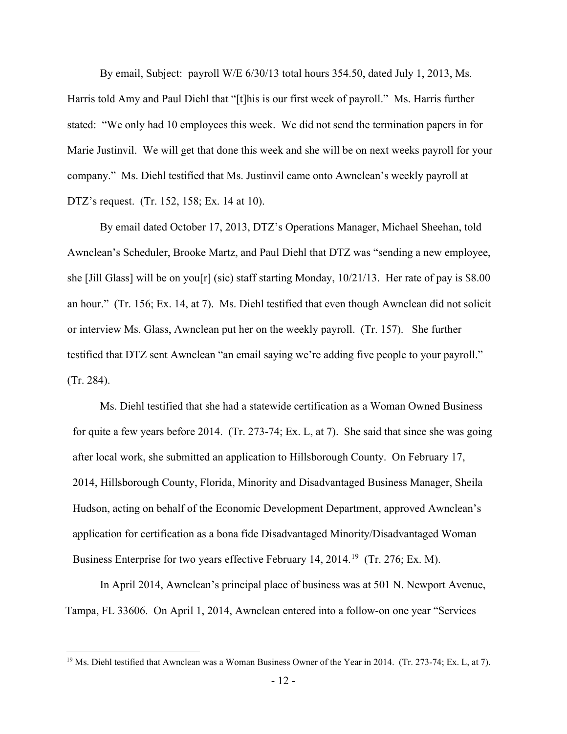By email, Subject: payroll W/E 6/30/13 total hours 354.50, dated July 1, 2013, Ms. Harris told Amy and Paul Diehl that "[t]his is our first week of payroll." Ms. Harris further stated: "We only had 10 employees this week. We did not send the termination papers in for Marie Justinvil. We will get that done this week and she will be on next weeks payroll for your company." Ms. Diehl testified that Ms. Justinvil came onto Awnclean's weekly payroll at DTZ's request. (Tr. 152, 158; Ex. 14 at 10).

By email dated October 17, 2013, DTZ's Operations Manager, Michael Sheehan, told Awnclean's Scheduler, Brooke Martz, and Paul Diehl that DTZ was "sending a new employee, she [Jill Glass] will be on you[r] (sic) staff starting Monday, 10/21/13. Her rate of pay is $8.00 an hour." (Tr. 156; Ex. 14, at 7). Ms. Diehl testified that even though Awnclean did not solicit or interview Ms. Glass, Awnclean put her on the weekly payroll. (Tr. 157). She further testified that DTZ sent Awnclean "an email saying we're adding five people to your payroll." (Tr. 284).

Ms. Diehl testified that she had a statewide certification as a Woman Owned Business for quite a few years before 2014. (Tr. 273-74; Ex. L, at 7). She said that since she was going after local work, she submitted an application to Hillsborough County. On February 17, 2014, Hillsborough County, Florida, Minority and Disadvantaged Business Manager, Sheila Hudson, acting on behalf of the Economic Development Department, approved Awnclean's application for certification as a bona fide Disadvantaged Minority/Disadvantaged Woman Business Enterprise for two years effective February 14, 2014.[19] (Tr. 276; Ex. M).

In April 2014, Awnclean's principal place of business was at 501 N. Newport Avenue, Tampa, FL 33606. On April 1, 2014, Awnclean entered into a follow-on one year "Services

---

[19] Ms. Diehl testified that Awnclean was a Woman Business Owner of the Year in 2014. (Tr. 273-74; Ex. L, at 7).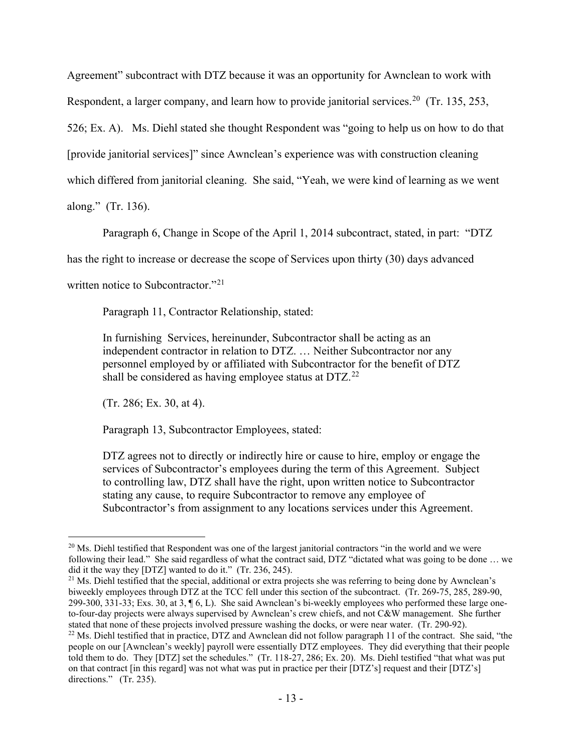Agreement" subcontract with DTZ because it was an opportunity for Awnclean to work with Respondent, a larger company, and learn how to provide janitorial services.[20] (Tr. 135, 253, 526; Ex. A). Ms. Diehl stated she thought Respondent was "going to help us on how to do that [provide janitorial services]" since Awnclean's experience was with construction cleaning which differed from janitorial cleaning. She said, "Yeah, we were kind of learning as we went along." (Tr. 136).

Paragraph 6, Change in Scope of the April 1, 2014 subcontract, stated, in part: "DTZ has the right to increase or decrease the scope of Services upon thirty (30) days advanced written notice to Subcontractor."[21]

Paragraph 11, Contractor Relationship, stated:

> In furnishing Services, hereinunder, Subcontractor shall be acting as an independent contractor in relation to DTZ. … Neither Subcontractor nor any personnel employed by or affiliated with Subcontractor for the benefit of DTZ shall be considered as having employee status at DTZ.[22]

(Tr. 286; Ex. 30, at 4).

Paragraph 13, Subcontractor Employees, stated:

> DTZ agrees not to directly or indirectly hire or cause to hire, employ or engage the services of Subcontractor's employees during the term of this Agreement. Subject to controlling law, DTZ shall have the right, upon written notice to Subcontractor stating any cause, to require Subcontractor to remove any employee of Subcontractor's from assignment to any locations services under this Agreement.

---

[20] Ms. Diehl testified that Respondent was one of the largest janitorial contractors "in the world and we were following their lead." She said regardless of what the contract said, DTZ "dictated what was going to be done … we did it the way they [DTZ] wanted to do it." (Tr. 236, 245).

[21] Ms. Diehl testified that the special, additional or extra projects she was referring to being done by Awnclean's biweekly employees through DTZ at the TCC fell under this section of the subcontract. (Tr. 269-75, 285, 289-90, 299-300, 331-33; Exs. 30, at 3, ¶ 6, L). She said Awnclean's bi-weekly employees who performed these large one-to-four-day projects were always supervised by Awnclean's crew chiefs, and not C&W management. She further stated that none of these projects involved pressure washing the docks, or were near water. (Tr. 290-92).

[22] Ms. Diehl testified that in practice, DTZ and Awnclean did not follow paragraph 11 of the contract. She said, "the people on our [Awnclean's weekly] payroll were essentially DTZ employees. They did everything that their people told them to do. They [DTZ] set the schedules." (Tr. 118-27, 286; Ex. 20). Ms. Diehl testified "that what was put on that contract [in this regard] was not what was put in practice per their [DTZ's] request and their [DTZ's] directions." (Tr. 235).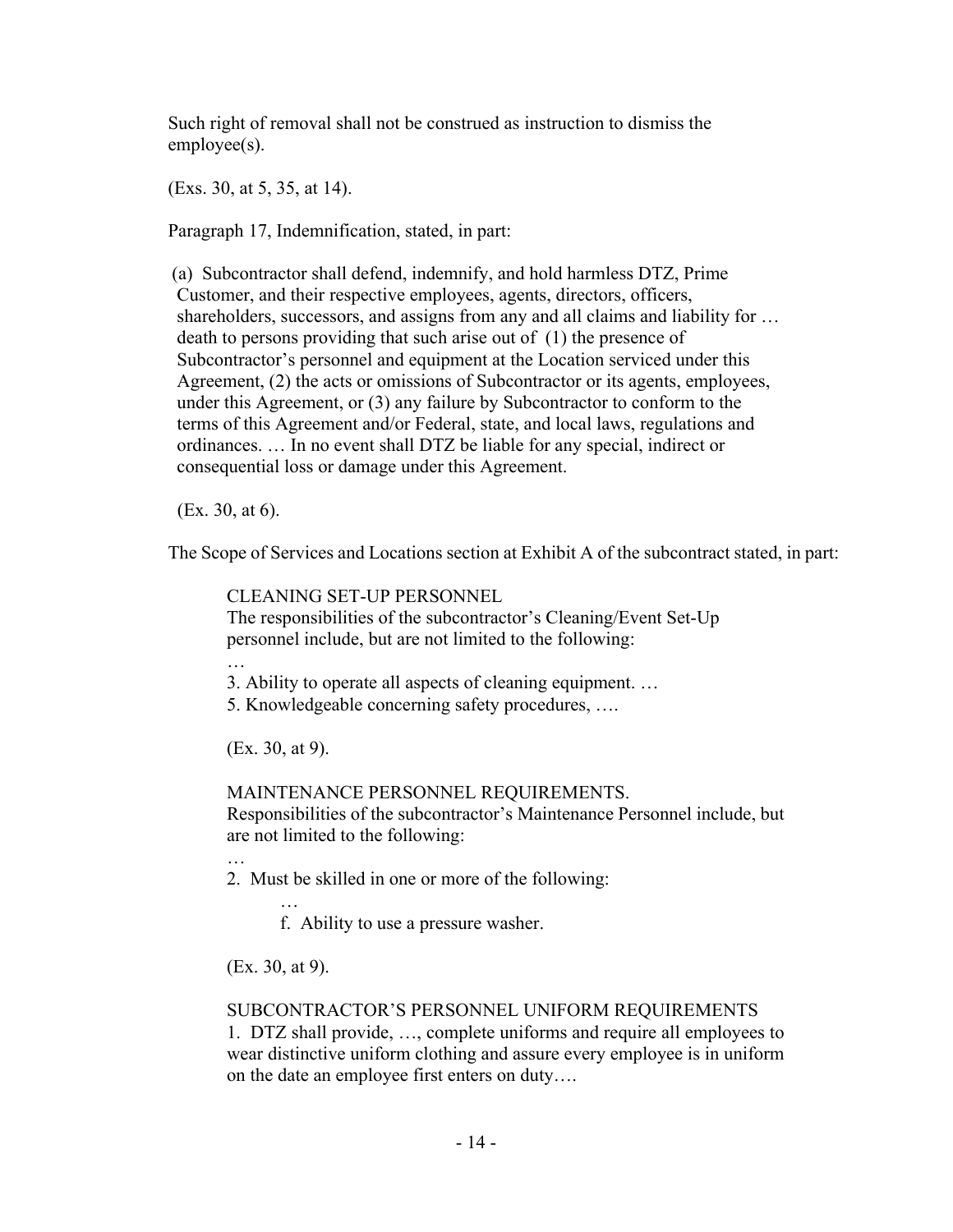Such right of removal shall not be construed as instruction to dismiss the employee(s).

(Exs. 30, at 5, 35, at 14).

Paragraph 17, Indemnification, stated, in part:

> (a) Subcontractor shall defend, indemnify, and hold harmless DTZ, Prime Customer, and their respective employees, agents, directors, officers, shareholders, successors, and assigns from any and all claims and liability for … death to persons providing that such arise out of (1) the presence of Subcontractor's personnel and equipment at the Location serviced under this Agreement, (2) the acts or omissions of Subcontractor or its agents, employees, under this Agreement, or (3) any failure by Subcontractor to conform to the terms of this Agreement and/or Federal, state, and local laws, regulations and ordinances. … In no event shall DTZ be liable for any special, indirect or consequential loss or damage under this Agreement.

(Ex. 30, at 6).

The Scope of Services and Locations section at Exhibit A of the subcontract stated, in part:

> CLEANING SET-UP PERSONNEL
> The responsibilities of the subcontractor's Cleaning/Event Set-Up personnel include, but are not limited to the following:
> …
> 3. Ability to operate all aspects of cleaning equipment. …
> 5. Knowledgeable concerning safety procedures, ….
>
> (Ex. 30, at 9).
>
> MAINTENANCE PERSONNEL REQUIREMENTS.
> Responsibilities of the subcontractor's Maintenance Personnel include, but are not limited to the following:
> …
> 2. Must be skilled in one or more of the following:
>
> > …
> > f. Ability to use a pressure washer.
>
> (Ex. 30, at 9).
>
> SUBCONTRACTOR'S PERSONNEL UNIFORM REQUIREMENTS
> 1. DTZ shall provide, …, complete uniforms and require all employees to wear distinctive uniform clothing and assure every employee is in uniform on the date an employee first enters on duty….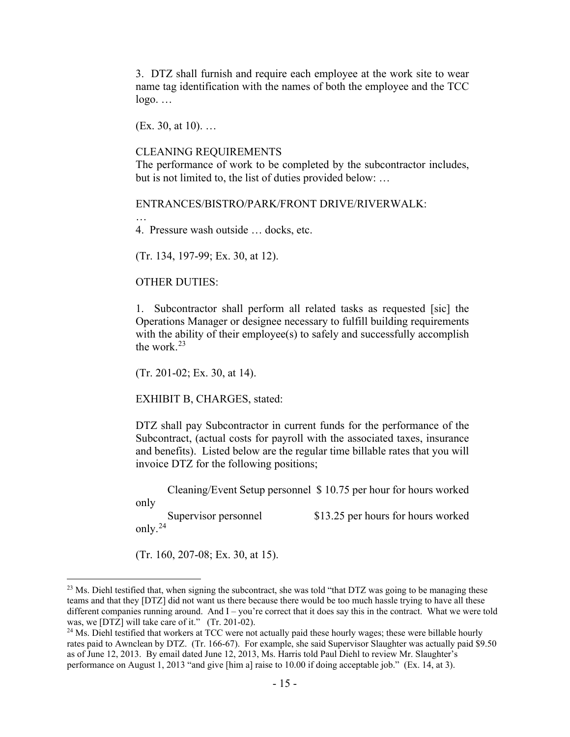3. DTZ shall furnish and require each employee at the work site to wear name tag identification with the names of both the employee and the TCC logo. …

(Ex. 30, at 10). …

CLEANING REQUIREMENTS
The performance of work to be completed by the subcontractor includes, but is not limited to, the list of duties provided below: …

ENTRANCES/BISTRO/PARK/FRONT DRIVE/RIVERWALK:
…
4. Pressure wash outside … docks, etc.

(Tr. 134, 197-99; Ex. 30, at 12).

OTHER DUTIES:

1. Subcontractor shall perform all related tasks as requested [sic] the Operations Manager or designee necessary to fulfill building requirements with the ability of their employee(s) to safely and successfully accomplish the work.[23]

(Tr. 201-02; Ex. 30, at 14).

EXHIBIT B, CHARGES, stated:

DTZ shall pay Subcontractor in current funds for the performance of the Subcontract, (actual costs for payroll with the associated taxes, insurance and benefits). Listed below are the regular time billable rates that you will invoice DTZ for the following positions;

Cleaning/Event Setup personnel $ 10.75 per hour for hours worked only

Supervisor personnel $13.25 per hours for hours worked only.[24]

(Tr. 160, 207-08; Ex. 30, at 15).

---

[23] Ms. Diehl testified that, when signing the subcontract, she was told "that DTZ was going to be managing these teams and that they [DTZ] did not want us there because there would be too much hassle trying to have all these different companies running around. And I – you're correct that it does say this in the contract. What we were told was, we [DTZ] will take care of it." (Tr. 201-02).

[24] Ms. Diehl testified that workers at TCC were not actually paid these hourly wages; these were billable hourly rates paid to Awnclean by DTZ. (Tr. 166-67). For example, she said Supervisor Slaughter was actually paid $9.50 as of June 12, 2013. By email dated June 12, 2013, Ms. Harris told Paul Diehl to review Mr. Slaughter's performance on August 1, 2013 "and give [him a] raise to 10.00 if doing acceptable job." (Ex. 14, at 3).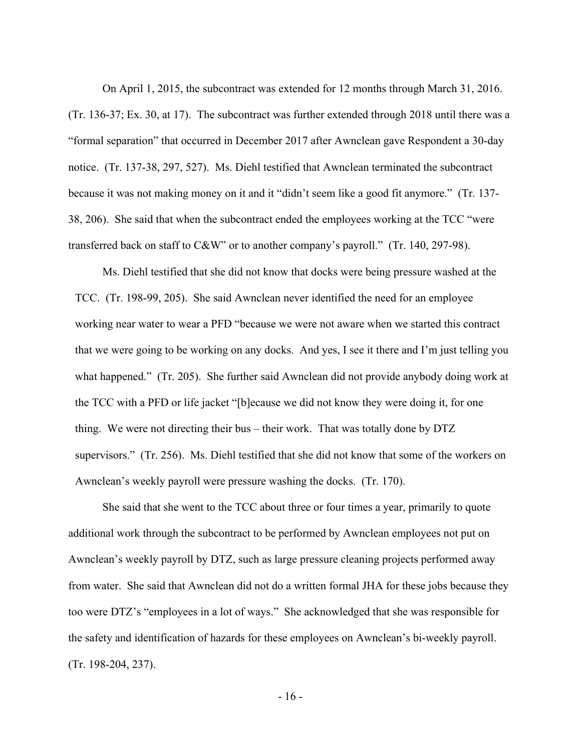On April 1, 2015, the subcontract was extended for 12 months through March 31, 2016. (Tr. 136-37; Ex. 30, at 17). The subcontract was further extended through 2018 until there was a "formal separation" that occurred in December 2017 after Awnclean gave Respondent a 30-day notice. (Tr. 137-38, 297, 527). Ms. Diehl testified that Awnclean terminated the subcontract because it was not making money on it and it "didn't seem like a good fit anymore." (Tr. 137-38, 206). She said that when the subcontract ended the employees working at the TCC "were transferred back on staff to C&W" or to another company's payroll." (Tr. 140, 297-98).

Ms. Diehl testified that she did not know that docks were being pressure washed at the TCC. (Tr. 198-99, 205). She said Awnclean never identified the need for an employee working near water to wear a PFD "because we were not aware when we started this contract that we were going to be working on any docks. And yes, I see it there and I'm just telling you what happened." (Tr. 205). She further said Awnclean did not provide anybody doing work at the TCC with a PFD or life jacket "[b]ecause we did not know they were doing it, for one thing. We were not directing their bus – their work. That was totally done by DTZ supervisors." (Tr. 256). Ms. Diehl testified that she did not know that some of the workers on Awnclean's weekly payroll were pressure washing the docks. (Tr. 170).

She said that she went to the TCC about three or four times a year, primarily to quote additional work through the subcontract to be performed by Awnclean employees not put on Awnclean's weekly payroll by DTZ, such as large pressure cleaning projects performed away from water. She said that Awnclean did not do a written formal JHA for these jobs because they too were DTZ's "employees in a lot of ways." She acknowledged that she was responsible for the safety and identification of hazards for these employees on Awnclean's bi-weekly payroll. (Tr. 198-204, 237).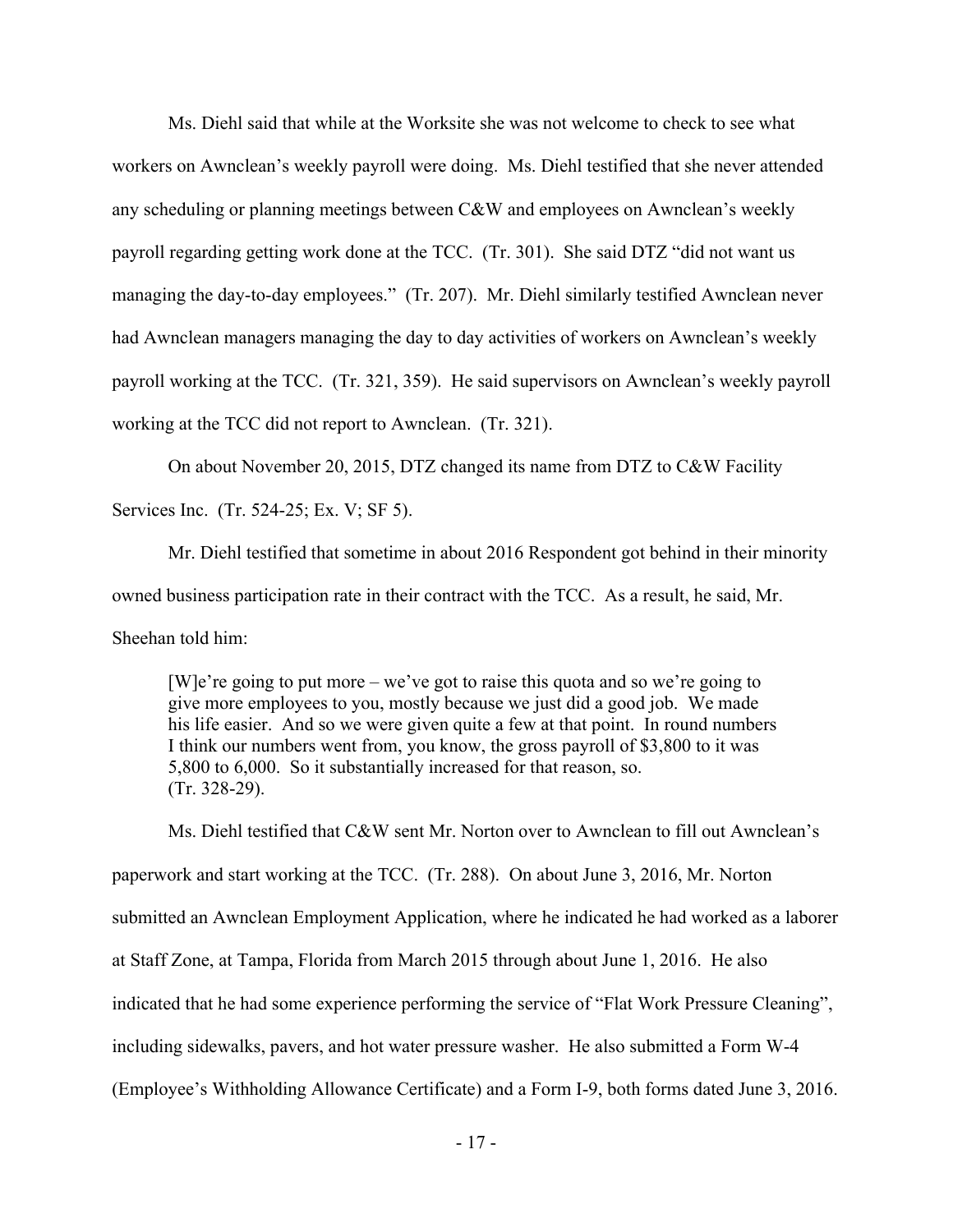Ms. Diehl said that while at the Worksite she was not welcome to check to see what workers on Awnclean's weekly payroll were doing. Ms. Diehl testified that she never attended any scheduling or planning meetings between C&W and employees on Awnclean's weekly payroll regarding getting work done at the TCC. (Tr. 301). She said DTZ "did not want us managing the day-to-day employees." (Tr. 207). Mr. Diehl similarly testified Awnclean never had Awnclean managers managing the day to day activities of workers on Awnclean's weekly payroll working at the TCC. (Tr. 321, 359). He said supervisors on Awnclean's weekly payroll working at the TCC did not report to Awnclean. (Tr. 321).

On about November 20, 2015, DTZ changed its name from DTZ to C&W Facility Services Inc. (Tr. 524-25; Ex. V; SF 5).

Mr. Diehl testified that sometime in about 2016 Respondent got behind in their minority owned business participation rate in their contract with the TCC. As a result, he said, Mr. Sheehan told him:

> [W]e're going to put more – we've got to raise this quota and so we're going to give more employees to you, mostly because we just did a good job. We made his life easier. And so we were given quite a few at that point. In round numbers I think our numbers went from, you know, the gross payroll of $3,800 to it was 5,800 to 6,000. So it substantially increased for that reason, so. (Tr. 328-29).

Ms. Diehl testified that C&W sent Mr. Norton over to Awnclean to fill out Awnclean's paperwork and start working at the TCC. (Tr. 288). On about June 3, 2016, Mr. Norton submitted an Awnclean Employment Application, where he indicated he had worked as a laborer at Staff Zone, at Tampa, Florida from March 2015 through about June 1, 2016. He also indicated that he had some experience performing the service of "Flat Work Pressure Cleaning", including sidewalks, pavers, and hot water pressure washer. He also submitted a Form W-4 (Employee's Withholding Allowance Certificate) and a Form I-9, both forms dated June 3, 2016.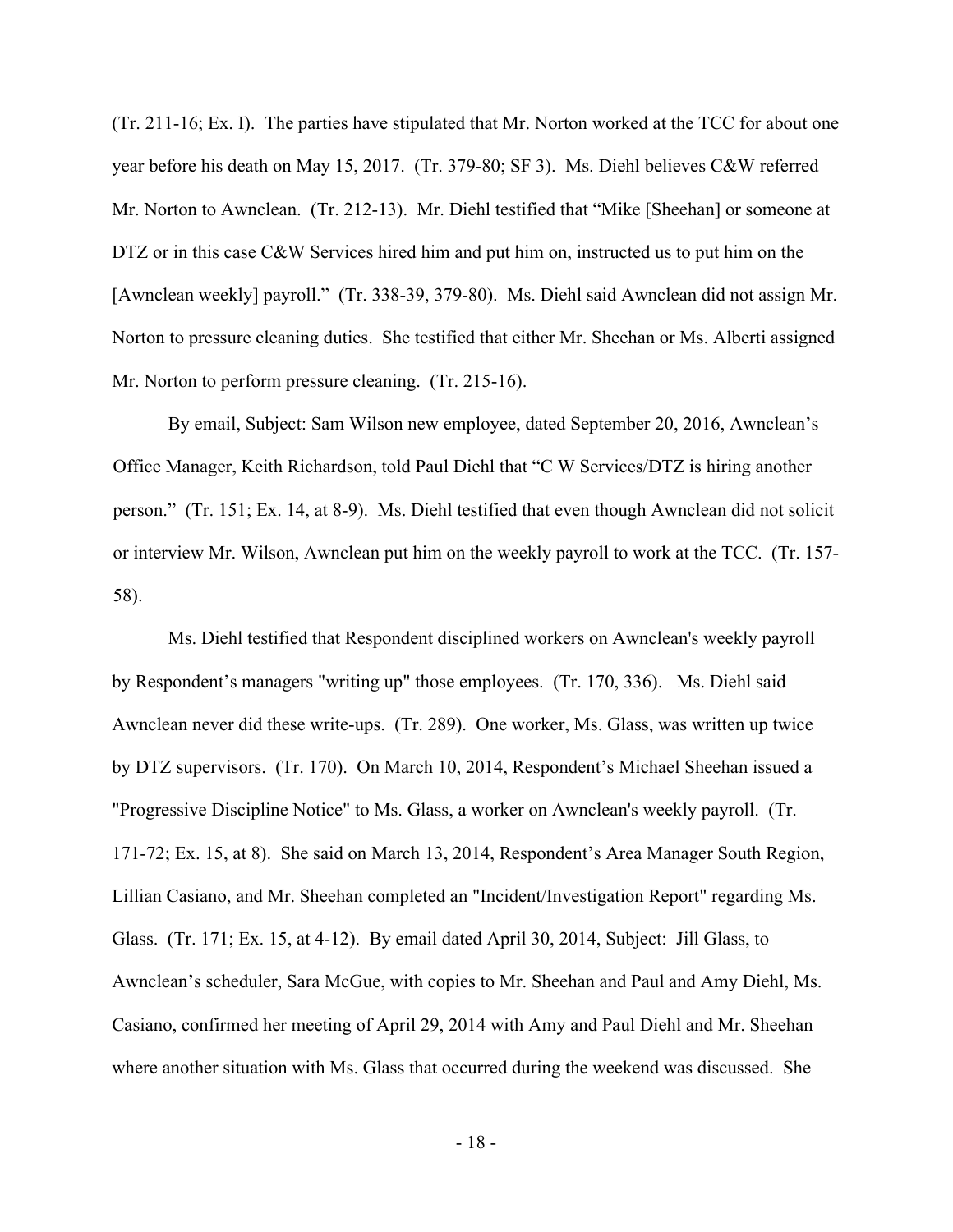(Tr. 211-16; Ex. I). The parties have stipulated that Mr. Norton worked at the TCC for about one year before his death on May 15, 2017. (Tr. 379-80; SF 3). Ms. Diehl believes C&W referred Mr. Norton to Awnclean. (Tr. 212-13). Mr. Diehl testified that "Mike [Sheehan] or someone at DTZ or in this case C&W Services hired him and put him on, instructed us to put him on the [Awnclean weekly] payroll." (Tr. 338-39, 379-80). Ms. Diehl said Awnclean did not assign Mr. Norton to pressure cleaning duties. She testified that either Mr. Sheehan or Ms. Alberti assigned Mr. Norton to perform pressure cleaning. (Tr. 215-16).

By email, Subject: Sam Wilson new employee, dated September 20, 2016, Awnclean's Office Manager, Keith Richardson, told Paul Diehl that "C W Services/DTZ is hiring another person." (Tr. 151; Ex. 14, at 8-9). Ms. Diehl testified that even though Awnclean did not solicit or interview Mr. Wilson, Awnclean put him on the weekly payroll to work at the TCC. (Tr. 157-58).

Ms. Diehl testified that Respondent disciplined workers on Awnclean's weekly payroll by Respondent's managers "writing up" those employees. (Tr. 170, 336). Ms. Diehl said Awnclean never did these write-ups. (Tr. 289). One worker, Ms. Glass, was written up twice by DTZ supervisors. (Tr. 170). On March 10, 2014, Respondent's Michael Sheehan issued a "Progressive Discipline Notice" to Ms. Glass, a worker on Awnclean's weekly payroll. (Tr. 171-72; Ex. 15, at 8). She said on March 13, 2014, Respondent's Area Manager South Region, Lillian Casiano, and Mr. Sheehan completed an "Incident/Investigation Report" regarding Ms. Glass. (Tr. 171; Ex. 15, at 4-12). By email dated April 30, 2014, Subject: Jill Glass, to Awnclean's scheduler, Sara McGue, with copies to Mr. Sheehan and Paul and Amy Diehl, Ms. Casiano, confirmed her meeting of April 29, 2014 with Amy and Paul Diehl and Mr. Sheehan where another situation with Ms. Glass that occurred during the weekend was discussed. She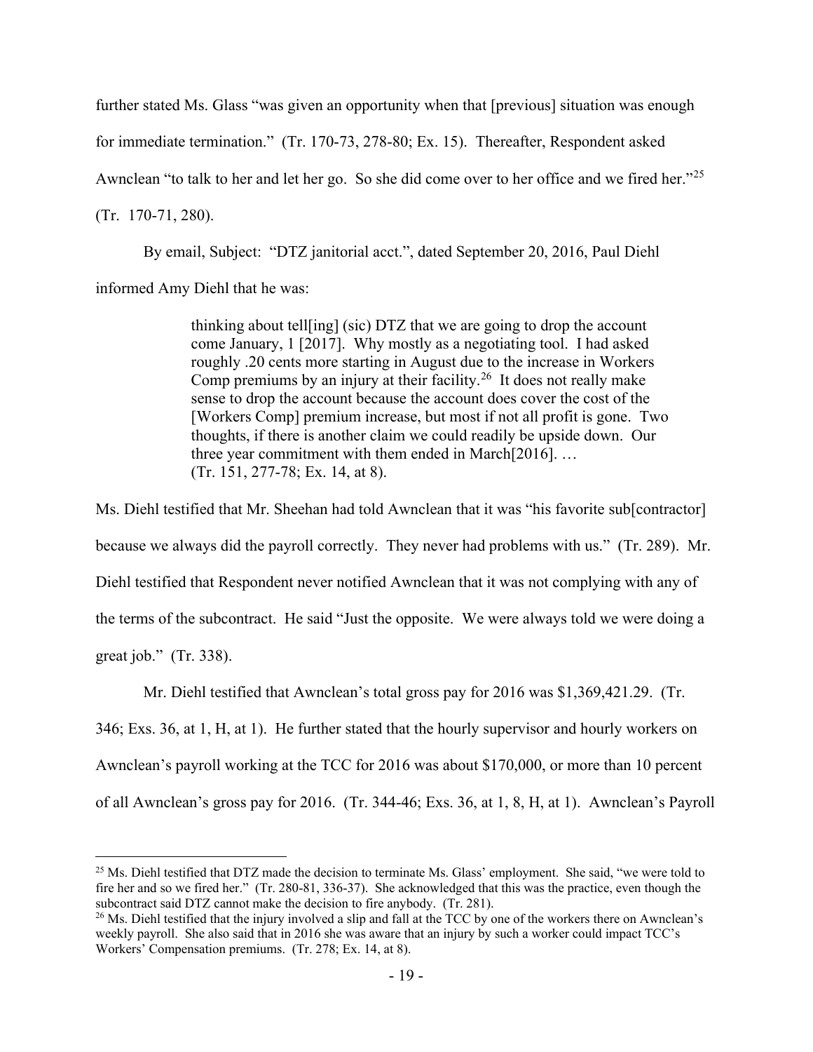further stated Ms. Glass "was given an opportunity when that [previous] situation was enough for immediate termination." (Tr. 170-73, 278-80; Ex. 15). Thereafter, Respondent asked Awnclean "to talk to her and let her go. So she did come over to her office and we fired her."[25] (Tr. 170-71, 280).

By email, Subject: "DTZ janitorial acct.", dated September 20, 2016, Paul Diehl informed Amy Diehl that he was:

> thinking about tell[ing] (sic) DTZ that we are going to drop the account come January, 1 [2017]. Why mostly as a negotiating tool. I had asked roughly .20 cents more starting in August due to the increase in Workers Comp premiums by an injury at their facility.[26] It does not really make sense to drop the account because the account does cover the cost of the [Workers Comp] premium increase, but most if not all profit is gone. Two thoughts, if there is another claim we could readily be upside down. Our three year commitment with them ended in March[2016]. …
> (Tr. 151, 277-78; Ex. 14, at 8).

Ms. Diehl testified that Mr. Sheehan had told Awnclean that it was "his favorite sub[contractor] because we always did the payroll correctly. They never had problems with us." (Tr. 289). Mr. Diehl testified that Respondent never notified Awnclean that it was not complying with any of the terms of the subcontract. He said "Just the opposite. We were always told we were doing a great job." (Tr. 338).

Mr. Diehl testified that Awnclean's total gross pay for 2016 was $1,369,421.29. (Tr. 346; Exs. 36, at 1, H, at 1). He further stated that the hourly supervisor and hourly workers on Awnclean's payroll working at the TCC for 2016 was about $170,000, or more than 10 percent of all Awnclean's gross pay for 2016. (Tr. 344-46; Exs. 36, at 1, 8, H, at 1). Awnclean's Payroll

---

[25] Ms. Diehl testified that DTZ made the decision to terminate Ms. Glass' employment. She said, "we were told to fire her and so we fired her." (Tr. 280-81, 336-37). She acknowledged that this was the practice, even though the subcontract said DTZ cannot make the decision to fire anybody. (Tr. 281).

[26] Ms. Diehl testified that the injury involved a slip and fall at the TCC by one of the workers there on Awnclean's weekly payroll. She also said that in 2016 she was aware that an injury by such a worker could impact TCC's Workers' Compensation premiums. (Tr. 278; Ex. 14, at 8).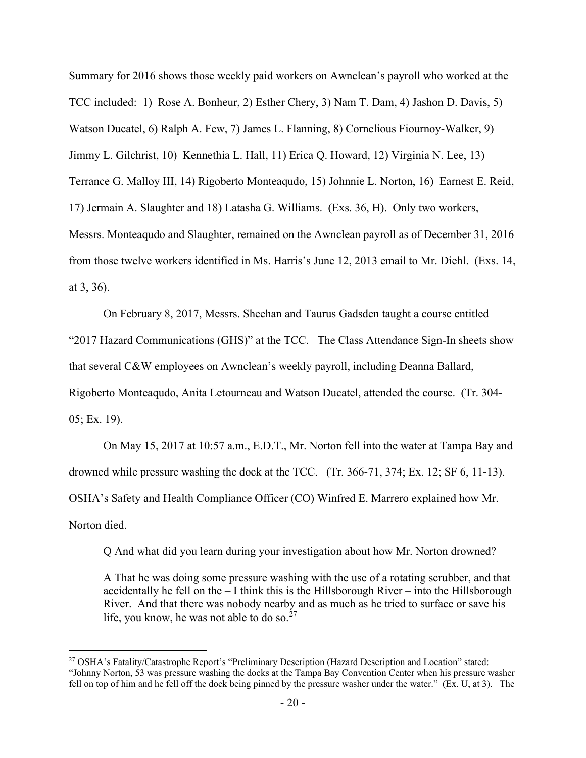Summary for 2016 shows those weekly paid workers on Awnclean's payroll who worked at the TCC included: 1) Rose A. Bonheur, 2) Esther Chery, 3) Nam T. Dam, 4) Jashon D. Davis, 5) Watson Ducatel, 6) Ralph A. Few, 7) James L. Flanning, 8) Cornelious Fiournoy-Walker, 9) Jimmy L. Gilchrist, 10) Kennethia L. Hall, 11) Erica Q. Howard, 12) Virginia N. Lee, 13) Terrance G. Malloy III, 14) Rigoberto Monteaqudo, 15) Johnnie L. Norton, 16) Earnest E. Reid, 17) Jermain A. Slaughter and 18) Latasha G. Williams. (Exs. 36, H). Only two workers, Messrs. Monteaqudo and Slaughter, remained on the Awnclean payroll as of December 31, 2016 from those twelve workers identified in Ms. Harris's June 12, 2013 email to Mr. Diehl. (Exs. 14, at 3, 36).

On February 8, 2017, Messrs. Sheehan and Taurus Gadsden taught a course entitled "2017 Hazard Communications (GHS)" at the TCC. The Class Attendance Sign-In sheets show that several C&W employees on Awnclean's weekly payroll, including Deanna Ballard, Rigoberto Monteaqudo, Anita Letourneau and Watson Ducatel, attended the course. (Tr. 304-05; Ex. 19).

On May 15, 2017 at 10:57 a.m., E.D.T., Mr. Norton fell into the water at Tampa Bay and drowned while pressure washing the dock at the TCC. (Tr. 366-71, 374; Ex. 12; SF 6, 11-13). OSHA's Safety and Health Compliance Officer (CO) Winfred E. Marrero explained how Mr. Norton died.

> Q And what did you learn during your investigation about how Mr. Norton drowned?
>
> A That he was doing some pressure washing with the use of a rotating scrubber, and that accidentally he fell on the – I think this is the Hillsborough River – into the Hillsborough River. And that there was nobody nearby and as much as he tried to surface or save his life, you know, he was not able to do so.[27]

---

[27] OSHA's Fatality/Catastrophe Report's "Preliminary Description (Hazard Description and Location" stated: "Johnny Norton, 53 was pressure washing the docks at the Tampa Bay Convention Center when his pressure washer fell on top of him and he fell off the dock being pinned by the pressure washer under the water." (Ex. U, at 3). The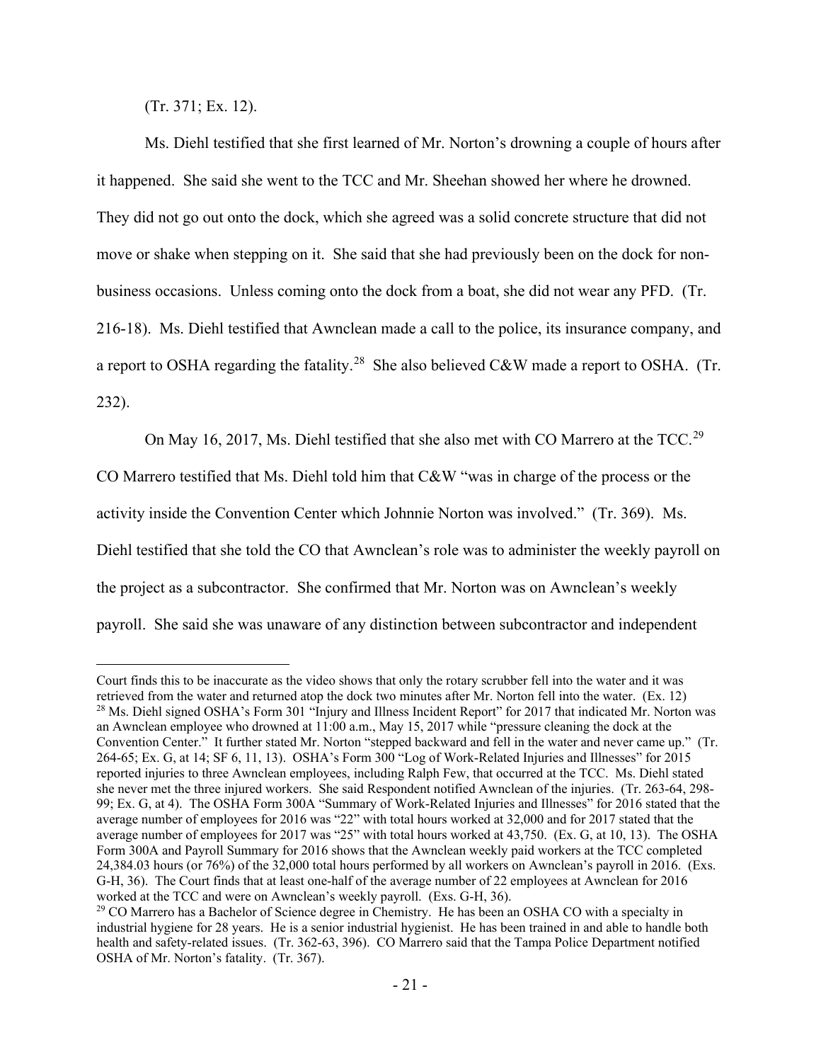(Tr. 371; Ex. 12).

Ms. Diehl testified that she first learned of Mr. Norton's drowning a couple of hours after it happened. She said she went to the TCC and Mr. Sheehan showed her where he drowned. They did not go out onto the dock, which she agreed was a solid concrete structure that did not move or shake when stepping on it. She said that she had previously been on the dock for non-business occasions. Unless coming onto the dock from a boat, she did not wear any PFD. (Tr. 216-18). Ms. Diehl testified that Awnclean made a call to the police, its insurance company, and a report to OSHA regarding the fatality.[28] She also believed C&W made a report to OSHA. (Tr. 232).

On May 16, 2017, Ms. Diehl testified that she also met with CO Marrero at the TCC.[29] CO Marrero testified that Ms. Diehl told him that C&W "was in charge of the process or the activity inside the Convention Center which Johnnie Norton was involved." (Tr. 369). Ms. Diehl testified that she told the CO that Awnclean's role was to administer the weekly payroll on the project as a subcontractor. She confirmed that Mr. Norton was on Awnclean's weekly payroll. She said she was unaware of any distinction between subcontractor and independent

---

Court finds this to be inaccurate as the video shows that only the rotary scrubber fell into the water and it was retrieved from the water and returned atop the dock two minutes after Mr. Norton fell into the water. (Ex. 12)

[28] Ms. Diehl signed OSHA's Form 301 "Injury and Illness Incident Report" for 2017 that indicated Mr. Norton was an Awnclean employee who drowned at 11:00 a.m., May 15, 2017 while "pressure cleaning the dock at the Convention Center." It further stated Mr. Norton "stepped backward and fell in the water and never came up." (Tr. 264-65; Ex. G, at 14; SF 6, 11, 13). OSHA's Form 300 "Log of Work-Related Injuries and Illnesses" for 2015 reported injuries to three Awnclean employees, including Ralph Few, that occurred at the TCC. Ms. Diehl stated she never met the three injured workers. She said Respondent notified Awnclean of the injuries. (Tr. 263-64, 298-99; Ex. G, at 4). The OSHA Form 300A "Summary of Work-Related Injuries and Illnesses" for 2016 stated that the average number of employees for 2016 was "22" with total hours worked at 32,000 and for 2017 stated that the average number of employees for 2017 was "25" with total hours worked at 43,750. (Ex. G, at 10, 13). The OSHA Form 300A and Payroll Summary for 2016 shows that the Awnclean weekly paid workers at the TCC completed 24,384.03 hours (or 76%) of the 32,000 total hours performed by all workers on Awnclean's payroll in 2016. (Exs. G-H, 36). The Court finds that at least one-half of the average number of 22 employees at Awnclean for 2016 worked at the TCC and were on Awnclean's weekly payroll. (Exs. G-H, 36).

[29] CO Marrero has a Bachelor of Science degree in Chemistry. He has been an OSHA CO with a specialty in industrial hygiene for 28 years. He is a senior industrial hygienist. He has been trained in and able to handle both health and safety-related issues. (Tr. 362-63, 396). CO Marrero said that the Tampa Police Department notified OSHA of Mr. Norton's fatality. (Tr. 367).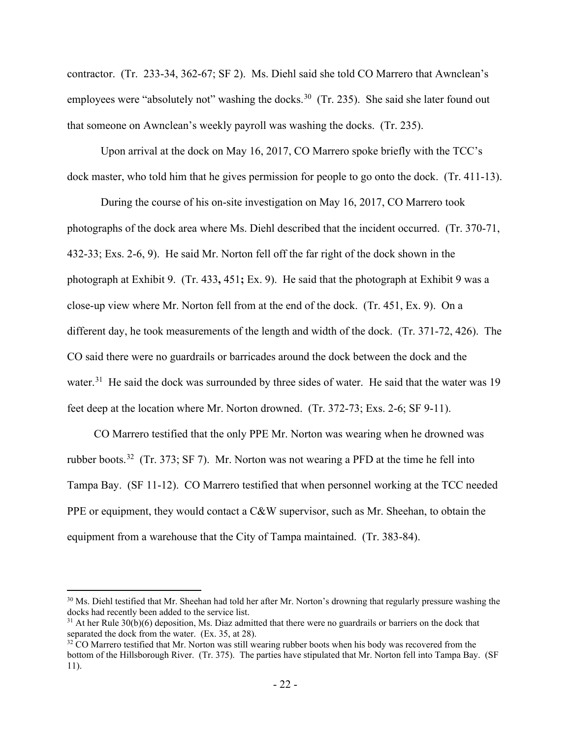contractor. (Tr. 233-34, 362-67; SF 2). Ms. Diehl said she told CO Marrero that Awnclean's employees were "absolutely not" washing the docks.[30] (Tr. 235). She said she later found out that someone on Awnclean's weekly payroll was washing the docks. (Tr. 235).

Upon arrival at the dock on May 16, 2017, CO Marrero spoke briefly with the TCC's dock master, who told him that he gives permission for people to go onto the dock. (Tr. 411-13).

During the course of his on-site investigation on May 16, 2017, CO Marrero took photographs of the dock area where Ms. Diehl described that the incident occurred. (Tr. 370-71, 432-33; Exs. 2-6, 9). He said Mr. Norton fell off the far right of the dock shown in the photograph at Exhibit 9. (Tr. 433**,** 451**;** Ex. 9). He said that the photograph at Exhibit 9 was a close-up view where Mr. Norton fell from at the end of the dock. (Tr. 451, Ex. 9). On a different day, he took measurements of the length and width of the dock. (Tr. 371-72, 426). The CO said there were no guardrails or barricades around the dock between the dock and the water.[31] He said the dock was surrounded by three sides of water. He said that the water was 19 feet deep at the location where Mr. Norton drowned. (Tr. 372-73; Exs. 2-6; SF 9-11).

CO Marrero testified that the only PPE Mr. Norton was wearing when he drowned was rubber boots.[32] (Tr. 373; SF 7). Mr. Norton was not wearing a PFD at the time he fell into Tampa Bay. (SF 11-12). CO Marrero testified that when personnel working at the TCC needed PPE or equipment, they would contact a C&W supervisor, such as Mr. Sheehan, to obtain the equipment from a warehouse that the City of Tampa maintained. (Tr. 383-84).

---

[30] Ms. Diehl testified that Mr. Sheehan had told her after Mr. Norton's drowning that regularly pressure washing the docks had recently been added to the service list.

[31] At her Rule 30(b)(6) deposition, Ms. Diaz admitted that there were no guardrails or barriers on the dock that separated the dock from the water. (Ex. 35, at 28).

[32] CO Marrero testified that Mr. Norton was still wearing rubber boots when his body was recovered from the bottom of the Hillsborough River. (Tr. 375). The parties have stipulated that Mr. Norton fell into Tampa Bay. (SF 11).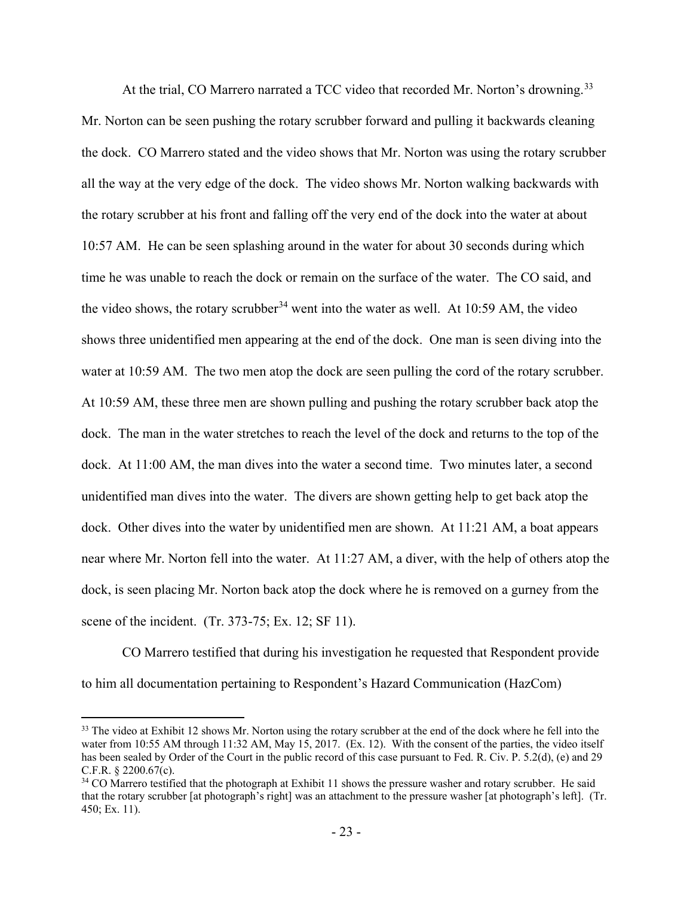At the trial, CO Marrero narrated a TCC video that recorded Mr. Norton's drowning.[33] Mr. Norton can be seen pushing the rotary scrubber forward and pulling it backwards cleaning the dock. CO Marrero stated and the video shows that Mr. Norton was using the rotary scrubber all the way at the very edge of the dock. The video shows Mr. Norton walking backwards with the rotary scrubber at his front and falling off the very end of the dock into the water at about 10:57 AM. He can be seen splashing around in the water for about 30 seconds during which time he was unable to reach the dock or remain on the surface of the water. The CO said, and the video shows, the rotary scrubber[34] went into the water as well. At 10:59 AM, the video shows three unidentified men appearing at the end of the dock. One man is seen diving into the water at 10:59 AM. The two men atop the dock are seen pulling the cord of the rotary scrubber. At 10:59 AM, these three men are shown pulling and pushing the rotary scrubber back atop the dock. The man in the water stretches to reach the level of the dock and returns to the top of the dock. At 11:00 AM, the man dives into the water a second time. Two minutes later, a second unidentified man dives into the water. The divers are shown getting help to get back atop the dock. Other dives into the water by unidentified men are shown. At 11:21 AM, a boat appears near where Mr. Norton fell into the water. At 11:27 AM, a diver, with the help of others atop the dock, is seen placing Mr. Norton back atop the dock where he is removed on a gurney from the scene of the incident. (Tr. 373-75; Ex. 12; SF 11).

CO Marrero testified that during his investigation he requested that Respondent provide to him all documentation pertaining to Respondent's Hazard Communication (HazCom)

---

[33] The video at Exhibit 12 shows Mr. Norton using the rotary scrubber at the end of the dock where he fell into the water from 10:55 AM through 11:32 AM, May 15, 2017. (Ex. 12). With the consent of the parties, the video itself has been sealed by Order of the Court in the public record of this case pursuant to Fed. R. Civ. P. 5.2(d), (e) and 29 C.F.R. § 2200.67(c).

[34] CO Marrero testified that the photograph at Exhibit 11 shows the pressure washer and rotary scrubber. He said that the rotary scrubber [at photograph's right] was an attachment to the pressure washer [at photograph's left]. (Tr. 450; Ex. 11).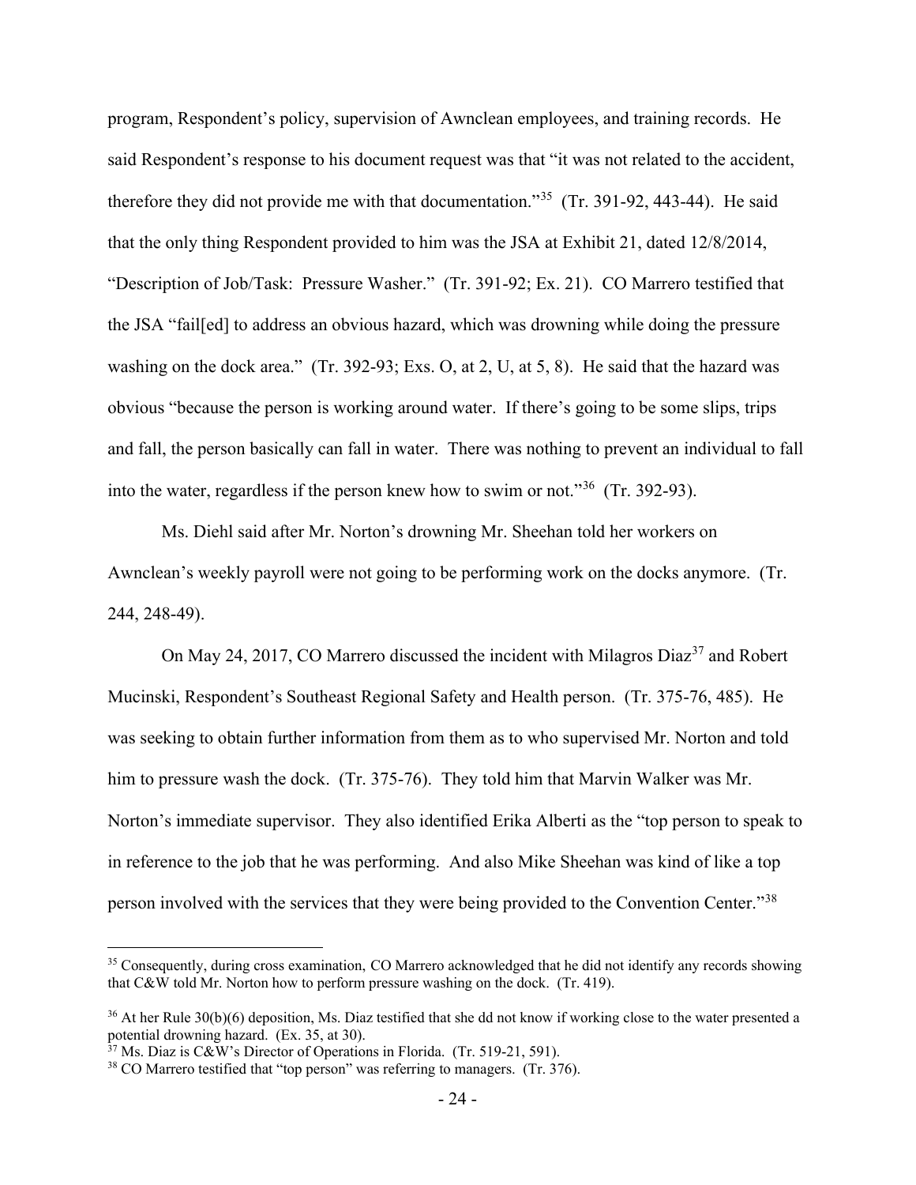program, Respondent's policy, supervision of Awnclean employees, and training records. He said Respondent's response to his document request was that "it was not related to the accident, therefore they did not provide me with that documentation."[35] (Tr. 391-92, 443-44). He said that the only thing Respondent provided to him was the JSA at Exhibit 21, dated 12/8/2014, "Description of Job/Task: Pressure Washer." (Tr. 391-92; Ex. 21). CO Marrero testified that the JSA "fail[ed] to address an obvious hazard, which was drowning while doing the pressure washing on the dock area." (Tr. 392-93; Exs. O, at 2, U, at 5, 8). He said that the hazard was obvious "because the person is working around water. If there's going to be some slips, trips and fall, the person basically can fall in water. There was nothing to prevent an individual to fall into the water, regardless if the person knew how to swim or not."[36] (Tr. 392-93).

Ms. Diehl said after Mr. Norton's drowning Mr. Sheehan told her workers on Awnclean's weekly payroll were not going to be performing work on the docks anymore. (Tr. 244, 248-49).

On May 24, 2017, CO Marrero discussed the incident with Milagros Diaz[37] and Robert Mucinski, Respondent's Southeast Regional Safety and Health person. (Tr. 375-76, 485). He was seeking to obtain further information from them as to who supervised Mr. Norton and told him to pressure wash the dock. (Tr. 375-76). They told him that Marvin Walker was Mr. Norton's immediate supervisor. They also identified Erika Alberti as the "top person to speak to in reference to the job that he was performing. And also Mike Sheehan was kind of like a top person involved with the services that they were being provided to the Convention Center."[38]

---

[35] Consequently, during cross examination, CO Marrero acknowledged that he did not identify any records showing that C&W told Mr. Norton how to perform pressure washing on the dock. (Tr. 419).

[36] At her Rule 30(b)(6) deposition, Ms. Diaz testified that she dd not know if working close to the water presented a potential drowning hazard. (Ex. 35, at 30).

[37] Ms. Diaz is C&W's Director of Operations in Florida. (Tr. 519-21, 591).

[38] CO Marrero testified that "top person" was referring to managers. (Tr. 376).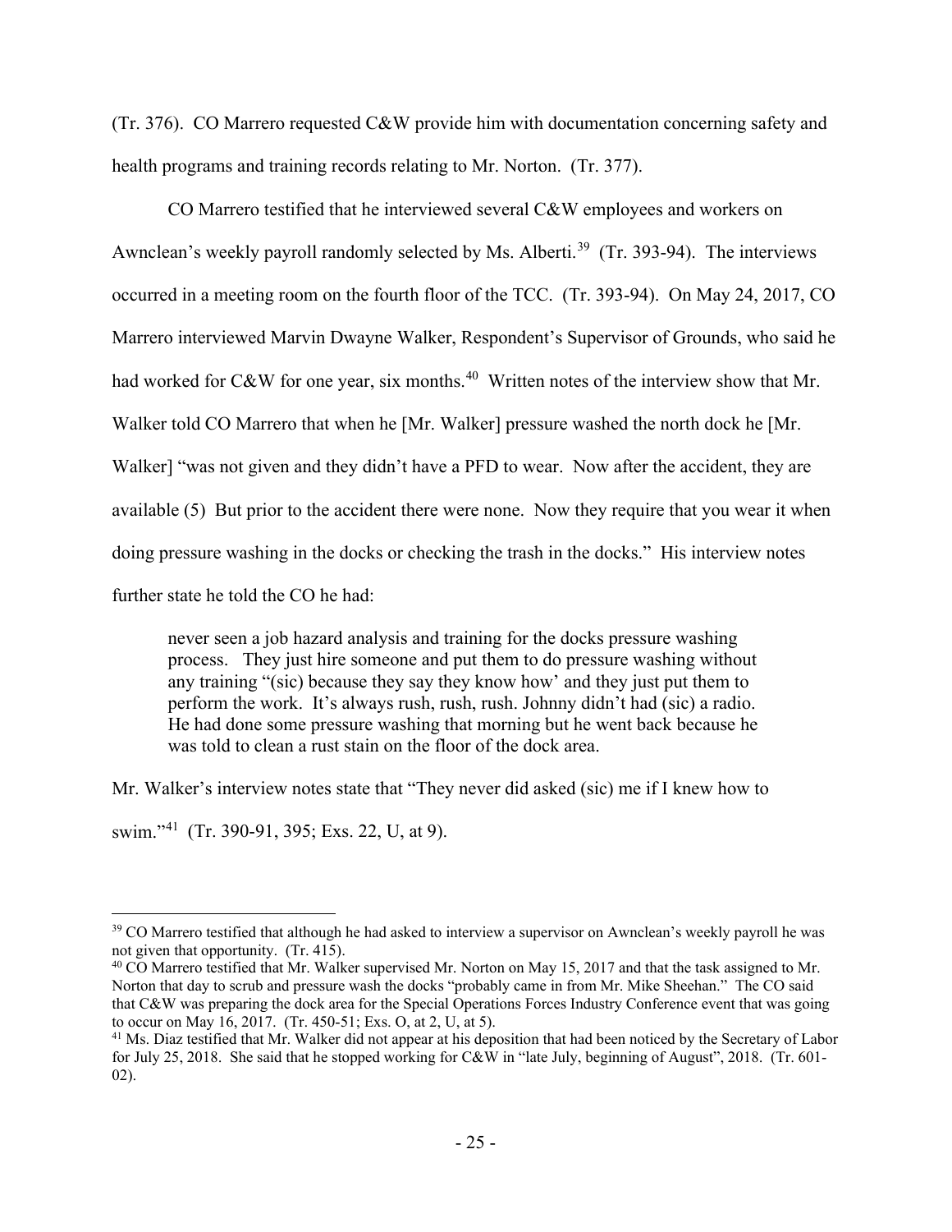(Tr. 376). CO Marrero requested C&W provide him with documentation concerning safety and health programs and training records relating to Mr. Norton. (Tr. 377).

CO Marrero testified that he interviewed several C&W employees and workers on Awnclean's weekly payroll randomly selected by Ms. Alberti.[39] (Tr. 393-94). The interviews occurred in a meeting room on the fourth floor of the TCC. (Tr. 393-94). On May 24, 2017, CO Marrero interviewed Marvin Dwayne Walker, Respondent's Supervisor of Grounds, who said he had worked for C&W for one year, six months.[40] Written notes of the interview show that Mr. Walker told CO Marrero that when he [Mr. Walker] pressure washed the north dock he [Mr. Walker] "was not given and they didn't have a PFD to wear. Now after the accident, they are available (5) But prior to the accident there were none. Now they require that you wear it when doing pressure washing in the docks or checking the trash in the docks." His interview notes further state he told the CO he had:

> never seen a job hazard analysis and training for the docks pressure washing process. They just hire someone and put them to do pressure washing without any training "(sic) because they say they know how' and they just put them to perform the work. It's always rush, rush, rush. Johnny didn't had (sic) a radio. He had done some pressure washing that morning but he went back because he was told to clean a rust stain on the floor of the dock area.

Mr. Walker's interview notes state that "They never did asked (sic) me if I knew how to swim."[41] (Tr. 390-91, 395; Exs. 22, U, at 9).

---

[39] CO Marrero testified that although he had asked to interview a supervisor on Awnclean's weekly payroll he was not given that opportunity. (Tr. 415).

[40] CO Marrero testified that Mr. Walker supervised Mr. Norton on May 15, 2017 and that the task assigned to Mr. Norton that day to scrub and pressure wash the docks "probably came in from Mr. Mike Sheehan." The CO said that C&W was preparing the dock area for the Special Operations Forces Industry Conference event that was going to occur on May 16, 2017. (Tr. 450-51; Exs. O, at 2, U, at 5).

[41] Ms. Diaz testified that Mr. Walker did not appear at his deposition that had been noticed by the Secretary of Labor for July 25, 2018. She said that he stopped working for C&W in "late July, beginning of August", 2018. (Tr. 601-02).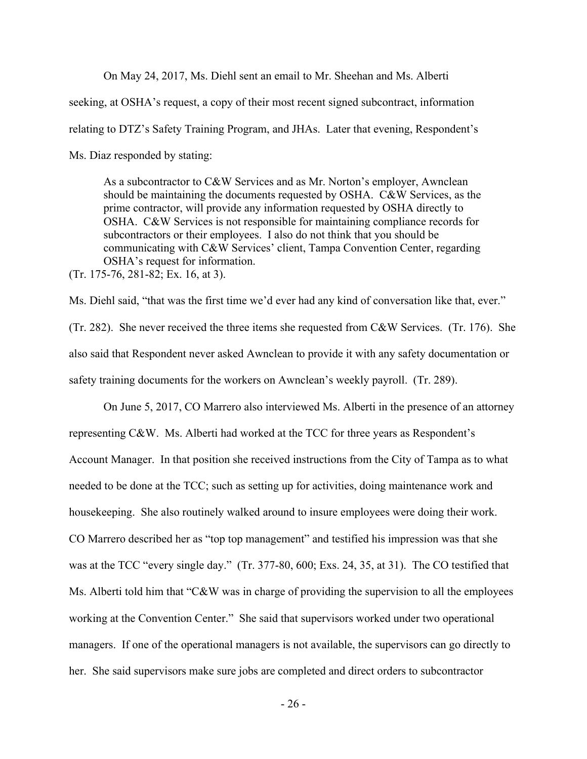On May 24, 2017, Ms. Diehl sent an email to Mr. Sheehan and Ms. Alberti seeking, at OSHA's request, a copy of their most recent signed subcontract, information relating to DTZ's Safety Training Program, and JHAs. Later that evening, Respondent's Ms. Diaz responded by stating:

> As a subcontractor to C&W Services and as Mr. Norton's employer, Awnclean should be maintaining the documents requested by OSHA. C&W Services, as the prime contractor, will provide any information requested by OSHA directly to OSHA. C&W Services is not responsible for maintaining compliance records for subcontractors or their employees. I also do not think that you should be communicating with C&W Services' client, Tampa Convention Center, regarding OSHA's request for information.

(Tr. 175-76, 281-82; Ex. 16, at 3).

Ms. Diehl said, "that was the first time we'd ever had any kind of conversation like that, ever." (Tr. 282). She never received the three items she requested from C&W Services. (Tr. 176). She also said that Respondent never asked Awnclean to provide it with any safety documentation or safety training documents for the workers on Awnclean's weekly payroll. (Tr. 289).

On June 5, 2017, CO Marrero also interviewed Ms. Alberti in the presence of an attorney representing C&W. Ms. Alberti had worked at the TCC for three years as Respondent's Account Manager. In that position she received instructions from the City of Tampa as to what needed to be done at the TCC; such as setting up for activities, doing maintenance work and housekeeping. She also routinely walked around to insure employees were doing their work. CO Marrero described her as "top top management" and testified his impression was that she was at the TCC "every single day." (Tr. 377-80, 600; Exs. 24, 35, at 31). The CO testified that Ms. Alberti told him that "C&W was in charge of providing the supervision to all the employees working at the Convention Center." She said that supervisors worked under two operational managers. If one of the operational managers is not available, the supervisors can go directly to her. She said supervisors make sure jobs are completed and direct orders to subcontractor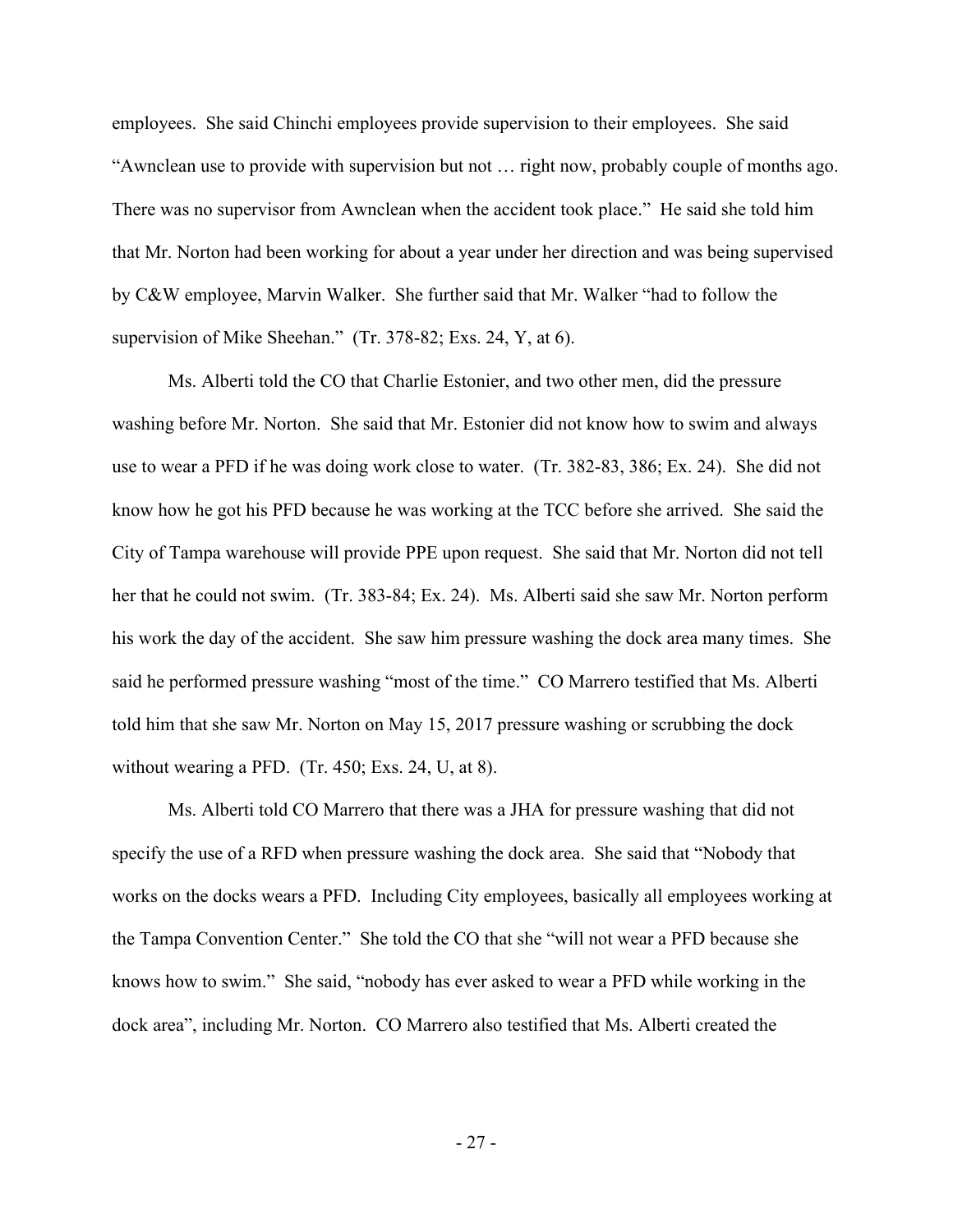employees. She said Chinchi employees provide supervision to their employees. She said "Awnclean use to provide with supervision but not … right now, probably couple of months ago. There was no supervisor from Awnclean when the accident took place." He said she told him that Mr. Norton had been working for about a year under her direction and was being supervised by C&W employee, Marvin Walker. She further said that Mr. Walker "had to follow the supervision of Mike Sheehan." (Tr. 378-82; Exs. 24, Y, at 6).

Ms. Alberti told the CO that Charlie Estonier, and two other men, did the pressure washing before Mr. Norton. She said that Mr. Estonier did not know how to swim and always use to wear a PFD if he was doing work close to water. (Tr. 382-83, 386; Ex. 24). She did not know how he got his PFD because he was working at the TCC before she arrived. She said the City of Tampa warehouse will provide PPE upon request. She said that Mr. Norton did not tell her that he could not swim. (Tr. 383-84; Ex. 24). Ms. Alberti said she saw Mr. Norton perform his work the day of the accident. She saw him pressure washing the dock area many times. She said he performed pressure washing "most of the time." CO Marrero testified that Ms. Alberti told him that she saw Mr. Norton on May 15, 2017 pressure washing or scrubbing the dock without wearing a PFD. (Tr. 450; Exs. 24, U, at 8).

Ms. Alberti told CO Marrero that there was a JHA for pressure washing that did not specify the use of a RFD when pressure washing the dock area. She said that "Nobody that works on the docks wears a PFD. Including City employees, basically all employees working at the Tampa Convention Center." She told the CO that she "will not wear a PFD because she knows how to swim." She said, "nobody has ever asked to wear a PFD while working in the dock area", including Mr. Norton. CO Marrero also testified that Ms. Alberti created the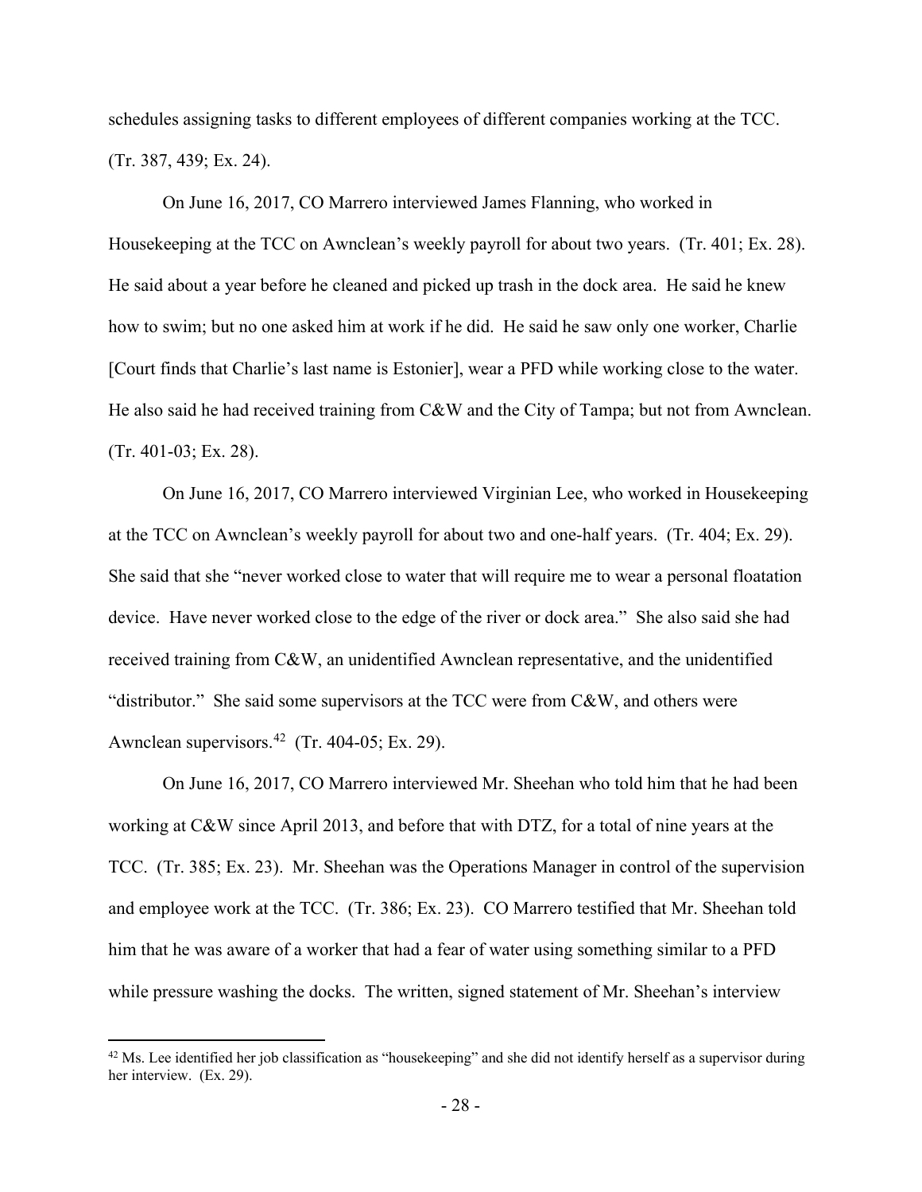schedules assigning tasks to different employees of different companies working at the TCC. (Tr. 387, 439; Ex. 24).

On June 16, 2017, CO Marrero interviewed James Flanning, who worked in Housekeeping at the TCC on Awnclean's weekly payroll for about two years. (Tr. 401; Ex. 28). He said about a year before he cleaned and picked up trash in the dock area. He said he knew how to swim; but no one asked him at work if he did. He said he saw only one worker, Charlie [Court finds that Charlie's last name is Estonier], wear a PFD while working close to the water. He also said he had received training from C&W and the City of Tampa; but not from Awnclean. (Tr. 401-03; Ex. 28).

On June 16, 2017, CO Marrero interviewed Virginian Lee, who worked in Housekeeping at the TCC on Awnclean's weekly payroll for about two and one-half years. (Tr. 404; Ex. 29). She said that she "never worked close to water that will require me to wear a personal floatation device. Have never worked close to the edge of the river or dock area." She also said she had received training from C&W, an unidentified Awnclean representative, and the unidentified "distributor." She said some supervisors at the TCC were from C&W, and others were Awnclean supervisors.[42] (Tr. 404-05; Ex. 29).

On June 16, 2017, CO Marrero interviewed Mr. Sheehan who told him that he had been working at C&W since April 2013, and before that with DTZ, for a total of nine years at the TCC. (Tr. 385; Ex. 23). Mr. Sheehan was the Operations Manager in control of the supervision and employee work at the TCC. (Tr. 386; Ex. 23). CO Marrero testified that Mr. Sheehan told him that he was aware of a worker that had a fear of water using something similar to a PFD while pressure washing the docks. The written, signed statement of Mr. Sheehan's interview

[42] Ms. Lee identified her job classification as "housekeeping" and she did not identify herself as a supervisor during her interview. (Ex. 29).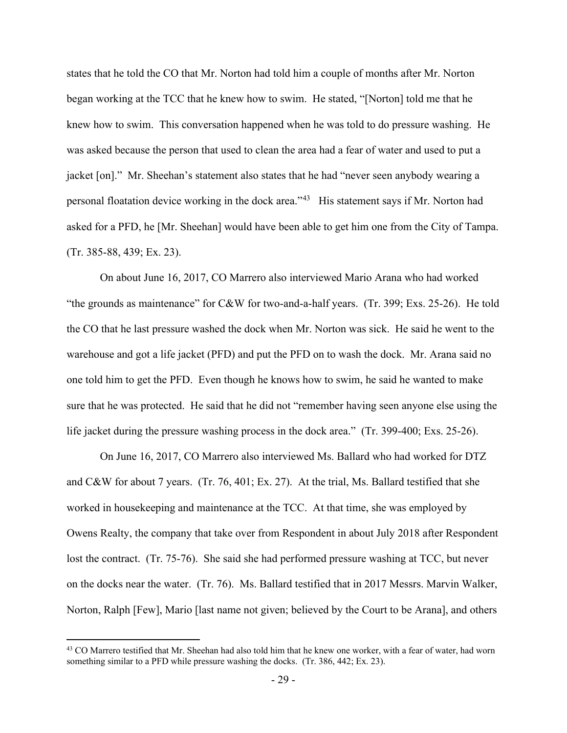states that he told the CO that Mr. Norton had told him a couple of months after Mr. Norton began working at the TCC that he knew how to swim. He stated, "[Norton] told me that he knew how to swim. This conversation happened when he was told to do pressure washing. He was asked because the person that used to clean the area had a fear of water and used to put a jacket [on]." Mr. Sheehan's statement also states that he had "never seen anybody wearing a personal floatation device working in the dock area."[43] His statement says if Mr. Norton had asked for a PFD, he [Mr. Sheehan] would have been able to get him one from the City of Tampa. (Tr. 385-88, 439; Ex. 23).

On about June 16, 2017, CO Marrero also interviewed Mario Arana who had worked "the grounds as maintenance" for C&W for two-and-a-half years. (Tr. 399; Exs. 25-26). He told the CO that he last pressure washed the dock when Mr. Norton was sick. He said he went to the warehouse and got a life jacket (PFD) and put the PFD on to wash the dock. Mr. Arana said no one told him to get the PFD. Even though he knows how to swim, he said he wanted to make sure that he was protected. He said that he did not "remember having seen anyone else using the life jacket during the pressure washing process in the dock area." (Tr. 399-400; Exs. 25-26).

On June 16, 2017, CO Marrero also interviewed Ms. Ballard who had worked for DTZ and C&W for about 7 years. (Tr. 76, 401; Ex. 27). At the trial, Ms. Ballard testified that she worked in housekeeping and maintenance at the TCC. At that time, she was employed by Owens Realty, the company that take over from Respondent in about July 2018 after Respondent lost the contract. (Tr. 75-76). She said she had performed pressure washing at TCC, but never on the docks near the water. (Tr. 76). Ms. Ballard testified that in 2017 Messrs. Marvin Walker, Norton, Ralph [Few], Mario [last name not given; believed by the Court to be Arana], and others

[43] CO Marrero testified that Mr. Sheehan had also told him that he knew one worker, with a fear of water, had worn something similar to a PFD while pressure washing the docks. (Tr. 386, 442; Ex. 23).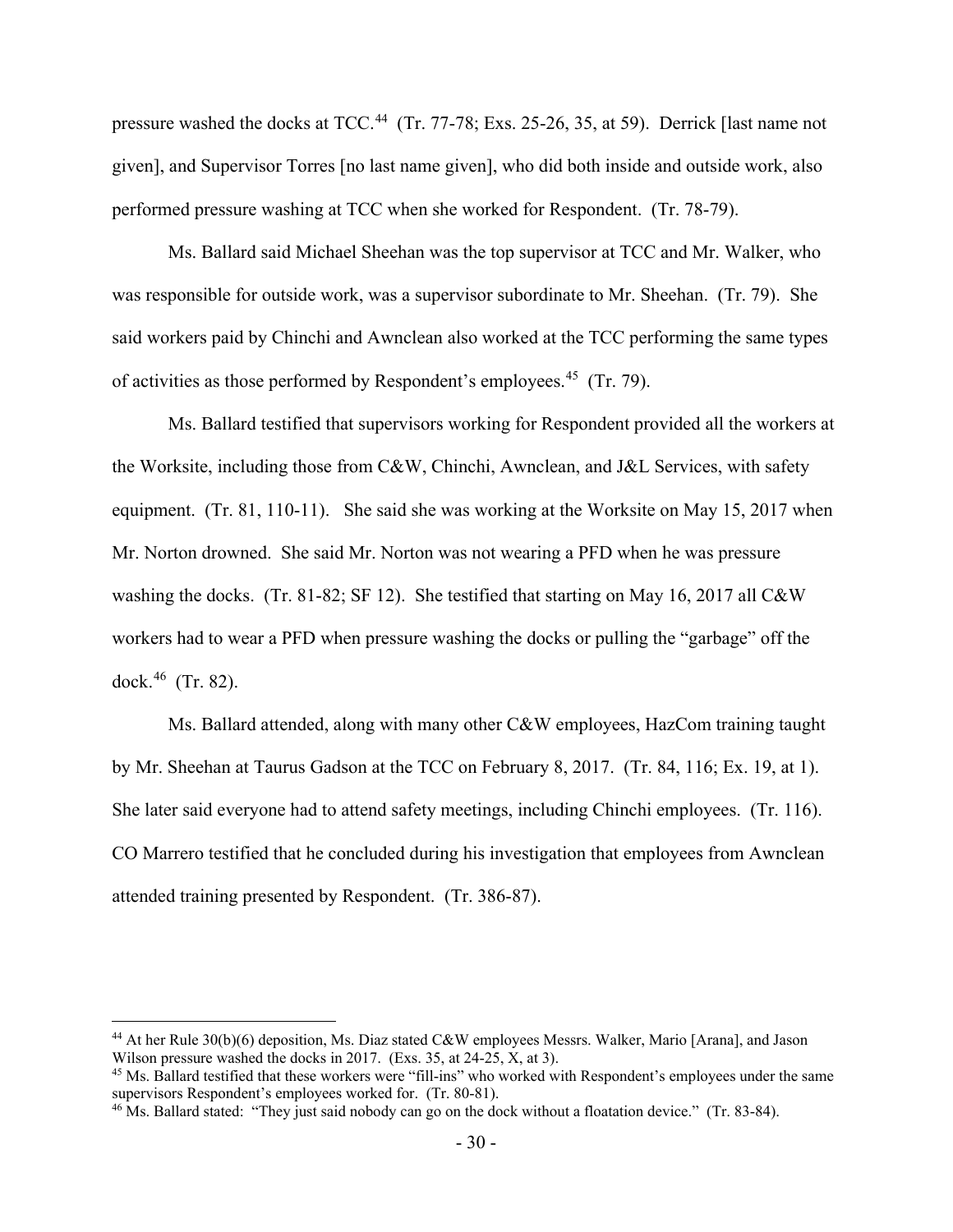pressure washed the docks at TCC.[44] (Tr. 77-78; Exs. 25-26, 35, at 59). Derrick [last name not given], and Supervisor Torres [no last name given], who did both inside and outside work, also performed pressure washing at TCC when she worked for Respondent. (Tr. 78-79).

Ms. Ballard said Michael Sheehan was the top supervisor at TCC and Mr. Walker, who was responsible for outside work, was a supervisor subordinate to Mr. Sheehan. (Tr. 79). She said workers paid by Chinchi and Awnclean also worked at the TCC performing the same types of activities as those performed by Respondent's employees.[45] (Tr. 79).

Ms. Ballard testified that supervisors working for Respondent provided all the workers at the Worksite, including those from C&W, Chinchi, Awnclean, and J&L Services, with safety equipment. (Tr. 81, 110-11). She said she was working at the Worksite on May 15, 2017 when Mr. Norton drowned. She said Mr. Norton was not wearing a PFD when he was pressure washing the docks. (Tr. 81-82; SF 12). She testified that starting on May 16, 2017 all C&W workers had to wear a PFD when pressure washing the docks or pulling the "garbage" off the dock.[46] (Tr. 82).

Ms. Ballard attended, along with many other C&W employees, HazCom training taught by Mr. Sheehan at Taurus Gadson at the TCC on February 8, 2017. (Tr. 84, 116; Ex. 19, at 1). She later said everyone had to attend safety meetings, including Chinchi employees. (Tr. 116). CO Marrero testified that he concluded during his investigation that employees from Awnclean attended training presented by Respondent. (Tr. 386-87).

---

[44] At her Rule 30(b)(6) deposition, Ms. Diaz stated C&W employees Messrs. Walker, Mario [Arana], and Jason Wilson pressure washed the docks in 2017. (Exs. 35, at 24-25, X, at 3).

[45] Ms. Ballard testified that these workers were "fill-ins" who worked with Respondent's employees under the same supervisors Respondent's employees worked for. (Tr. 80-81).

[46] Ms. Ballard stated: "They just said nobody can go on the dock without a floatation device." (Tr. 83-84).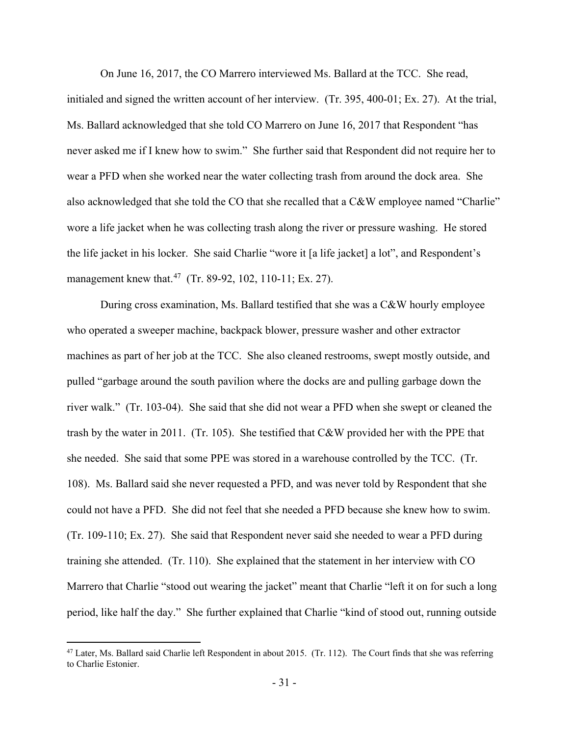On June 16, 2017, the CO Marrero interviewed Ms. Ballard at the TCC. She read, initialed and signed the written account of her interview. (Tr. 395, 400-01; Ex. 27). At the trial, Ms. Ballard acknowledged that she told CO Marrero on June 16, 2017 that Respondent "has never asked me if I knew how to swim." She further said that Respondent did not require her to wear a PFD when she worked near the water collecting trash from around the dock area. She also acknowledged that she told the CO that she recalled that a C&W employee named "Charlie" wore a life jacket when he was collecting trash along the river or pressure washing. He stored the life jacket in his locker. She said Charlie "wore it [a life jacket] a lot", and Respondent's management knew that.[47] (Tr. 89-92, 102, 110-11; Ex. 27).

During cross examination, Ms. Ballard testified that she was a C&W hourly employee who operated a sweeper machine, backpack blower, pressure washer and other extractor machines as part of her job at the TCC. She also cleaned restrooms, swept mostly outside, and pulled "garbage around the south pavilion where the docks are and pulling garbage down the river walk." (Tr. 103-04). She said that she did not wear a PFD when she swept or cleaned the trash by the water in 2011. (Tr. 105). She testified that C&W provided her with the PPE that she needed. She said that some PPE was stored in a warehouse controlled by the TCC. (Tr. 108). Ms. Ballard said she never requested a PFD, and was never told by Respondent that she could not have a PFD. She did not feel that she needed a PFD because she knew how to swim. (Tr. 109-110; Ex. 27). She said that Respondent never said she needed to wear a PFD during training she attended. (Tr. 110). She explained that the statement in her interview with CO Marrero that Charlie "stood out wearing the jacket" meant that Charlie "left it on for such a long period, like half the day." She further explained that Charlie "kind of stood out, running outside

[47] Later, Ms. Ballard said Charlie left Respondent in about 2015. (Tr. 112). The Court finds that she was referring to Charlie Estonier.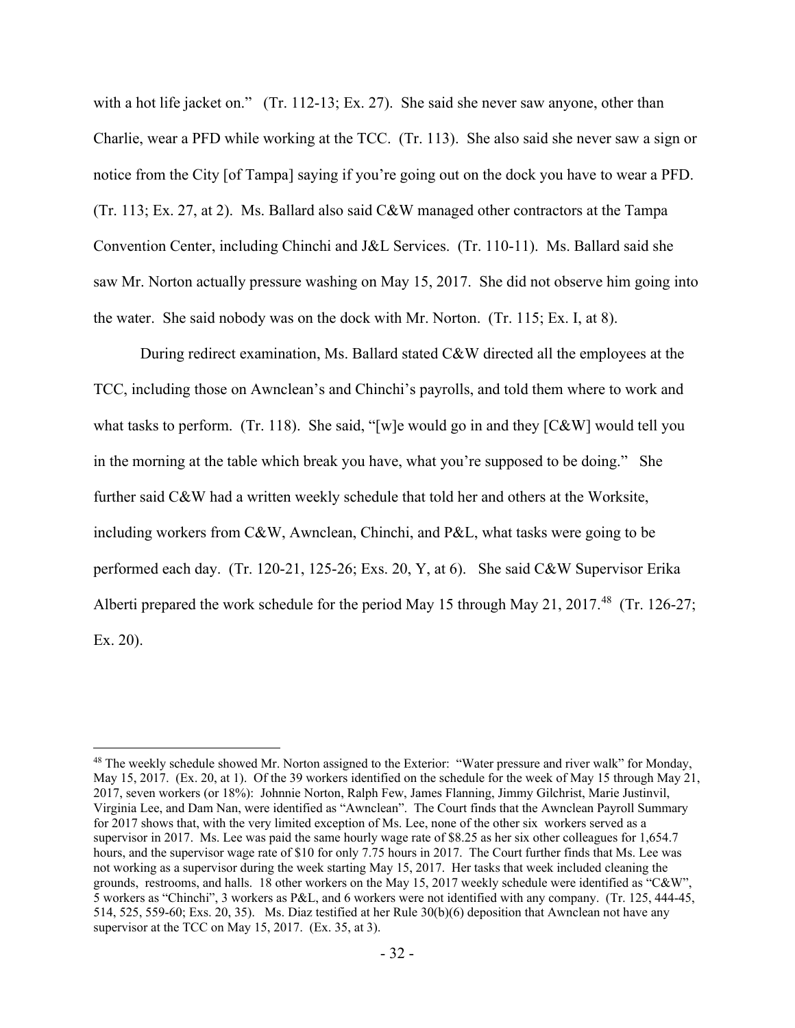with a hot life jacket on." (Tr. 112-13; Ex. 27). She said she never saw anyone, other than Charlie, wear a PFD while working at the TCC. (Tr. 113). She also said she never saw a sign or notice from the City [of Tampa] saying if you're going out on the dock you have to wear a PFD. (Tr. 113; Ex. 27, at 2). Ms. Ballard also said C&W managed other contractors at the Tampa Convention Center, including Chinchi and J&L Services. (Tr. 110-11). Ms. Ballard said she saw Mr. Norton actually pressure washing on May 15, 2017. She did not observe him going into the water. She said nobody was on the dock with Mr. Norton. (Tr. 115; Ex. I, at 8).

During redirect examination, Ms. Ballard stated C&W directed all the employees at the TCC, including those on Awnclean's and Chinchi's payrolls, and told them where to work and what tasks to perform. (Tr. 118). She said, "[w]e would go in and they [C&W] would tell you in the morning at the table which break you have, what you're supposed to be doing." She further said C&W had a written weekly schedule that told her and others at the Worksite, including workers from C&W, Awnclean, Chinchi, and P&L, what tasks were going to be performed each day. (Tr. 120-21, 125-26; Exs. 20, Y, at 6). She said C&W Supervisor Erika Alberti prepared the work schedule for the period May 15 through May 21, 2017.[48] (Tr. 126-27; Ex. 20).

---

[48] The weekly schedule showed Mr. Norton assigned to the Exterior: "Water pressure and river walk" for Monday, May 15, 2017. (Ex. 20, at 1). Of the 39 workers identified on the schedule for the week of May 15 through May 21, 2017, seven workers (or 18%): Johnnie Norton, Ralph Few, James Flanning, Jimmy Gilchrist, Marie Justinvil, Virginia Lee, and Dam Nan, were identified as "Awnclean". The Court finds that the Awnclean Payroll Summary for 2017 shows that, with the very limited exception of Ms. Lee, none of the other six workers served as a supervisor in 2017. Ms. Lee was paid the same hourly wage rate of $8.25 as her six other colleagues for 1,654.7 hours, and the supervisor wage rate of $10 for only 7.75 hours in 2017. The Court further finds that Ms. Lee was not working as a supervisor during the week starting May 15, 2017. Her tasks that week included cleaning the grounds, restrooms, and halls. 18 other workers on the May 15, 2017 weekly schedule were identified as "C&W", 5 workers as "Chinchi", 3 workers as P&L, and 6 workers were not identified with any company. (Tr. 125, 444-45, 514, 525, 559-60; Exs. 20, 35). Ms. Diaz testified at her Rule 30(b)(6) deposition that Awnclean not have any supervisor at the TCC on May 15, 2017. (Ex. 35, at 3).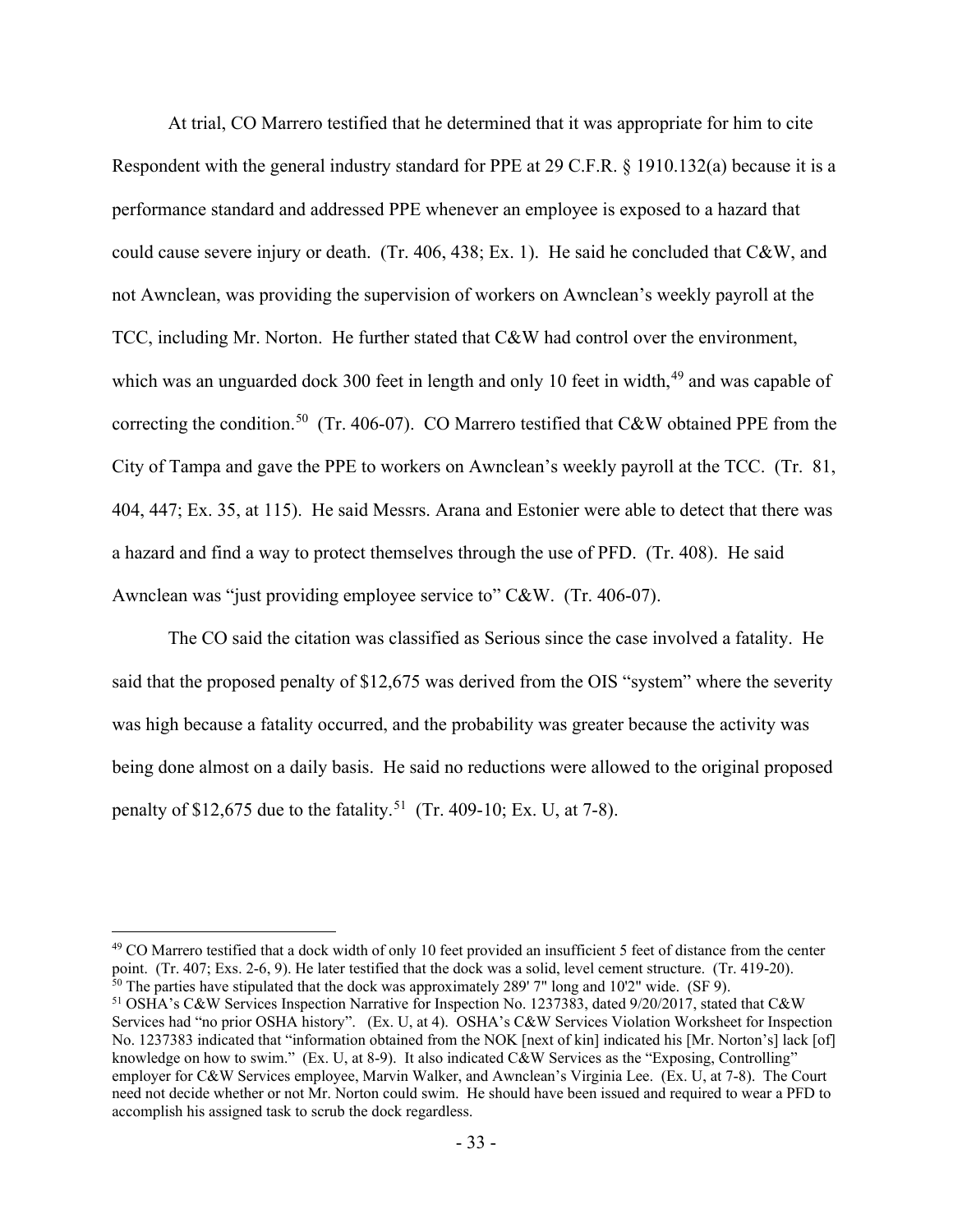At trial, CO Marrero testified that he determined that it was appropriate for him to cite Respondent with the general industry standard for PPE at 29 C.F.R. § 1910.132(a) because it is a performance standard and addressed PPE whenever an employee is exposed to a hazard that could cause severe injury or death. (Tr. 406, 438; Ex. 1). He said he concluded that C&W, and not Awnclean, was providing the supervision of workers on Awnclean's weekly payroll at the TCC, including Mr. Norton. He further stated that C&W had control over the environment, which was an unguarded dock 300 feet in length and only 10 feet in width,[49] and was capable of correcting the condition.[50] (Tr. 406-07). CO Marrero testified that C&W obtained PPE from the City of Tampa and gave the PPE to workers on Awnclean's weekly payroll at the TCC. (Tr. 81, 404, 447; Ex. 35, at 115). He said Messrs. Arana and Estonier were able to detect that there was a hazard and find a way to protect themselves through the use of PFD. (Tr. 408). He said Awnclean was "just providing employee service to" C&W. (Tr. 406-07).

The CO said the citation was classified as Serious since the case involved a fatality. He said that the proposed penalty of $12,675 was derived from the OIS "system" where the severity was high because a fatality occurred, and the probability was greater because the activity was being done almost on a daily basis. He said no reductions were allowed to the original proposed penalty of $12,675 due to the fatality.[51] (Tr. 409-10; Ex. U, at 7-8).

---

[49] CO Marrero testified that a dock width of only 10 feet provided an insufficient 5 feet of distance from the center point. (Tr. 407; Exs. 2-6, 9). He later testified that the dock was a solid, level cement structure. (Tr. 419-20).

[50] The parties have stipulated that the dock was approximately 289' 7" long and 10'2" wide. (SF 9).

[51] OSHA's C&W Services Inspection Narrative for Inspection No. 1237383, dated 9/20/2017, stated that C&W Services had "no prior OSHA history". (Ex. U, at 4). OSHA's C&W Services Violation Worksheet for Inspection No. 1237383 indicated that "information obtained from the NOK [next of kin] indicated his [Mr. Norton's] lack [of] knowledge on how to swim." (Ex. U, at 8-9). It also indicated C&W Services as the "Exposing, Controlling" employer for C&W Services employee, Marvin Walker, and Awnclean's Virginia Lee. (Ex. U, at 7-8). The Court need not decide whether or not Mr. Norton could swim. He should have been issued and required to wear a PFD to accomplish his assigned task to scrub the dock regardless.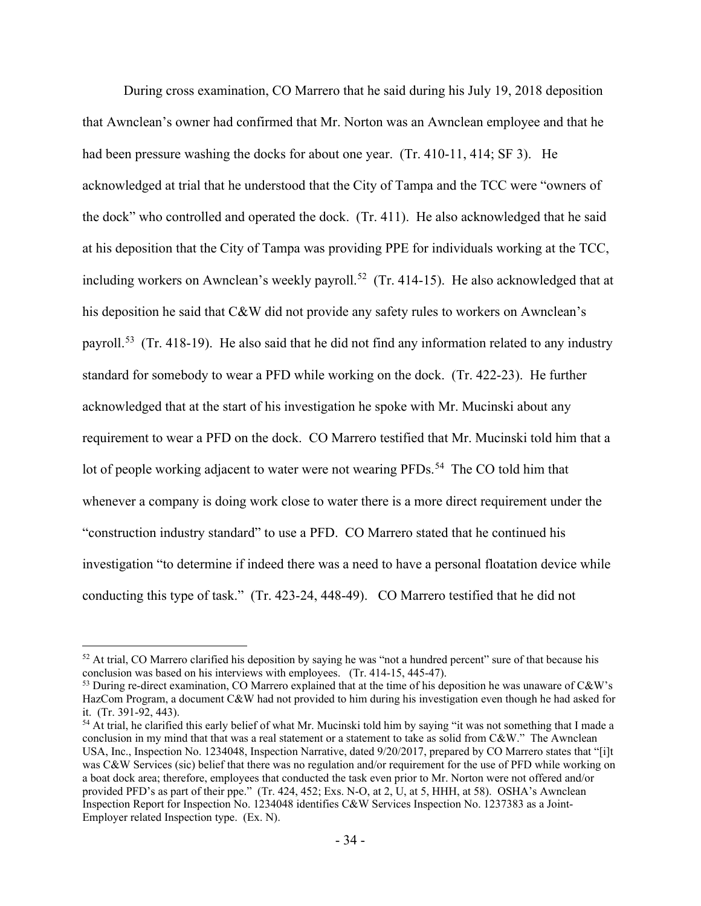During cross examination, CO Marrero that he said during his July 19, 2018 deposition that Awnclean's owner had confirmed that Mr. Norton was an Awnclean employee and that he had been pressure washing the docks for about one year. (Tr. 410-11, 414; SF 3). He acknowledged at trial that he understood that the City of Tampa and the TCC were "owners of the dock" who controlled and operated the dock. (Tr. 411). He also acknowledged that he said at his deposition that the City of Tampa was providing PPE for individuals working at the TCC, including workers on Awnclean's weekly payroll.[52] (Tr. 414-15). He also acknowledged that at his deposition he said that C&W did not provide any safety rules to workers on Awnclean's payroll.[53] (Tr. 418-19). He also said that he did not find any information related to any industry standard for somebody to wear a PFD while working on the dock. (Tr. 422-23). He further acknowledged that at the start of his investigation he spoke with Mr. Mucinski about any requirement to wear a PFD on the dock. CO Marrero testified that Mr. Mucinski told him that a lot of people working adjacent to water were not wearing PFDs.[54] The CO told him that whenever a company is doing work close to water there is a more direct requirement under the "construction industry standard" to use a PFD. CO Marrero stated that he continued his investigation "to determine if indeed there was a need to have a personal floatation device while conducting this type of task." (Tr. 423-24, 448-49). CO Marrero testified that he did not

---

[52] At trial, CO Marrero clarified his deposition by saying he was "not a hundred percent" sure of that because his conclusion was based on his interviews with employees. (Tr. 414-15, 445-47).

[53] During re-direct examination, CO Marrero explained that at the time of his deposition he was unaware of C&W's HazCom Program, a document C&W had not provided to him during his investigation even though he had asked for it. (Tr. 391-92, 443).

[54] At trial, he clarified this early belief of what Mr. Mucinski told him by saying "it was not something that I made a conclusion in my mind that that was a real statement or a statement to take as solid from C&W." The Awnclean USA, Inc., Inspection No. 1234048, Inspection Narrative, dated 9/20/2017, prepared by CO Marrero states that "[i]t was C&W Services (sic) belief that there was no regulation and/or requirement for the use of PFD while working on a boat dock area; therefore, employees that conducted the task even prior to Mr. Norton were not offered and/or provided PFD's as part of their ppe." (Tr. 424, 452; Exs. N-O, at 2, U, at 5, HHH, at 58). OSHA's Awnclean Inspection Report for Inspection No. 1234048 identifies C&W Services Inspection No. 1237383 as a Joint-Employer related Inspection type. (Ex. N).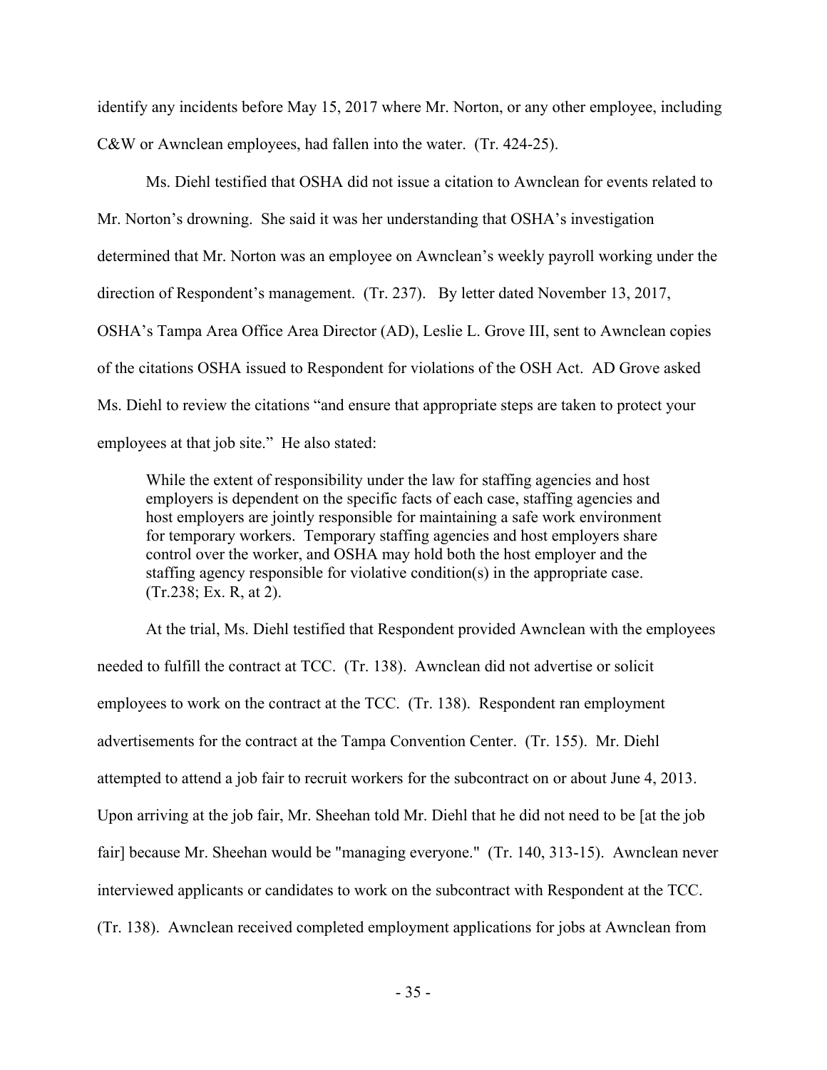identify any incidents before May 15, 2017 where Mr. Norton, or any other employee, including C&W or Awnclean employees, had fallen into the water. (Tr. 424-25).

Ms. Diehl testified that OSHA did not issue a citation to Awnclean for events related to Mr. Norton's drowning. She said it was her understanding that OSHA's investigation determined that Mr. Norton was an employee on Awnclean's weekly payroll working under the direction of Respondent's management. (Tr. 237). By letter dated November 13, 2017, OSHA's Tampa Area Office Area Director (AD), Leslie L. Grove III, sent to Awnclean copies of the citations OSHA issued to Respondent for violations of the OSH Act. AD Grove asked Ms. Diehl to review the citations "and ensure that appropriate steps are taken to protect your employees at that job site." He also stated:

> While the extent of responsibility under the law for staffing agencies and host employers is dependent on the specific facts of each case, staffing agencies and host employers are jointly responsible for maintaining a safe work environment for temporary workers. Temporary staffing agencies and host employers share control over the worker, and OSHA may hold both the host employer and the staffing agency responsible for violative condition(s) in the appropriate case. (Tr.238; Ex. R, at 2).

At the trial, Ms. Diehl testified that Respondent provided Awnclean with the employees needed to fulfill the contract at TCC. (Tr. 138). Awnclean did not advertise or solicit employees to work on the contract at the TCC. (Tr. 138). Respondent ran employment advertisements for the contract at the Tampa Convention Center. (Tr. 155). Mr. Diehl attempted to attend a job fair to recruit workers for the subcontract on or about June 4, 2013. Upon arriving at the job fair, Mr. Sheehan told Mr. Diehl that he did not need to be [at the job fair] because Mr. Sheehan would be "managing everyone." (Tr. 140, 313-15). Awnclean never interviewed applicants or candidates to work on the subcontract with Respondent at the TCC. (Tr. 138). Awnclean received completed employment applications for jobs at Awnclean from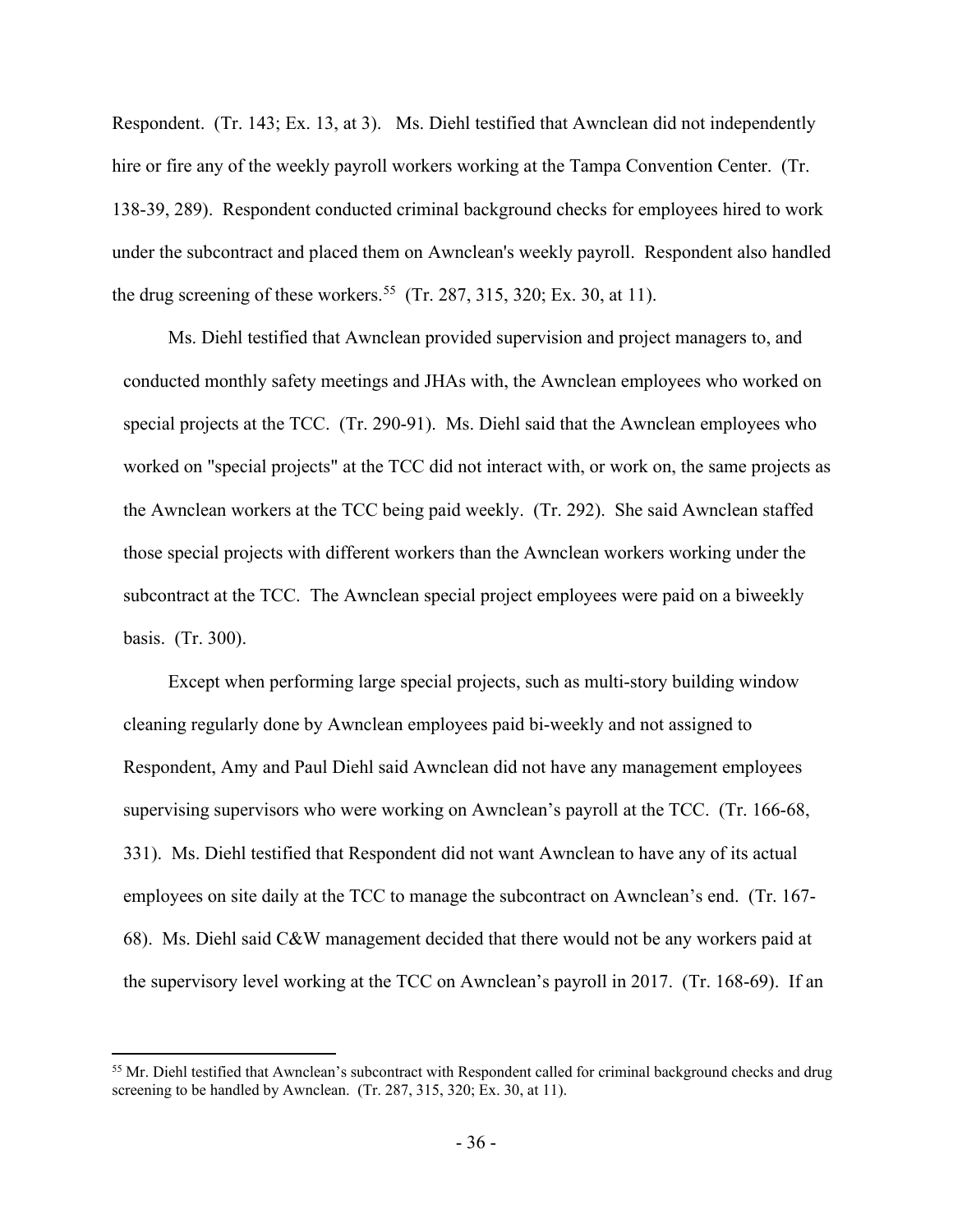Respondent. (Tr. 143; Ex. 13, at 3). Ms. Diehl testified that Awnclean did not independently hire or fire any of the weekly payroll workers working at the Tampa Convention Center. (Tr. 138-39, 289). Respondent conducted criminal background checks for employees hired to work under the subcontract and placed them on Awnclean's weekly payroll. Respondent also handled the drug screening of these workers.[55] (Tr. 287, 315, 320; Ex. 30, at 11).

Ms. Diehl testified that Awnclean provided supervision and project managers to, and conducted monthly safety meetings and JHAs with, the Awnclean employees who worked on special projects at the TCC. (Tr. 290-91). Ms. Diehl said that the Awnclean employees who worked on "special projects" at the TCC did not interact with, or work on, the same projects as the Awnclean workers at the TCC being paid weekly. (Tr. 292). She said Awnclean staffed those special projects with different workers than the Awnclean workers working under the subcontract at the TCC. The Awnclean special project employees were paid on a biweekly basis. (Tr. 300).

Except when performing large special projects, such as multi-story building window cleaning regularly done by Awnclean employees paid bi-weekly and not assigned to Respondent, Amy and Paul Diehl said Awnclean did not have any management employees supervising supervisors who were working on Awnclean's payroll at the TCC. (Tr. 166-68, 331). Ms. Diehl testified that Respondent did not want Awnclean to have any of its actual employees on site daily at the TCC to manage the subcontract on Awnclean's end. (Tr. 167-68). Ms. Diehl said C&W management decided that there would not be any workers paid at the supervisory level working at the TCC on Awnclean's payroll in 2017. (Tr. 168-69). If an

---

[55] Mr. Diehl testified that Awnclean's subcontract with Respondent called for criminal background checks and drug screening to be handled by Awnclean. (Tr. 287, 315, 320; Ex. 30, at 11).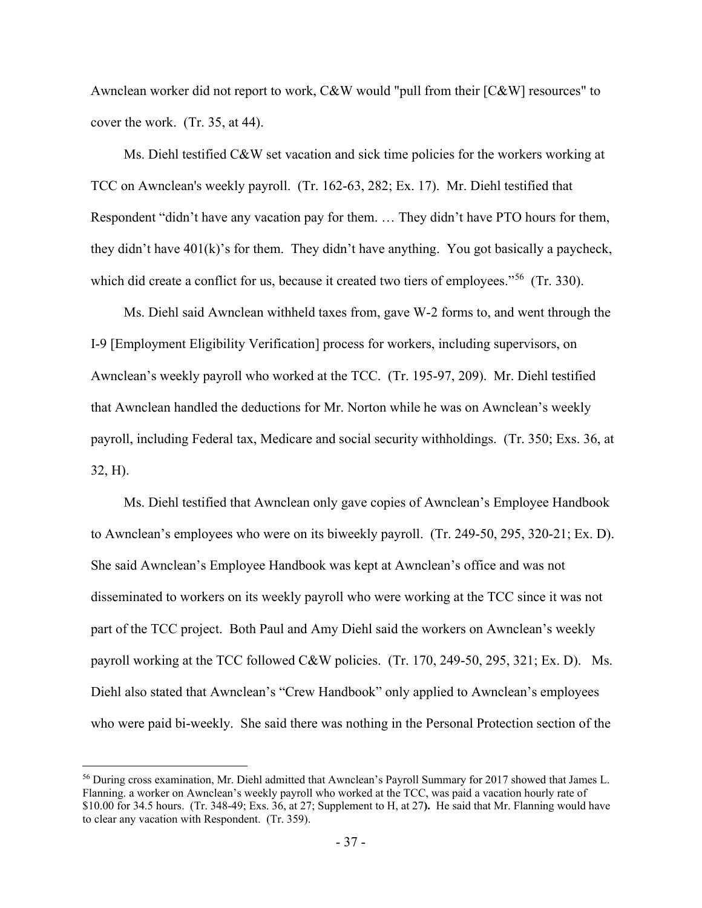Awnclean worker did not report to work, C&W would "pull from their [C&W] resources" to cover the work. (Tr. 35, at 44).

Ms. Diehl testified C&W set vacation and sick time policies for the workers working at TCC on Awnclean's weekly payroll. (Tr. 162-63, 282; Ex. 17). Mr. Diehl testified that Respondent "didn't have any vacation pay for them. … They didn't have PTO hours for them, they didn't have 401(k)'s for them. They didn't have anything. You got basically a paycheck, which did create a conflict for us, because it created two tiers of employees."[56] (Tr. 330).

Ms. Diehl said Awnclean withheld taxes from, gave W-2 forms to, and went through the I-9 [Employment Eligibility Verification] process for workers, including supervisors, on Awnclean's weekly payroll who worked at the TCC. (Tr. 195-97, 209). Mr. Diehl testified that Awnclean handled the deductions for Mr. Norton while he was on Awnclean's weekly payroll, including Federal tax, Medicare and social security withholdings. (Tr. 350; Exs. 36, at 32, H).

Ms. Diehl testified that Awnclean only gave copies of Awnclean's Employee Handbook to Awnclean's employees who were on its biweekly payroll. (Tr. 249-50, 295, 320-21; Ex. D). She said Awnclean's Employee Handbook was kept at Awnclean's office and was not disseminated to workers on its weekly payroll who were working at the TCC since it was not part of the TCC project. Both Paul and Amy Diehl said the workers on Awnclean's weekly payroll working at the TCC followed C&W policies. (Tr. 170, 249-50, 295, 321; Ex. D). Ms. Diehl also stated that Awnclean's "Crew Handbook" only applied to Awnclean's employees who were paid bi-weekly. She said there was nothing in the Personal Protection section of the

[56] During cross examination, Mr. Diehl admitted that Awnclean's Payroll Summary for 2017 showed that James L. Flanning. a worker on Awnclean's weekly payroll who worked at the TCC, was paid a vacation hourly rate of $10.00 for 34.5 hours. (Tr. 348-49; Exs. 36, at 27; Supplement to H, at 27**).** He said that Mr. Flanning would have to clear any vacation with Respondent. (Tr. 359).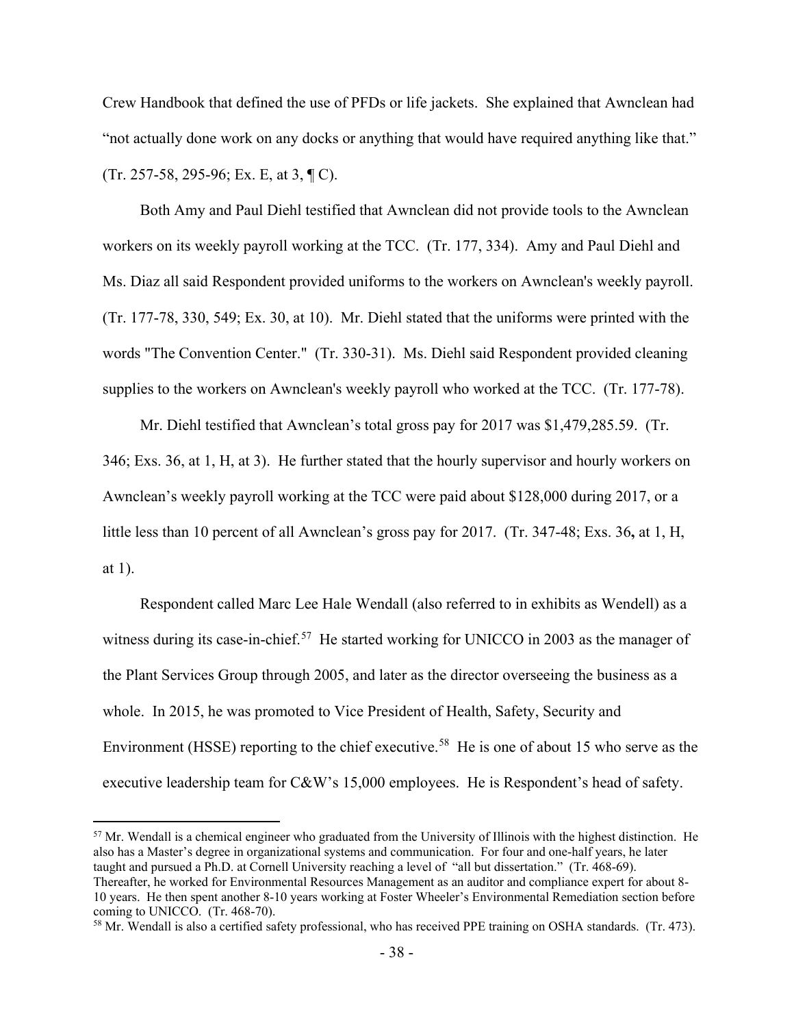Crew Handbook that defined the use of PFDs or life jackets. She explained that Awnclean had "not actually done work on any docks or anything that would have required anything like that." (Tr. 257-58, 295-96; Ex. E, at 3, ¶ C).

Both Amy and Paul Diehl testified that Awnclean did not provide tools to the Awnclean workers on its weekly payroll working at the TCC. (Tr. 177, 334). Amy and Paul Diehl and Ms. Diaz all said Respondent provided uniforms to the workers on Awnclean's weekly payroll. (Tr. 177-78, 330, 549; Ex. 30, at 10). Mr. Diehl stated that the uniforms were printed with the words "The Convention Center." (Tr. 330-31). Ms. Diehl said Respondent provided cleaning supplies to the workers on Awnclean's weekly payroll who worked at the TCC. (Tr. 177-78).

Mr. Diehl testified that Awnclean's total gross pay for 2017 was $1,479,285.59. (Tr. 346; Exs. 36, at 1, H, at 3). He further stated that the hourly supervisor and hourly workers on Awnclean's weekly payroll working at the TCC were paid about $128,000 during 2017, or a little less than 10 percent of all Awnclean's gross pay for 2017. (Tr. 347-48; Exs. 36**,** at 1, H, at 1).

Respondent called Marc Lee Hale Wendall (also referred to in exhibits as Wendell) as a witness during its case-in-chief.[57] He started working for UNICCO in 2003 as the manager of the Plant Services Group through 2005, and later as the director overseeing the business as a whole. In 2015, he was promoted to Vice President of Health, Safety, Security and Environment (HSSE) reporting to the chief executive.[58] He is one of about 15 who serve as the executive leadership team for C&W's 15,000 employees. He is Respondent's head of safety.

---

[57] Mr. Wendall is a chemical engineer who graduated from the University of Illinois with the highest distinction. He also has a Master's degree in organizational systems and communication. For four and one-half years, he later taught and pursued a Ph.D. at Cornell University reaching a level of "all but dissertation." (Tr. 468-69). Thereafter, he worked for Environmental Resources Management as an auditor and compliance expert for about 8-10 years. He then spent another 8-10 years working at Foster Wheeler's Environmental Remediation section before coming to UNICCO. (Tr. 468-70).

[58] Mr. Wendall is also a certified safety professional, who has received PPE training on OSHA standards. (Tr. 473).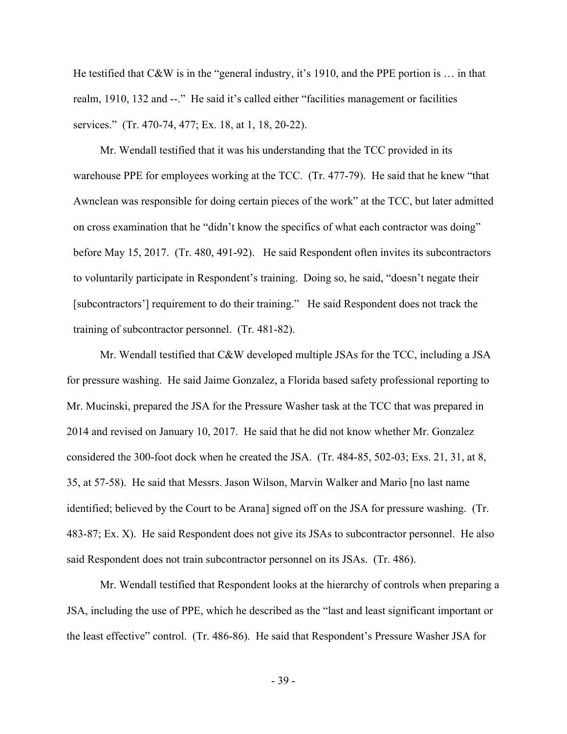He testified that C&W is in the "general industry, it's 1910, and the PPE portion is … in that realm, 1910, 132 and --." He said it's called either "facilities management or facilities services." (Tr. 470-74, 477; Ex. 18, at 1, 18, 20-22).

Mr. Wendall testified that it was his understanding that the TCC provided in its warehouse PPE for employees working at the TCC. (Tr. 477-79). He said that he knew "that Awnclean was responsible for doing certain pieces of the work" at the TCC, but later admitted on cross examination that he "didn't know the specifics of what each contractor was doing" before May 15, 2017. (Tr. 480, 491-92). He said Respondent often invites its subcontractors to voluntarily participate in Respondent's training. Doing so, he said, "doesn't negate their [subcontractors'] requirement to do their training." He said Respondent does not track the training of subcontractor personnel. (Tr. 481-82).

Mr. Wendall testified that C&W developed multiple JSAs for the TCC, including a JSA for pressure washing. He said Jaime Gonzalez, a Florida based safety professional reporting to Mr. Mucinski, prepared the JSA for the Pressure Washer task at the TCC that was prepared in 2014 and revised on January 10, 2017. He said that he did not know whether Mr. Gonzalez considered the 300-foot dock when he created the JSA. (Tr. 484-85, 502-03; Exs. 21, 31, at 8, 35, at 57-58). He said that Messrs. Jason Wilson, Marvin Walker and Mario [no last name identified; believed by the Court to be Arana] signed off on the JSA for pressure washing. (Tr. 483-87; Ex. X). He said Respondent does not give its JSAs to subcontractor personnel. He also said Respondent does not train subcontractor personnel on its JSAs. (Tr. 486).

Mr. Wendall testified that Respondent looks at the hierarchy of controls when preparing a JSA, including the use of PPE, which he described as the "last and least significant important or the least effective" control. (Tr. 486-86). He said that Respondent's Pressure Washer JSA for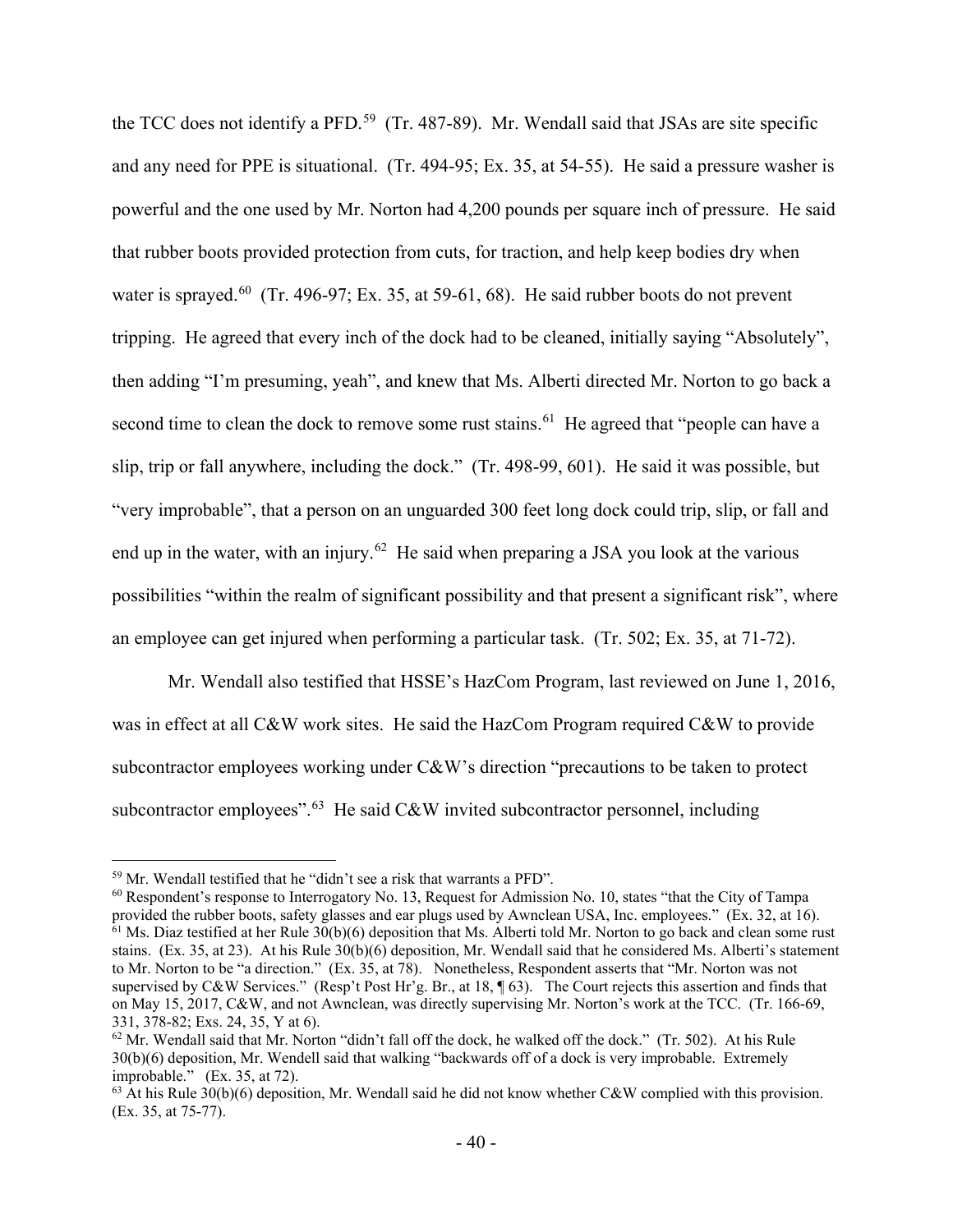the TCC does not identify a PFD.[59] (Tr. 487-89). Mr. Wendall said that JSAs are site specific and any need for PPE is situational. (Tr. 494-95; Ex. 35, at 54-55). He said a pressure washer is powerful and the one used by Mr. Norton had 4,200 pounds per square inch of pressure. He said that rubber boots provided protection from cuts, for traction, and help keep bodies dry when water is sprayed.[60] (Tr. 496-97; Ex. 35, at 59-61, 68). He said rubber boots do not prevent tripping. He agreed that every inch of the dock had to be cleaned, initially saying "Absolutely", then adding "I'm presuming, yeah", and knew that Ms. Alberti directed Mr. Norton to go back a second time to clean the dock to remove some rust stains.[61] He agreed that "people can have a slip, trip or fall anywhere, including the dock." (Tr. 498-99, 601). He said it was possible, but "very improbable", that a person on an unguarded 300 feet long dock could trip, slip, or fall and end up in the water, with an injury.[62] He said when preparing a JSA you look at the various possibilities "within the realm of significant possibility and that present a significant risk", where an employee can get injured when performing a particular task. (Tr. 502; Ex. 35, at 71-72).

Mr. Wendall also testified that HSSE's HazCom Program, last reviewed on June 1, 2016, was in effect at all C&W work sites. He said the HazCom Program required C&W to provide subcontractor employees working under C&W's direction "precautions to be taken to protect subcontractor employees".[63] He said C&W invited subcontractor personnel, including

---

[59] Mr. Wendall testified that he "didn't see a risk that warrants a PFD".

[60] Respondent's response to Interrogatory No. 13, Request for Admission No. 10, states "that the City of Tampa provided the rubber boots, safety glasses and ear plugs used by Awnclean USA, Inc. employees." (Ex. 32, at 16).

[61] Ms. Diaz testified at her Rule 30(b)(6) deposition that Ms. Alberti told Mr. Norton to go back and clean some rust stains. (Ex. 35, at 23). At his Rule 30(b)(6) deposition, Mr. Wendall said that he considered Ms. Alberti's statement to Mr. Norton to be "a direction." (Ex. 35, at 78). Nonetheless, Respondent asserts that "Mr. Norton was not supervised by C&W Services." (Resp't Post Hr'g. Br., at 18, ¶ 63). The Court rejects this assertion and finds that on May 15, 2017, C&W, and not Awnclean, was directly supervising Mr. Norton's work at the TCC. (Tr. 166-69, 331, 378-82; Exs. 24, 35, Y at 6).

[62] Mr. Wendall said that Mr. Norton "didn't fall off the dock, he walked off the dock." (Tr. 502). At his Rule 30(b)(6) deposition, Mr. Wendell said that walking "backwards off of a dock is very improbable. Extremely improbable." (Ex. 35, at 72).

[63] At his Rule 30(b)(6) deposition, Mr. Wendall said he did not know whether C&W complied with this provision. (Ex. 35, at 75-77).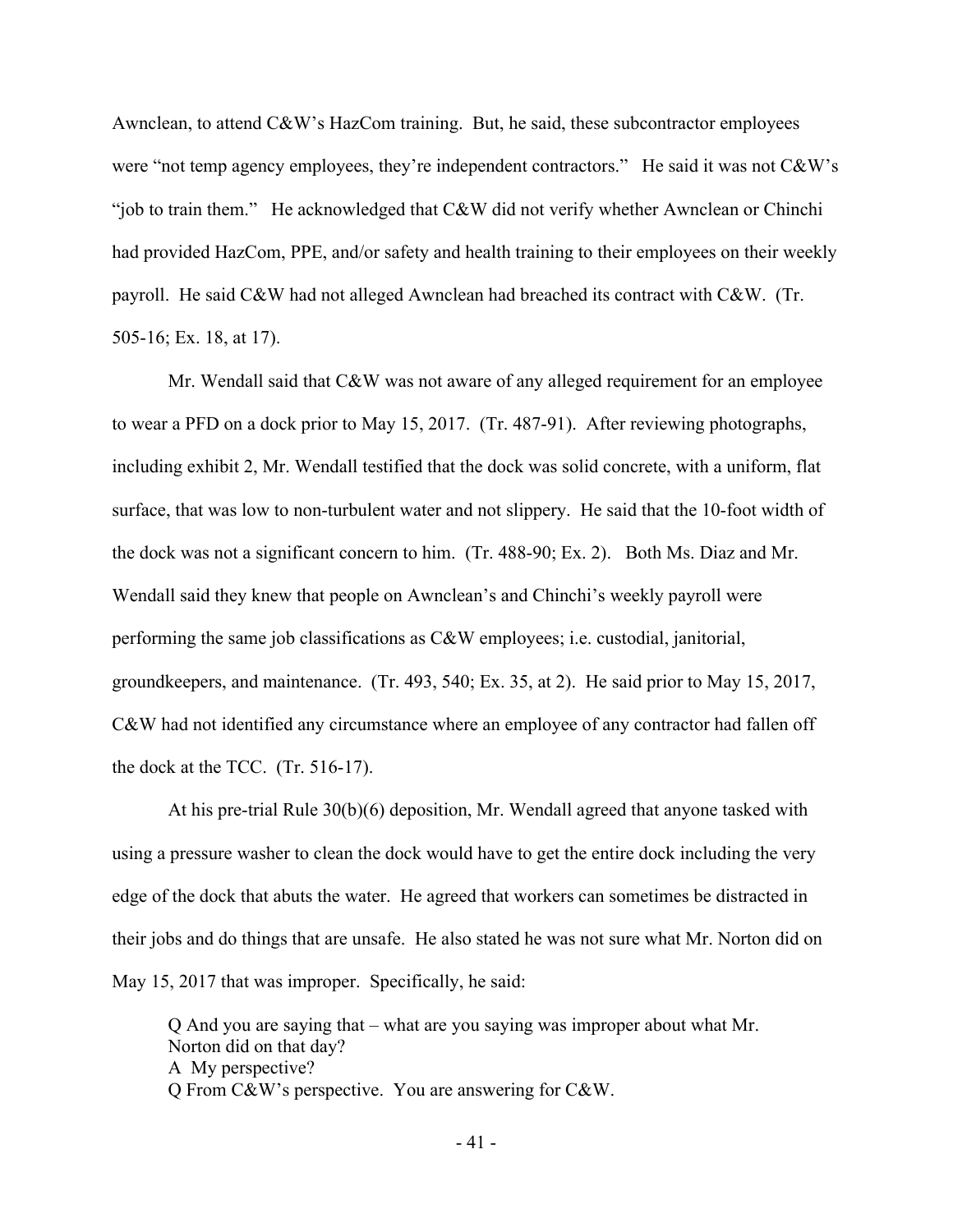Awnclean, to attend C&W's HazCom training. But, he said, these subcontractor employees were "not temp agency employees, they're independent contractors." He said it was not C&W's "job to train them." He acknowledged that C&W did not verify whether Awnclean or Chinchi had provided HazCom, PPE, and/or safety and health training to their employees on their weekly payroll. He said C&W had not alleged Awnclean had breached its contract with C&W. (Tr. 505-16; Ex. 18, at 17).

Mr. Wendall said that C&W was not aware of any alleged requirement for an employee to wear a PFD on a dock prior to May 15, 2017. (Tr. 487-91). After reviewing photographs, including exhibit 2, Mr. Wendall testified that the dock was solid concrete, with a uniform, flat surface, that was low to non-turbulent water and not slippery. He said that the 10-foot width of the dock was not a significant concern to him. (Tr. 488-90; Ex. 2). Both Ms. Diaz and Mr. Wendall said they knew that people on Awnclean's and Chinchi's weekly payroll were performing the same job classifications as C&W employees; i.e. custodial, janitorial, groundkeepers, and maintenance. (Tr. 493, 540; Ex. 35, at 2). He said prior to May 15, 2017, C&W had not identified any circumstance where an employee of any contractor had fallen off the dock at the TCC. (Tr. 516-17).

At his pre-trial Rule 30(b)(6) deposition, Mr. Wendall agreed that anyone tasked with using a pressure washer to clean the dock would have to get the entire dock including the very edge of the dock that abuts the water. He agreed that workers can sometimes be distracted in their jobs and do things that are unsafe. He also stated he was not sure what Mr. Norton did on May 15, 2017 that was improper. Specifically, he said:

> Q And you are saying that – what are you saying was improper about what Mr. Norton did on that day?
> A My perspective?
> Q From C&W's perspective. You are answering for C&W.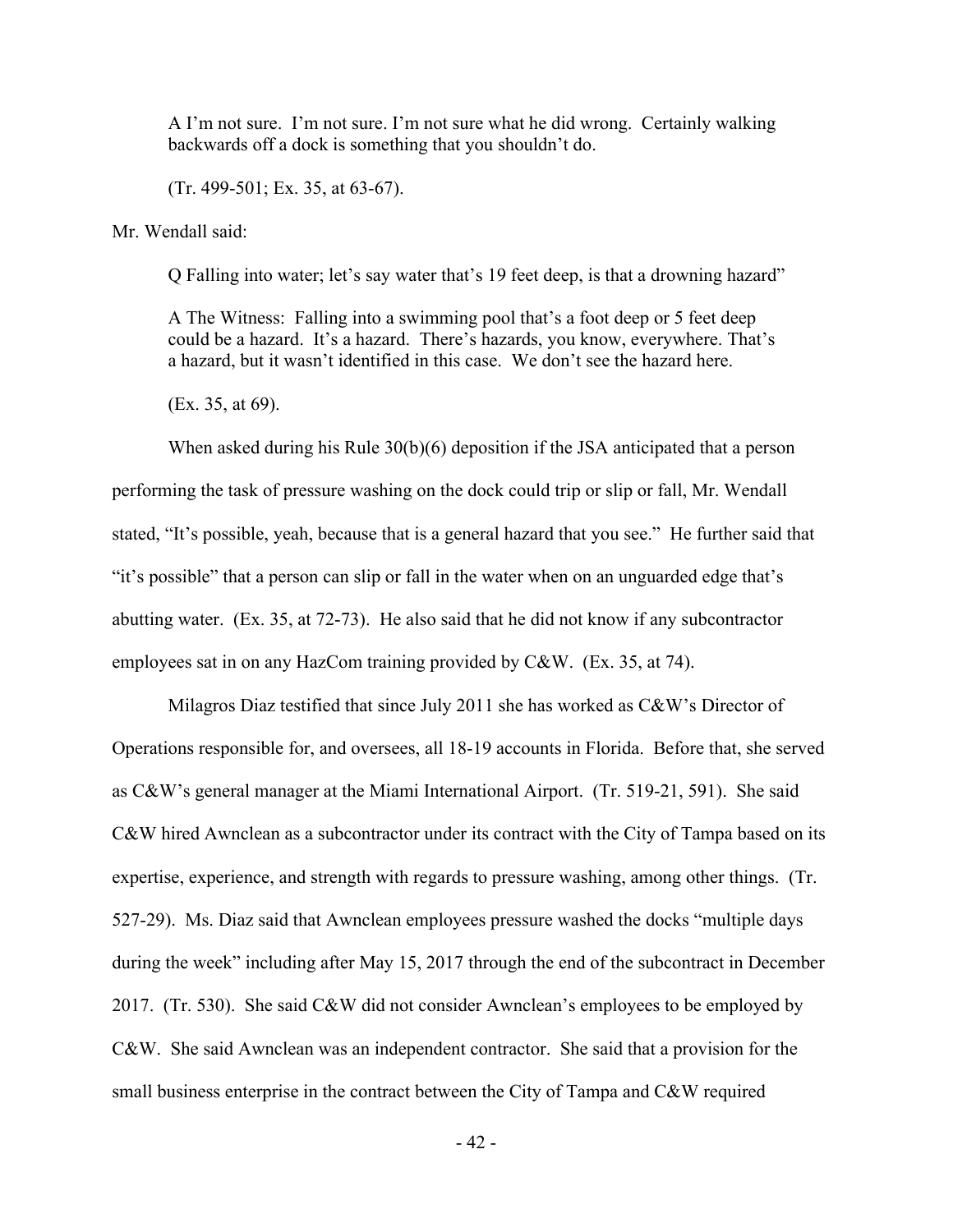A I'm not sure. I'm not sure. I'm not sure what he did wrong. Certainly walking backwards off a dock is something that you shouldn't do.

> (Tr. 499-501; Ex. 35, at 63-67).

Mr. Wendall said:

> Q Falling into water; let's say water that's 19 feet deep, is that a drowning hazard"
>
> A The Witness: Falling into a swimming pool that's a foot deep or 5 feet deep could be a hazard. It's a hazard. There's hazards, you know, everywhere. That's a hazard, but it wasn't identified in this case. We don't see the hazard here.
>
> (Ex. 35, at 69).

When asked during his Rule 30(b)(6) deposition if the JSA anticipated that a person performing the task of pressure washing on the dock could trip or slip or fall, Mr. Wendall stated, "It's possible, yeah, because that is a general hazard that you see." He further said that "it's possible" that a person can slip or fall in the water when on an unguarded edge that's abutting water. (Ex. 35, at 72-73). He also said that he did not know if any subcontractor employees sat in on any HazCom training provided by C&W. (Ex. 35, at 74).

Milagros Diaz testified that since July 2011 she has worked as C&W's Director of Operations responsible for, and oversees, all 18-19 accounts in Florida. Before that, she served as C&W's general manager at the Miami International Airport. (Tr. 519-21, 591). She said C&W hired Awnclean as a subcontractor under its contract with the City of Tampa based on its expertise, experience, and strength with regards to pressure washing, among other things. (Tr. 527-29). Ms. Diaz said that Awnclean employees pressure washed the docks "multiple days during the week" including after May 15, 2017 through the end of the subcontract in December 2017. (Tr. 530). She said C&W did not consider Awnclean's employees to be employed by C&W. She said Awnclean was an independent contractor. She said that a provision for the small business enterprise in the contract between the City of Tampa and C&W required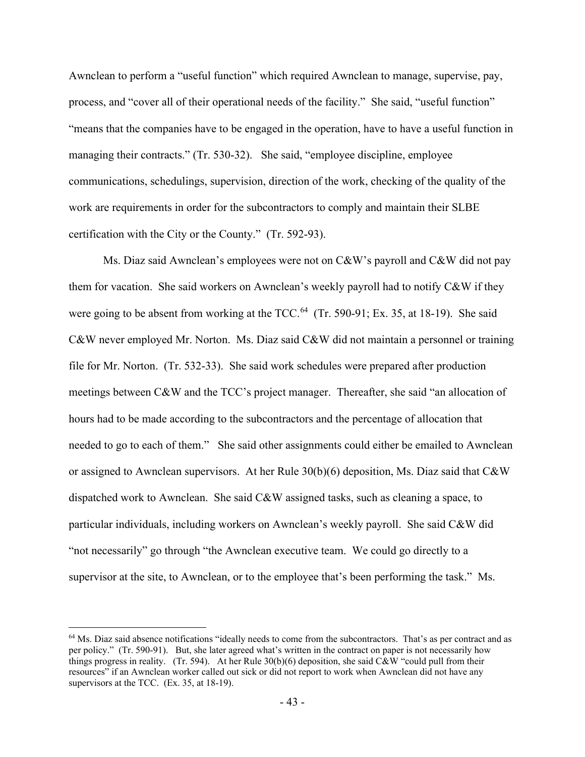Awnclean to perform a "useful function" which required Awnclean to manage, supervise, pay, process, and "cover all of their operational needs of the facility." She said, "useful function" "means that the companies have to be engaged in the operation, have to have a useful function in managing their contracts." (Tr. 530-32). She said, "employee discipline, employee communications, schedulings, supervision, direction of the work, checking of the quality of the work are requirements in order for the subcontractors to comply and maintain their SLBE certification with the City or the County." (Tr. 592-93).

Ms. Diaz said Awnclean's employees were not on C&W's payroll and C&W did not pay them for vacation. She said workers on Awnclean's weekly payroll had to notify C&W if they were going to be absent from working at the TCC.[64] (Tr. 590-91; Ex. 35, at 18-19). She said C&W never employed Mr. Norton. Ms. Diaz said C&W did not maintain a personnel or training file for Mr. Norton. (Tr. 532-33). She said work schedules were prepared after production meetings between C&W and the TCC's project manager. Thereafter, she said "an allocation of hours had to be made according to the subcontractors and the percentage of allocation that needed to go to each of them." She said other assignments could either be emailed to Awnclean or assigned to Awnclean supervisors. At her Rule 30(b)(6) deposition, Ms. Diaz said that C&W dispatched work to Awnclean. She said C&W assigned tasks, such as cleaning a space, to particular individuals, including workers on Awnclean's weekly payroll. She said C&W did "not necessarily" go through "the Awnclean executive team. We could go directly to a supervisor at the site, to Awnclean, or to the employee that's been performing the task." Ms.

[64] Ms. Diaz said absence notifications "ideally needs to come from the subcontractors. That's as per contract and as per policy." (Tr. 590-91). But, she later agreed what's written in the contract on paper is not necessarily how things progress in reality. (Tr. 594). At her Rule 30(b)(6) deposition, she said C&W "could pull from their resources" if an Awnclean worker called out sick or did not report to work when Awnclean did not have any supervisors at the TCC. (Ex. 35, at 18-19).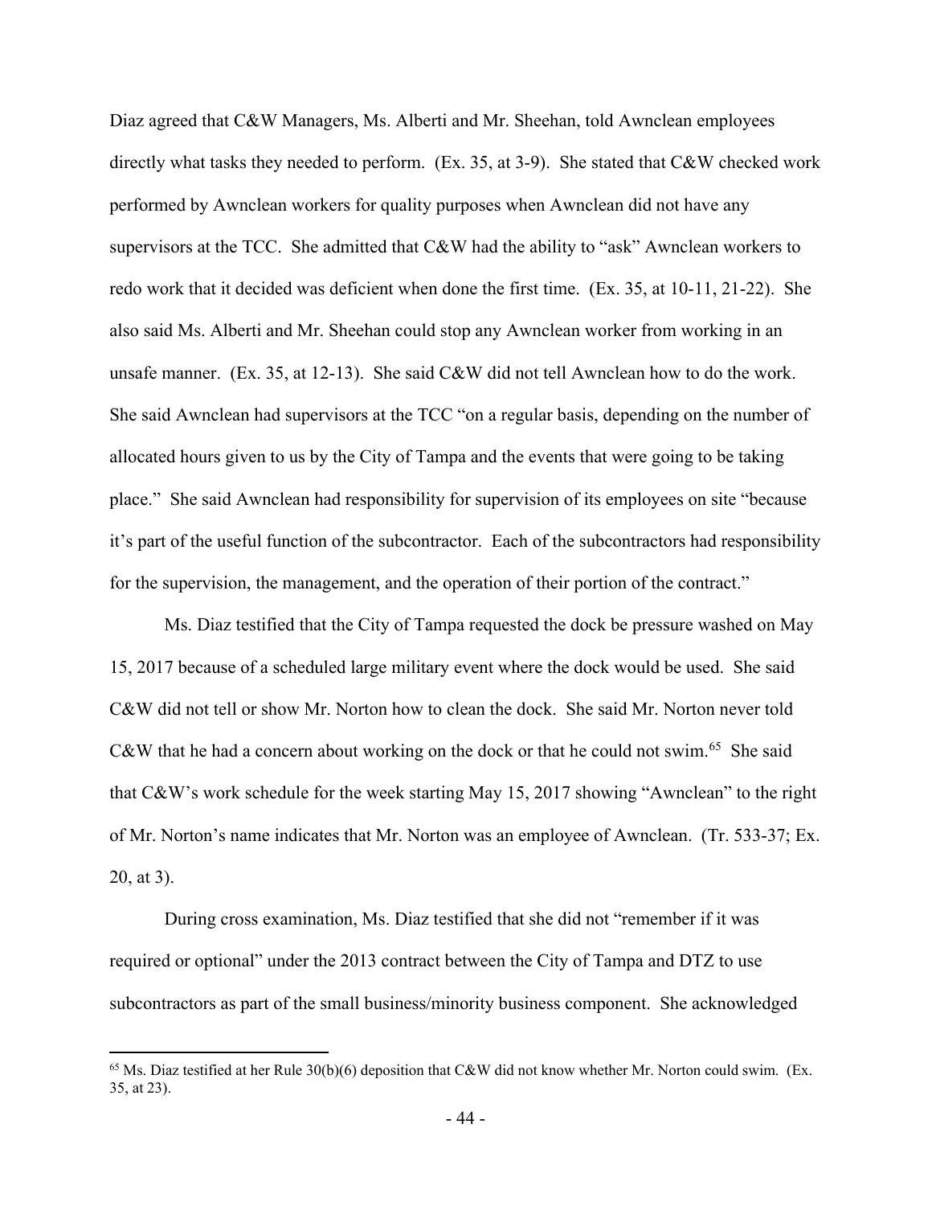Diaz agreed that C&W Managers, Ms. Alberti and Mr. Sheehan, told Awnclean employees directly what tasks they needed to perform. (Ex. 35, at 3-9). She stated that C&W checked work performed by Awnclean workers for quality purposes when Awnclean did not have any supervisors at the TCC. She admitted that C&W had the ability to "ask" Awnclean workers to redo work that it decided was deficient when done the first time. (Ex. 35, at 10-11, 21-22). She also said Ms. Alberti and Mr. Sheehan could stop any Awnclean worker from working in an unsafe manner. (Ex. 35, at 12-13). She said C&W did not tell Awnclean how to do the work. She said Awnclean had supervisors at the TCC "on a regular basis, depending on the number of allocated hours given to us by the City of Tampa and the events that were going to be taking place." She said Awnclean had responsibility for supervision of its employees on site "because it's part of the useful function of the subcontractor. Each of the subcontractors had responsibility for the supervision, the management, and the operation of their portion of the contract."

Ms. Diaz testified that the City of Tampa requested the dock be pressure washed on May 15, 2017 because of a scheduled large military event where the dock would be used. She said C&W did not tell or show Mr. Norton how to clean the dock. She said Mr. Norton never told C&W that he had a concern about working on the dock or that he could not swim.[65] She said that C&W's work schedule for the week starting May 15, 2017 showing "Awnclean" to the right of Mr. Norton's name indicates that Mr. Norton was an employee of Awnclean. (Tr. 533-37; Ex. 20, at 3).

During cross examination, Ms. Diaz testified that she did not "remember if it was required or optional" under the 2013 contract between the City of Tampa and DTZ to use subcontractors as part of the small business/minority business component. She acknowledged

---

[65] Ms. Diaz testified at her Rule 30(b)(6) deposition that C&W did not know whether Mr. Norton could swim. (Ex. 35, at 23).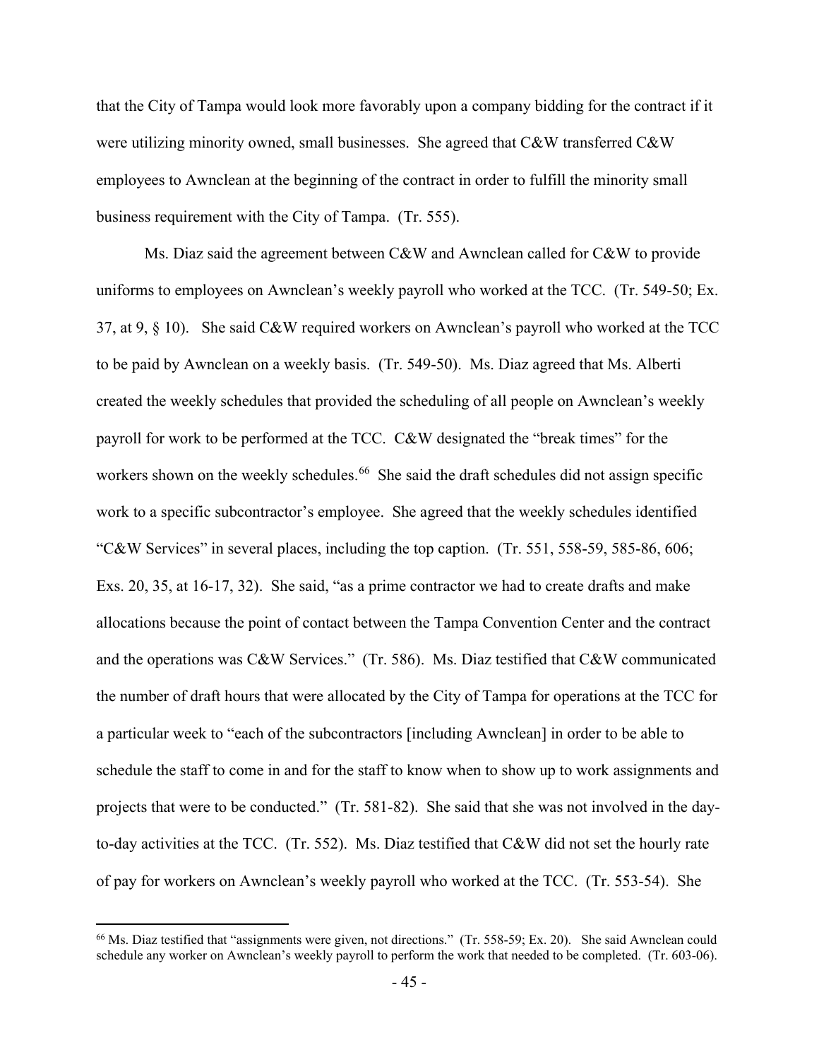that the City of Tampa would look more favorably upon a company bidding for the contract if it were utilizing minority owned, small businesses. She agreed that C&W transferred C&W employees to Awnclean at the beginning of the contract in order to fulfill the minority small business requirement with the City of Tampa. (Tr. 555).

Ms. Diaz said the agreement between C&W and Awnclean called for C&W to provide uniforms to employees on Awnclean's weekly payroll who worked at the TCC. (Tr. 549-50; Ex. 37, at 9, § 10). She said C&W required workers on Awnclean's payroll who worked at the TCC to be paid by Awnclean on a weekly basis. (Tr. 549-50). Ms. Diaz agreed that Ms. Alberti created the weekly schedules that provided the scheduling of all people on Awnclean's weekly payroll for work to be performed at the TCC. C&W designated the "break times" for the workers shown on the weekly schedules.[66] She said the draft schedules did not assign specific work to a specific subcontractor's employee. She agreed that the weekly schedules identified "C&W Services" in several places, including the top caption. (Tr. 551, 558-59, 585-86, 606; Exs. 20, 35, at 16-17, 32). She said, "as a prime contractor we had to create drafts and make allocations because the point of contact between the Tampa Convention Center and the contract and the operations was C&W Services." (Tr. 586). Ms. Diaz testified that C&W communicated the number of draft hours that were allocated by the City of Tampa for operations at the TCC for a particular week to "each of the subcontractors [including Awnclean] in order to be able to schedule the staff to come in and for the staff to know when to show up to work assignments and projects that were to be conducted." (Tr. 581-82). She said that she was not involved in the day-to-day activities at the TCC. (Tr. 552). Ms. Diaz testified that C&W did not set the hourly rate of pay for workers on Awnclean's weekly payroll who worked at the TCC. (Tr. 553-54). She

[66] Ms. Diaz testified that "assignments were given, not directions." (Tr. 558-59; Ex. 20). She said Awnclean could schedule any worker on Awnclean's weekly payroll to perform the work that needed to be completed. (Tr. 603-06).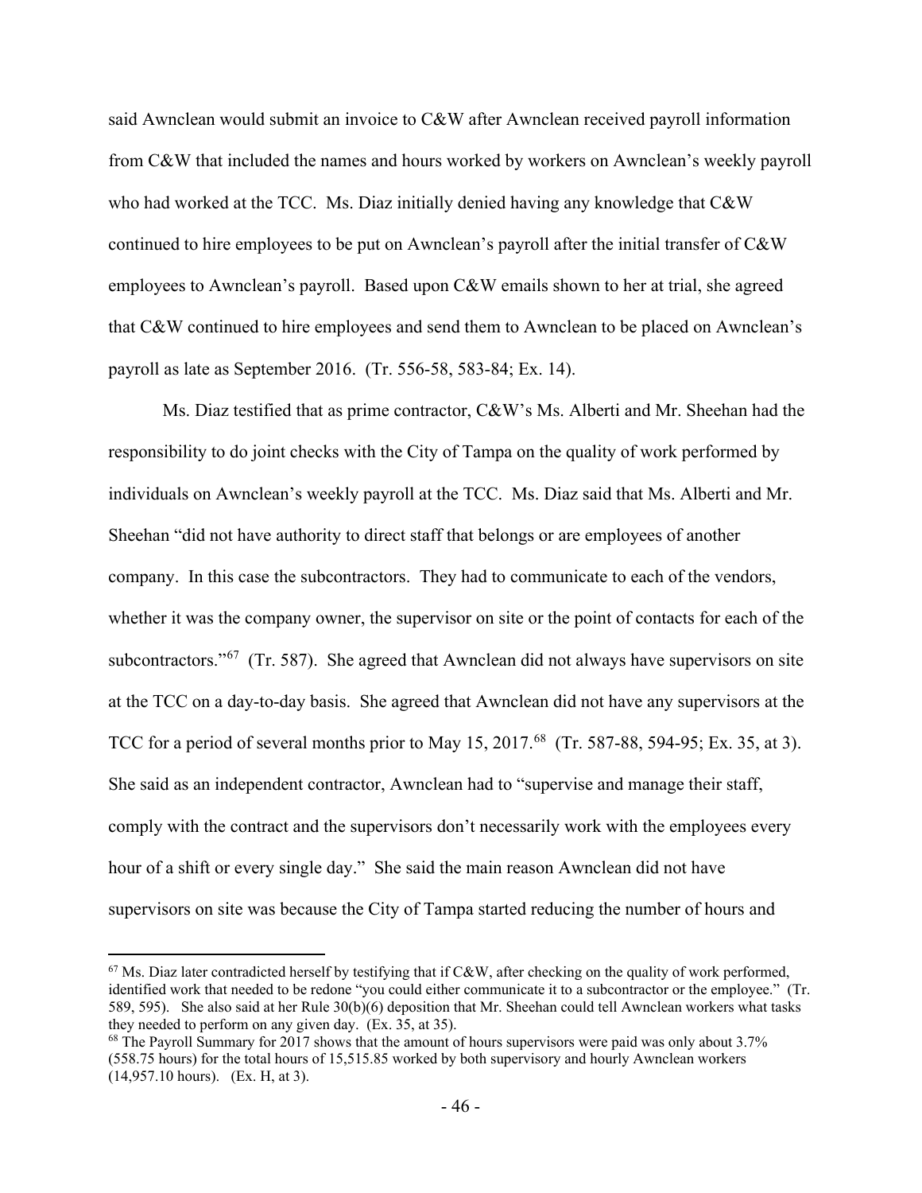said Awnclean would submit an invoice to C&W after Awnclean received payroll information from C&W that included the names and hours worked by workers on Awnclean's weekly payroll who had worked at the TCC. Ms. Diaz initially denied having any knowledge that C&W continued to hire employees to be put on Awnclean's payroll after the initial transfer of C&W employees to Awnclean's payroll. Based upon C&W emails shown to her at trial, she agreed that C&W continued to hire employees and send them to Awnclean to be placed on Awnclean's payroll as late as September 2016. (Tr. 556-58, 583-84; Ex. 14).

Ms. Diaz testified that as prime contractor, C&W's Ms. Alberti and Mr. Sheehan had the responsibility to do joint checks with the City of Tampa on the quality of work performed by individuals on Awnclean's weekly payroll at the TCC. Ms. Diaz said that Ms. Alberti and Mr. Sheehan "did not have authority to direct staff that belongs or are employees of another company. In this case the subcontractors. They had to communicate to each of the vendors, whether it was the company owner, the supervisor on site or the point of contacts for each of the subcontractors."[67] (Tr. 587). She agreed that Awnclean did not always have supervisors on site at the TCC on a day-to-day basis. She agreed that Awnclean did not have any supervisors at the TCC for a period of several months prior to May 15, 2017.[68] (Tr. 587-88, 594-95; Ex. 35, at 3). She said as an independent contractor, Awnclean had to "supervise and manage their staff, comply with the contract and the supervisors don't necessarily work with the employees every hour of a shift or every single day." She said the main reason Awnclean did not have supervisors on site was because the City of Tampa started reducing the number of hours and

---

[67] Ms. Diaz later contradicted herself by testifying that if C&W, after checking on the quality of work performed, identified work that needed to be redone "you could either communicate it to a subcontractor or the employee." (Tr. 589, 595). She also said at her Rule 30(b)(6) deposition that Mr. Sheehan could tell Awnclean workers what tasks they needed to perform on any given day. (Ex. 35, at 35).

[68] The Payroll Summary for 2017 shows that the amount of hours supervisors were paid was only about 3.7% (558.75 hours) for the total hours of 15,515.85 worked by both supervisory and hourly Awnclean workers (14,957.10 hours). (Ex. H, at 3).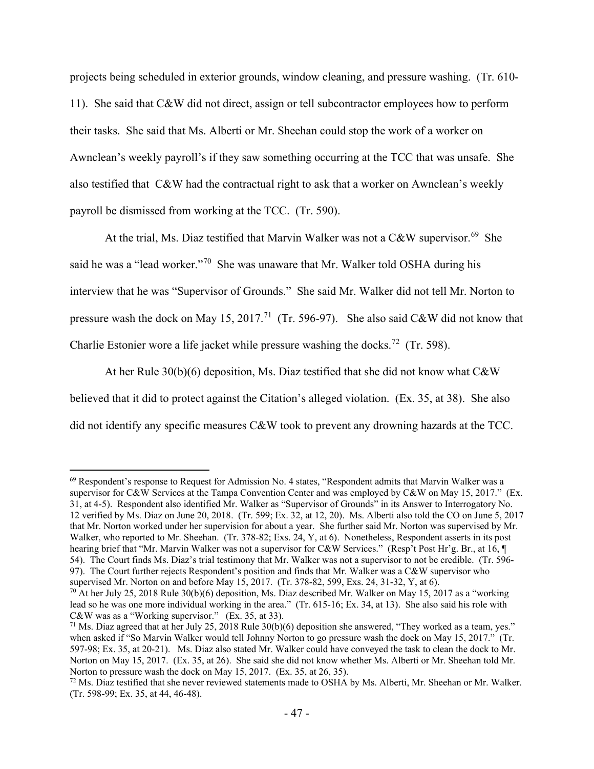projects being scheduled in exterior grounds, window cleaning, and pressure washing. (Tr. 610-11). She said that C&W did not direct, assign or tell subcontractor employees how to perform their tasks. She said that Ms. Alberti or Mr. Sheehan could stop the work of a worker on Awnclean's weekly payroll's if they saw something occurring at the TCC that was unsafe. She also testified that C&W had the contractual right to ask that a worker on Awnclean's weekly payroll be dismissed from working at the TCC. (Tr. 590).

At the trial, Ms. Diaz testified that Marvin Walker was not a C&W supervisor.[69] She said he was a "lead worker."[70] She was unaware that Mr. Walker told OSHA during his interview that he was "Supervisor of Grounds." She said Mr. Walker did not tell Mr. Norton to pressure wash the dock on May 15, 2017.[71] (Tr. 596-97). She also said C&W did not know that Charlie Estonier wore a life jacket while pressure washing the docks.[72] (Tr. 598).

At her Rule 30(b)(6) deposition, Ms. Diaz testified that she did not know what C&W believed that it did to protect against the Citation's alleged violation. (Ex. 35, at 38). She also did not identify any specific measures C&W took to prevent any drowning hazards at the TCC.

---

[69] Respondent's response to Request for Admission No. 4 states, "Respondent admits that Marvin Walker was a supervisor for C&W Services at the Tampa Convention Center and was employed by C&W on May 15, 2017." (Ex. 31, at 4-5). Respondent also identified Mr. Walker as "Supervisor of Grounds" in its Answer to Interrogatory No. 12 verified by Ms. Diaz on June 20, 2018. (Tr. 599; Ex. 32, at 12, 20). Ms. Alberti also told the CO on June 5, 2017 that Mr. Norton worked under her supervision for about a year. She further said Mr. Norton was supervised by Mr. Walker, who reported to Mr. Sheehan. (Tr. 378-82; Exs. 24, Y, at 6). Nonetheless, Respondent asserts in its post hearing brief that "Mr. Marvin Walker was not a supervisor for C&W Services." (Resp't Post Hr'g. Br., at 16, ¶ 54). The Court finds Ms. Diaz's trial testimony that Mr. Walker was not a supervisor to not be credible. (Tr. 596-97). The Court further rejects Respondent's position and finds that Mr. Walker was a C&W supervisor who supervised Mr. Norton on and before May 15, 2017. (Tr. 378-82, 599, Exs. 24, 31-32, Y, at 6).

[70] At her July 25, 2018 Rule 30(b)(6) deposition, Ms. Diaz described Mr. Walker on May 15, 2017 as a "working lead so he was one more individual working in the area." (Tr. 615-16; Ex. 34, at 13). She also said his role with C&W was as a "Working supervisor." (Ex. 35, at 33).

[71] Ms. Diaz agreed that at her July 25, 2018 Rule 30(b)(6) deposition she answered, "They worked as a team, yes." when asked if "So Marvin Walker would tell Johnny Norton to go pressure wash the dock on May 15, 2017." (Tr. 597-98; Ex. 35, at 20-21). Ms. Diaz also stated Mr. Walker could have conveyed the task to clean the dock to Mr. Norton on May 15, 2017. (Ex. 35, at 26). She said she did not know whether Ms. Alberti or Mr. Sheehan told Mr. Norton to pressure wash the dock on May 15, 2017. (Ex. 35, at 26, 35).

[72] Ms. Diaz testified that she never reviewed statements made to OSHA by Ms. Alberti, Mr. Sheehan or Mr. Walker. (Tr. 598-99; Ex. 35, at 44, 46-48).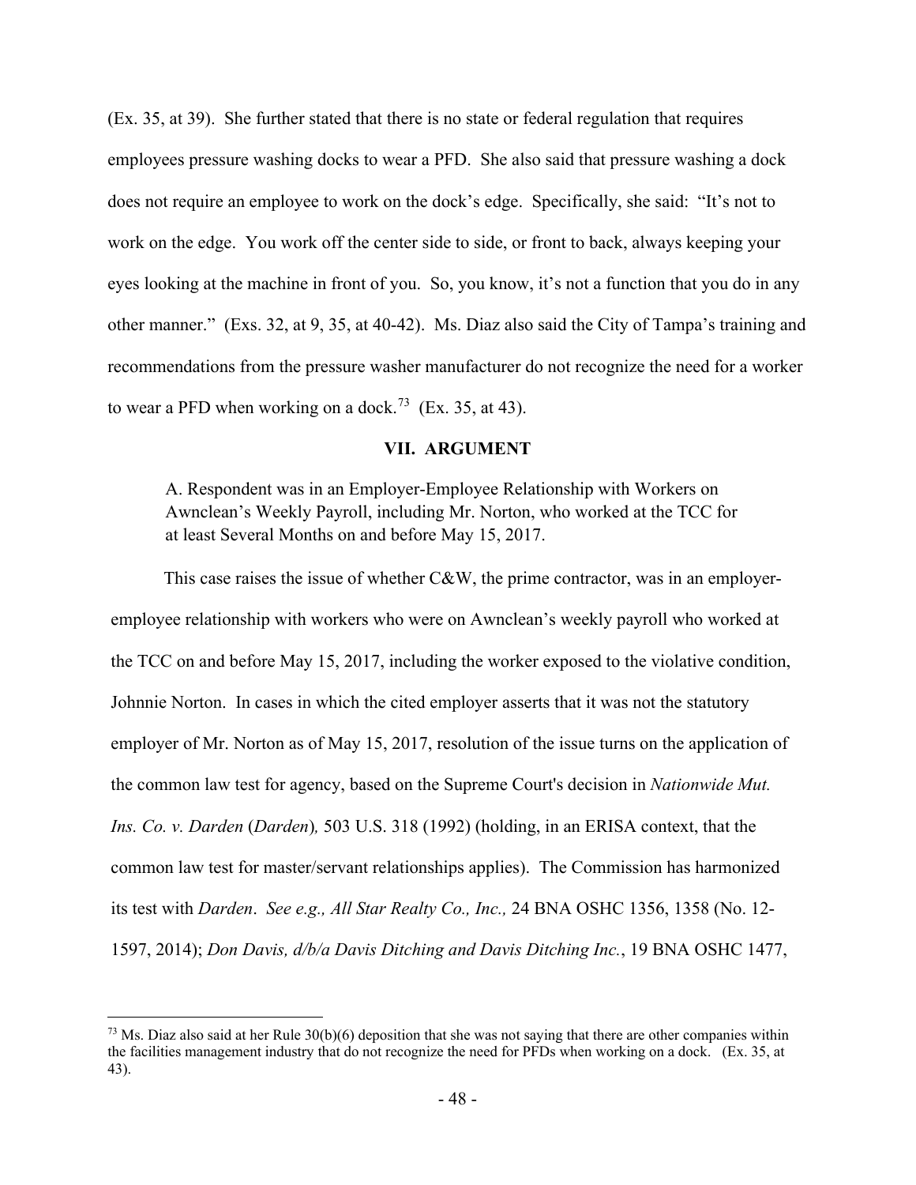(Ex. 35, at 39). She further stated that there is no state or federal regulation that requires employees pressure washing docks to wear a PFD. She also said that pressure washing a dock does not require an employee to work on the dock's edge. Specifically, she said: "It's not to work on the edge. You work off the center side to side, or front to back, always keeping your eyes looking at the machine in front of you. So, you know, it's not a function that you do in any other manner." (Exs. 32, at 9, 35, at 40-42). Ms. Diaz also said the City of Tampa's training and recommendations from the pressure washer manufacturer do not recognize the need for a worker to wear a PFD when working on a dock.[73] (Ex. 35, at 43).

## VII. ARGUMENT

### A. Respondent was in an Employer-Employee Relationship with Workers on Awnclean's Weekly Payroll, including Mr. Norton, who worked at the TCC for at least Several Months on and before May 15, 2017.

This case raises the issue of whether C&W, the prime contractor, was in an employer-employee relationship with workers who were on Awnclean's weekly payroll who worked at the TCC on and before May 15, 2017, including the worker exposed to the violative condition, Johnnie Norton. In cases in which the cited employer asserts that it was not the statutory employer of Mr. Norton as of May 15, 2017, resolution of the issue turns on the application of the common law test for agency, based on the Supreme Court's decision in *Nationwide Mut. Ins. Co. v. Darden* (*Darden*)*,* 503 U.S. 318 (1992) (holding, in an ERISA context, that the common law test for master/servant relationships applies). The Commission has harmonized its test with *Darden*. *See e.g., All Star Realty Co., Inc.,* 24 BNA OSHC 1356, 1358 (No. 12-1597, 2014); *Don Davis, d/b/a Davis Ditching and Davis Ditching Inc.*, 19 BNA OSHC 1477,

---

[73] Ms. Diaz also said at her Rule 30(b)(6) deposition that she was not saying that there are other companies within the facilities management industry that do not recognize the need for PFDs when working on a dock. (Ex. 35, at 43).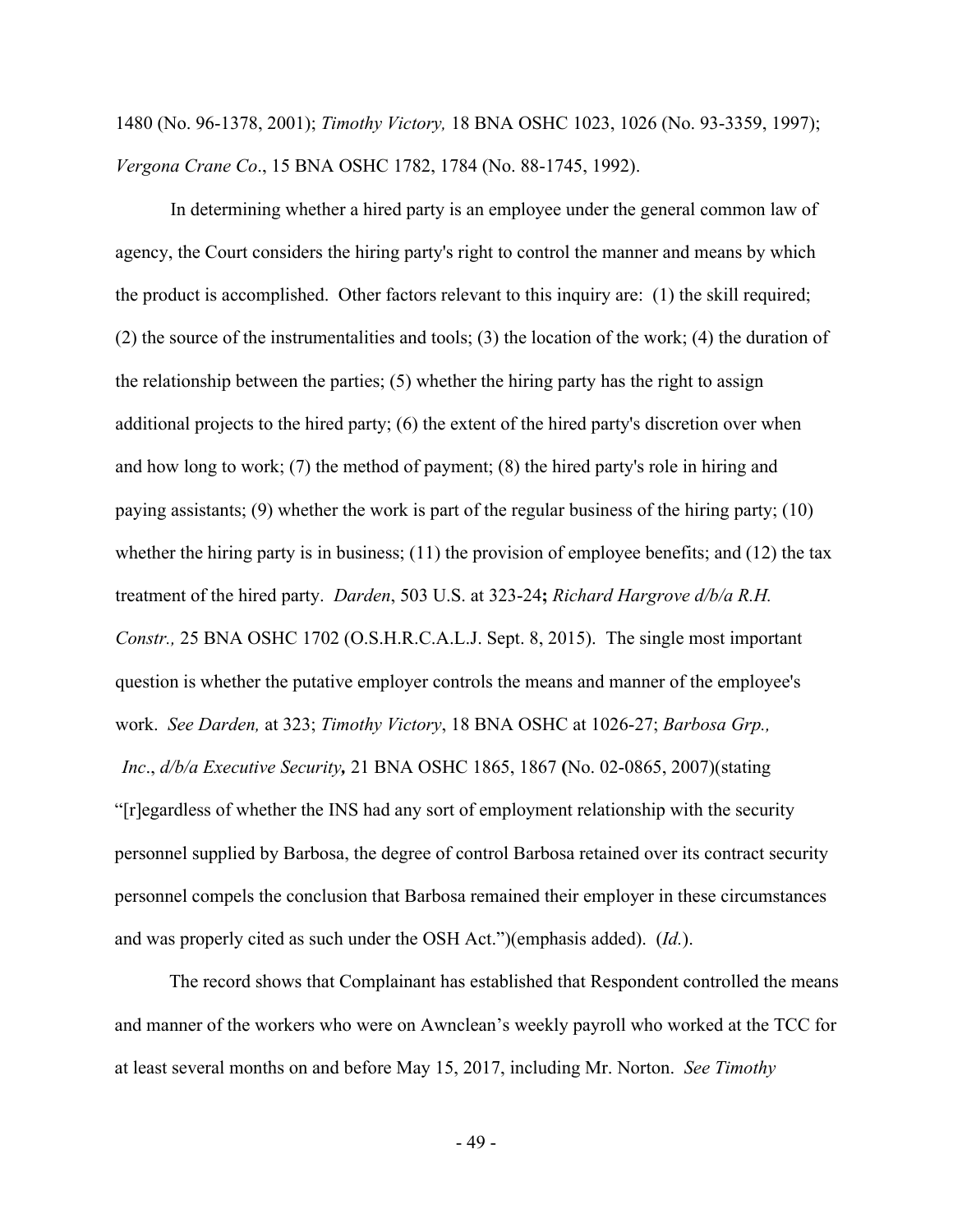1480 (No. 96-1378, 2001); *Timothy Victory,* 18 BNA OSHC 1023, 1026 (No. 93-3359, 1997); *Vergona Crane Co*., 15 BNA OSHC 1782, 1784 (No. 88-1745, 1992).

In determining whether a hired party is an employee under the general common law of agency, the Court considers the hiring party's right to control the manner and means by which the product is accomplished. Other factors relevant to this inquiry are: (1) the skill required; (2) the source of the instrumentalities and tools; (3) the location of the work; (4) the duration of the relationship between the parties; (5) whether the hiring party has the right to assign additional projects to the hired party; (6) the extent of the hired party's discretion over when and how long to work; (7) the method of payment; (8) the hired party's role in hiring and paying assistants; (9) whether the work is part of the regular business of the hiring party; (10) whether the hiring party is in business; (11) the provision of employee benefits; and (12) the tax treatment of the hired party. *Darden*, 503 U.S. at 323-24**;** *Richard Hargrove d/b/a R.H. Constr.,* 25 BNA OSHC 1702 (O.S.H.R.C.A.L.J. Sept. 8, 2015). The single most important question is whether the putative employer controls the means and manner of the employee's work. *See Darden,* at 323; *Timothy Victory*, 18 BNA OSHC at 1026-27; *Barbosa Grp., Inc*., *d/b/a Executive Security***,** 21 BNA OSHC 1865, 1867 **(**No. 02-0865, 2007)(stating "[r]egardless of whether the INS had any sort of employment relationship with the security personnel supplied by Barbosa, the degree of control Barbosa retained over its contract security personnel compels the conclusion that Barbosa remained their employer in these circumstances and was properly cited as such under the OSH Act.")(emphasis added). (*Id.*).

The record shows that Complainant has established that Respondent controlled the means and manner of the workers who were on Awnclean's weekly payroll who worked at the TCC for at least several months on and before May 15, 2017, including Mr. Norton. *See Timothy*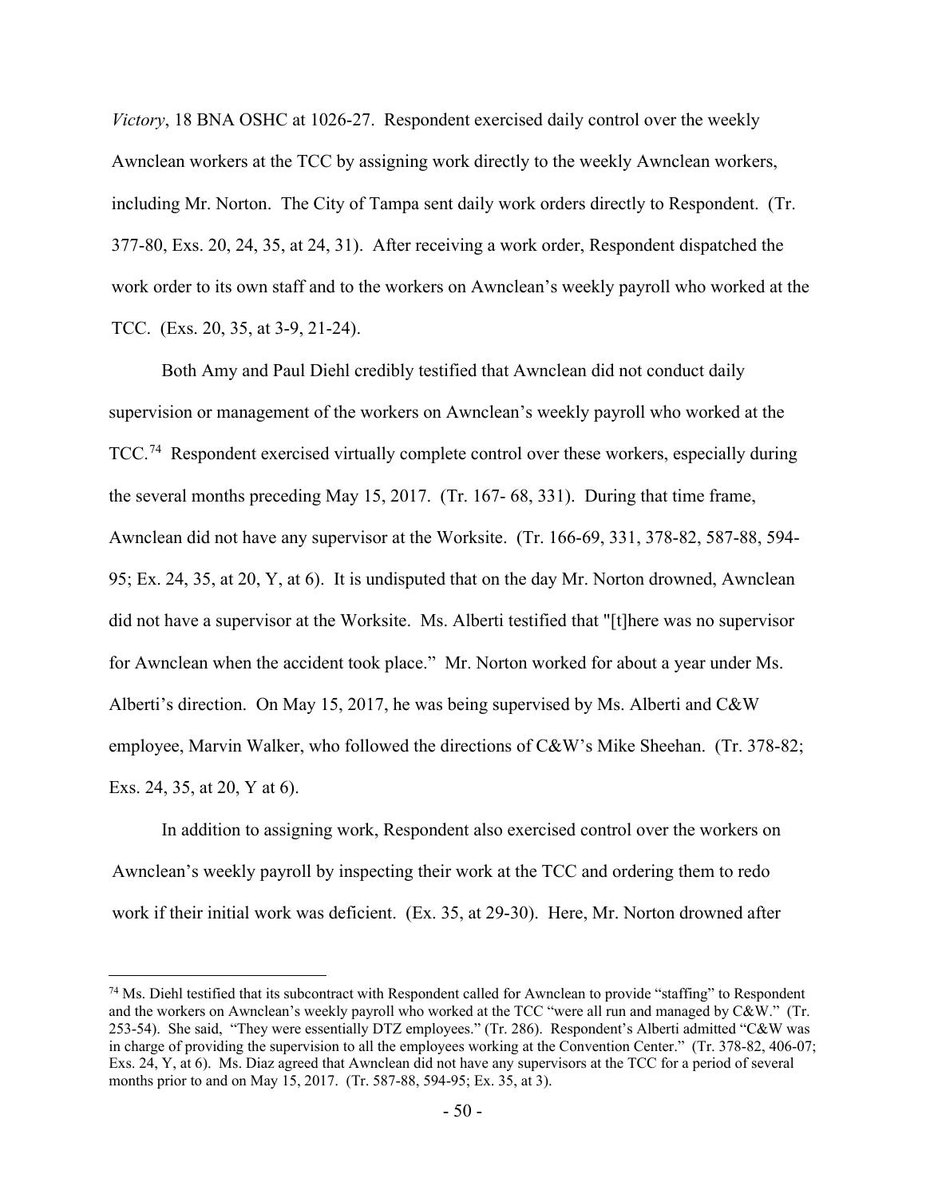*Victory*, 18 BNA OSHC at 1026-27. Respondent exercised daily control over the weekly Awnclean workers at the TCC by assigning work directly to the weekly Awnclean workers, including Mr. Norton. The City of Tampa sent daily work orders directly to Respondent. (Tr. 377-80, Exs. 20, 24, 35, at 24, 31). After receiving a work order, Respondent dispatched the work order to its own staff and to the workers on Awnclean's weekly payroll who worked at the TCC. (Exs. 20, 35, at 3-9, 21-24).

Both Amy and Paul Diehl credibly testified that Awnclean did not conduct daily supervision or management of the workers on Awnclean's weekly payroll who worked at the TCC.[74] Respondent exercised virtually complete control over these workers, especially during the several months preceding May 15, 2017. (Tr. 167- 68, 331). During that time frame, Awnclean did not have any supervisor at the Worksite. (Tr. 166-69, 331, 378-82, 587-88, 594-95; Ex. 24, 35, at 20, Y, at 6). It is undisputed that on the day Mr. Norton drowned, Awnclean did not have a supervisor at the Worksite. Ms. Alberti testified that "[t]here was no supervisor for Awnclean when the accident took place." Mr. Norton worked for about a year under Ms. Alberti's direction. On May 15, 2017, he was being supervised by Ms. Alberti and C&W employee, Marvin Walker, who followed the directions of C&W's Mike Sheehan. (Tr. 378-82; Exs. 24, 35, at 20, Y at 6).

In addition to assigning work, Respondent also exercised control over the workers on Awnclean's weekly payroll by inspecting their work at the TCC and ordering them to redo work if their initial work was deficient. (Ex. 35, at 29-30). Here, Mr. Norton drowned after

---

[74] Ms. Diehl testified that its subcontract with Respondent called for Awnclean to provide "staffing" to Respondent and the workers on Awnclean's weekly payroll who worked at the TCC "were all run and managed by C&W." (Tr. 253-54). She said, "They were essentially DTZ employees." (Tr. 286). Respondent's Alberti admitted "C&W was in charge of providing the supervision to all the employees working at the Convention Center." (Tr. 378-82, 406-07; Exs. 24, Y, at 6). Ms. Diaz agreed that Awnclean did not have any supervisors at the TCC for a period of several months prior to and on May 15, 2017. (Tr. 587-88, 594-95; Ex. 35, at 3).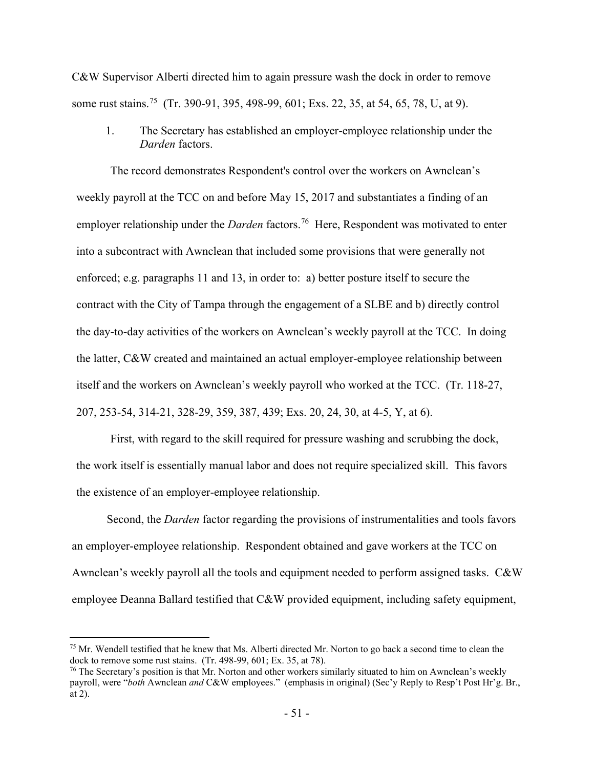C&W Supervisor Alberti directed him to again pressure wash the dock in order to remove some rust stains.[75] (Tr. 390-91, 395, 498-99, 601; Exs. 22, 35, at 54, 65, 78, U, at 9).

1. The Secretary has established an employer-employee relationship under the *Darden* factors.

The record demonstrates Respondent's control over the workers on Awnclean's weekly payroll at the TCC on and before May 15, 2017 and substantiates a finding of an employer relationship under the *Darden* factors.[76] Here, Respondent was motivated to enter into a subcontract with Awnclean that included some provisions that were generally not enforced; e.g. paragraphs 11 and 13, in order to: a) better posture itself to secure the contract with the City of Tampa through the engagement of a SLBE and b) directly control the day-to-day activities of the workers on Awnclean's weekly payroll at the TCC. In doing the latter, C&W created and maintained an actual employer-employee relationship between itself and the workers on Awnclean's weekly payroll who worked at the TCC. (Tr. 118-27, 207, 253-54, 314-21, 328-29, 359, 387, 439; Exs. 20, 24, 30, at 4-5, Y, at 6).

First, with regard to the skill required for pressure washing and scrubbing the dock, the work itself is essentially manual labor and does not require specialized skill. This favors the existence of an employer-employee relationship.

Second, the *Darden* factor regarding the provisions of instrumentalities and tools favors an employer-employee relationship. Respondent obtained and gave workers at the TCC on Awnclean's weekly payroll all the tools and equipment needed to perform assigned tasks. C&W employee Deanna Ballard testified that C&W provided equipment, including safety equipment,

---

[75] Mr. Wendell testified that he knew that Ms. Alberti directed Mr. Norton to go back a second time to clean the dock to remove some rust stains. (Tr. 498-99, 601; Ex. 35, at 78).

[76] The Secretary's position is that Mr. Norton and other workers similarly situated to him on Awnclean's weekly payroll, were "*both* Awnclean *and* C&W employees." (emphasis in original) (Sec'y Reply to Resp't Post Hr'g. Br., at 2).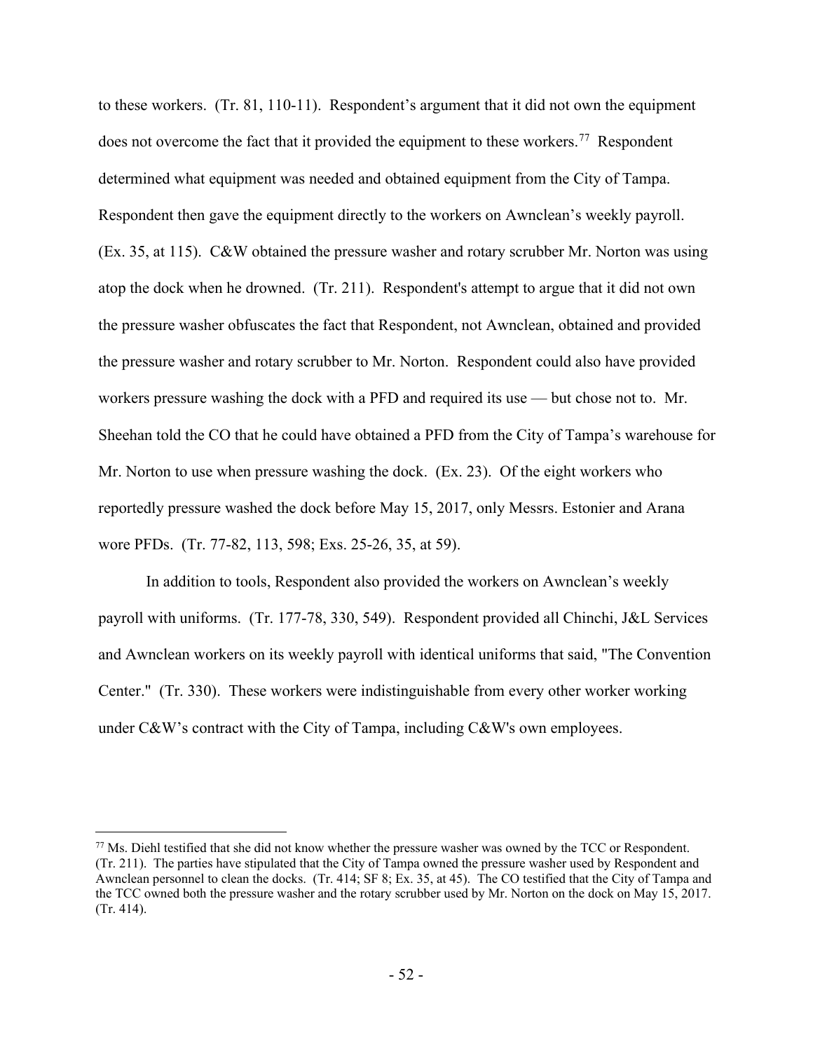to these workers. (Tr. 81, 110-11). Respondent's argument that it did not own the equipment does not overcome the fact that it provided the equipment to these workers.[77] Respondent determined what equipment was needed and obtained equipment from the City of Tampa. Respondent then gave the equipment directly to the workers on Awnclean's weekly payroll. (Ex. 35, at 115). C&W obtained the pressure washer and rotary scrubber Mr. Norton was using atop the dock when he drowned. (Tr. 211). Respondent's attempt to argue that it did not own the pressure washer obfuscates the fact that Respondent, not Awnclean, obtained and provided the pressure washer and rotary scrubber to Mr. Norton. Respondent could also have provided workers pressure washing the dock with a PFD and required its use — but chose not to. Mr. Sheehan told the CO that he could have obtained a PFD from the City of Tampa's warehouse for Mr. Norton to use when pressure washing the dock. (Ex. 23). Of the eight workers who reportedly pressure washed the dock before May 15, 2017, only Messrs. Estonier and Arana wore PFDs. (Tr. 77-82, 113, 598; Exs. 25-26, 35, at 59).

In addition to tools, Respondent also provided the workers on Awnclean's weekly payroll with uniforms. (Tr. 177-78, 330, 549). Respondent provided all Chinchi, J&L Services and Awnclean workers on its weekly payroll with identical uniforms that said, "The Convention Center." (Tr. 330). These workers were indistinguishable from every other worker working under C&W's contract with the City of Tampa, including C&W's own employees.

---

[77] Ms. Diehl testified that she did not know whether the pressure washer was owned by the TCC or Respondent. (Tr. 211). The parties have stipulated that the City of Tampa owned the pressure washer used by Respondent and Awnclean personnel to clean the docks. (Tr. 414; SF 8; Ex. 35, at 45). The CO testified that the City of Tampa and the TCC owned both the pressure washer and the rotary scrubber used by Mr. Norton on the dock on May 15, 2017. (Tr. 414).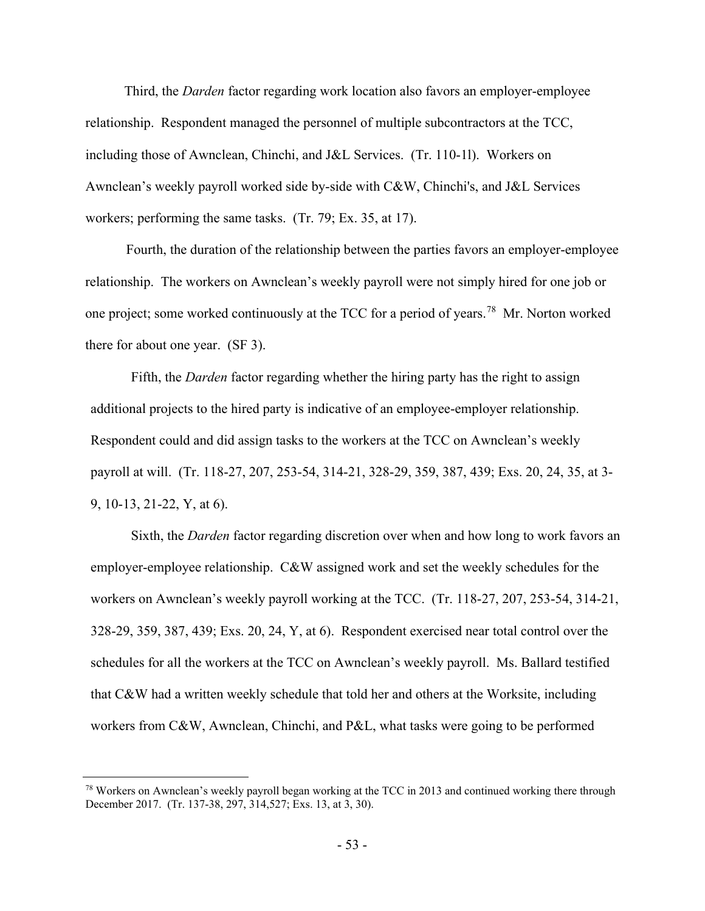Third, the *Darden* factor regarding work location also favors an employer-employee relationship. Respondent managed the personnel of multiple subcontractors at the TCC, including those of Awnclean, Chinchi, and J&L Services. (Tr. 110-1l). Workers on Awnclean's weekly payroll worked side by-side with C&W, Chinchi's, and J&L Services workers; performing the same tasks. (Tr. 79; Ex. 35, at 17).

Fourth, the duration of the relationship between the parties favors an employer-employee relationship. The workers on Awnclean's weekly payroll were not simply hired for one job or one project; some worked continuously at the TCC for a period of years.[78] Mr. Norton worked there for about one year. (SF 3).

Fifth, the *Darden* factor regarding whether the hiring party has the right to assign additional projects to the hired party is indicative of an employee-employer relationship. Respondent could and did assign tasks to the workers at the TCC on Awnclean's weekly payroll at will. (Tr. 118-27, 207, 253-54, 314-21, 328-29, 359, 387, 439; Exs. 20, 24, 35, at 3-9, 10-13, 21-22, Y, at 6).

Sixth, the *Darden* factor regarding discretion over when and how long to work favors an employer-employee relationship. C&W assigned work and set the weekly schedules for the workers on Awnclean's weekly payroll working at the TCC. (Tr. 118-27, 207, 253-54, 314-21, 328-29, 359, 387, 439; Exs. 20, 24, Y, at 6). Respondent exercised near total control over the schedules for all the workers at the TCC on Awnclean's weekly payroll. Ms. Ballard testified that C&W had a written weekly schedule that told her and others at the Worksite, including workers from C&W, Awnclean, Chinchi, and P&L, what tasks were going to be performed

[78] Workers on Awnclean's weekly payroll began working at the TCC in 2013 and continued working there through December 2017. (Tr. 137-38, 297, 314,527; Exs. 13, at 3, 30).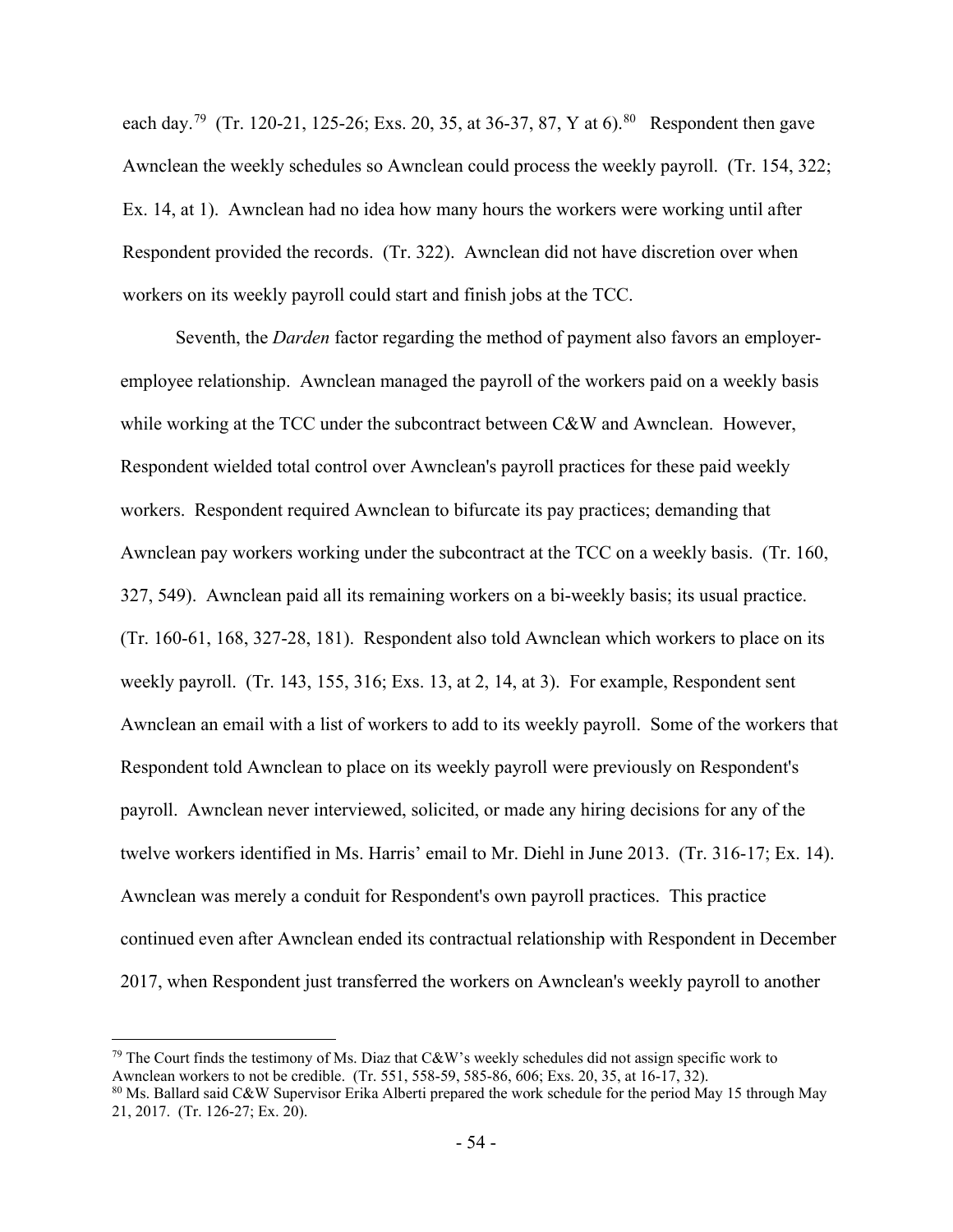each day.[79] (Tr. 120-21, 125-26; Exs. 20, 35, at 36-37, 87, Y at 6).[80] Respondent then gave Awnclean the weekly schedules so Awnclean could process the weekly payroll. (Tr. 154, 322; Ex. 14, at 1). Awnclean had no idea how many hours the workers were working until after Respondent provided the records. (Tr. 322). Awnclean did not have discretion over when workers on its weekly payroll could start and finish jobs at the TCC.

Seventh, the *Darden* factor regarding the method of payment also favors an employer-employee relationship. Awnclean managed the payroll of the workers paid on a weekly basis while working at the TCC under the subcontract between C&W and Awnclean. However, Respondent wielded total control over Awnclean's payroll practices for these paid weekly workers. Respondent required Awnclean to bifurcate its pay practices; demanding that Awnclean pay workers working under the subcontract at the TCC on a weekly basis. (Tr. 160, 327, 549). Awnclean paid all its remaining workers on a bi-weekly basis; its usual practice. (Tr. 160-61, 168, 327-28, 181). Respondent also told Awnclean which workers to place on its weekly payroll. (Tr. 143, 155, 316; Exs. 13, at 2, 14, at 3). For example, Respondent sent Awnclean an email with a list of workers to add to its weekly payroll. Some of the workers that Respondent told Awnclean to place on its weekly payroll were previously on Respondent's payroll. Awnclean never interviewed, solicited, or made any hiring decisions for any of the twelve workers identified in Ms. Harris' email to Mr. Diehl in June 2013. (Tr. 316-17; Ex. 14). Awnclean was merely a conduit for Respondent's own payroll practices. This practice continued even after Awnclean ended its contractual relationship with Respondent in December 2017, when Respondent just transferred the workers on Awnclean's weekly payroll to another

[79] The Court finds the testimony of Ms. Diaz that C&W's weekly schedules did not assign specific work to Awnclean workers to not be credible. (Tr. 551, 558-59, 585-86, 606; Exs. 20, 35, at 16-17, 32).

[80] Ms. Ballard said C&W Supervisor Erika Alberti prepared the work schedule for the period May 15 through May 21, 2017. (Tr. 126-27; Ex. 20).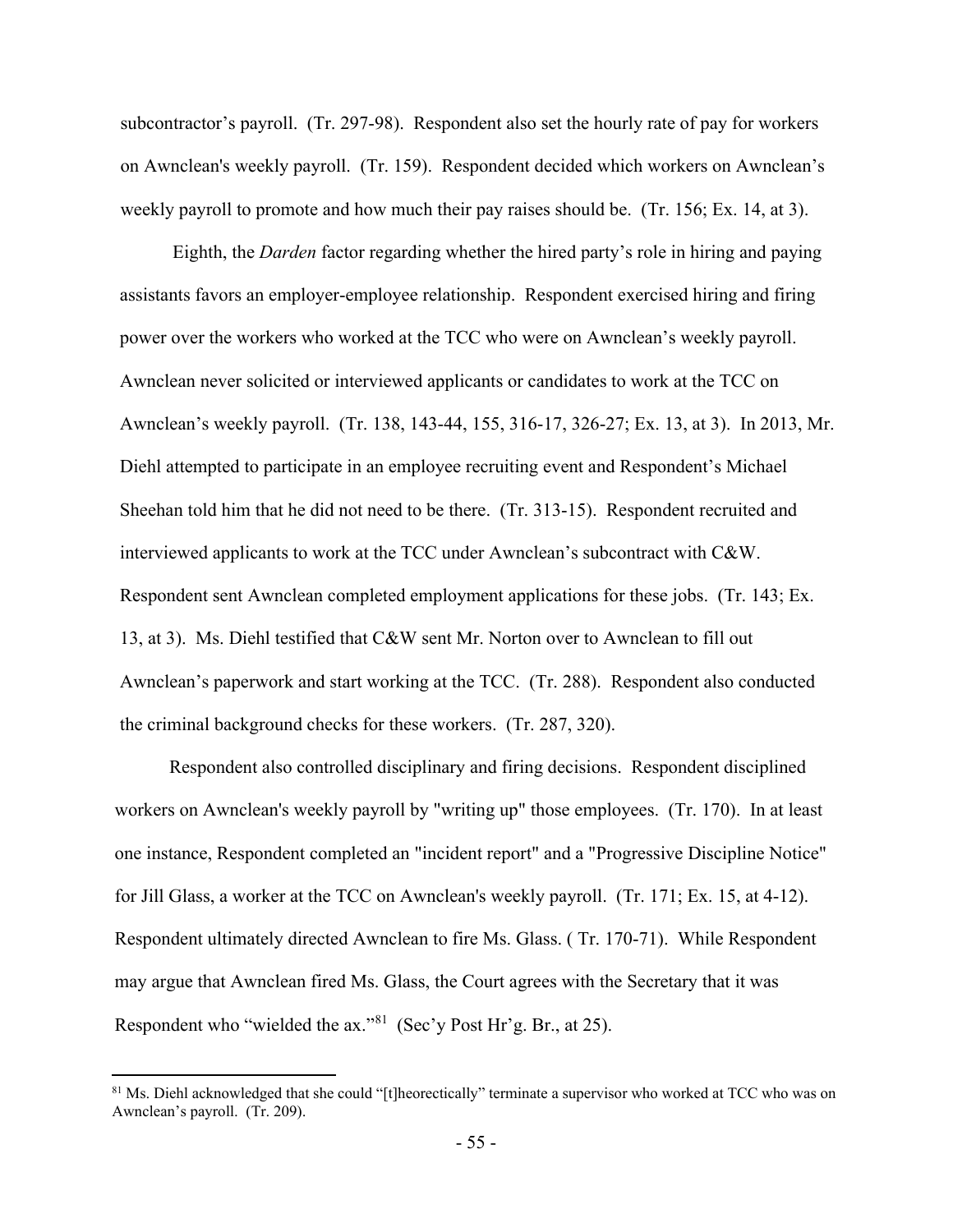subcontractor's payroll. (Tr. 297-98). Respondent also set the hourly rate of pay for workers on Awnclean's weekly payroll. (Tr. 159). Respondent decided which workers on Awnclean's weekly payroll to promote and how much their pay raises should be. (Tr. 156; Ex. 14, at 3).

Eighth, the *Darden* factor regarding whether the hired party's role in hiring and paying assistants favors an employer-employee relationship. Respondent exercised hiring and firing power over the workers who worked at the TCC who were on Awnclean's weekly payroll. Awnclean never solicited or interviewed applicants or candidates to work at the TCC on Awnclean's weekly payroll. (Tr. 138, 143-44, 155, 316-17, 326-27; Ex. 13, at 3). In 2013, Mr. Diehl attempted to participate in an employee recruiting event and Respondent's Michael Sheehan told him that he did not need to be there. (Tr. 313-15). Respondent recruited and interviewed applicants to work at the TCC under Awnclean's subcontract with C&W. Respondent sent Awnclean completed employment applications for these jobs. (Tr. 143; Ex. 13, at 3). Ms. Diehl testified that C&W sent Mr. Norton over to Awnclean to fill out Awnclean's paperwork and start working at the TCC. (Tr. 288). Respondent also conducted the criminal background checks for these workers. (Tr. 287, 320).

Respondent also controlled disciplinary and firing decisions. Respondent disciplined workers on Awnclean's weekly payroll by "writing up" those employees. (Tr. 170). In at least one instance, Respondent completed an "incident report" and a "Progressive Discipline Notice" for Jill Glass, a worker at the TCC on Awnclean's weekly payroll. (Tr. 171; Ex. 15, at 4-12). Respondent ultimately directed Awnclean to fire Ms. Glass. ( Tr. 170-71). While Respondent may argue that Awnclean fired Ms. Glass, the Court agrees with the Secretary that it was Respondent who "wielded the ax."[81] (Sec'y Post Hr'g. Br., at 25).

---

[81] Ms. Diehl acknowledged that she could "[t]heorectically" terminate a supervisor who worked at TCC who was on Awnclean's payroll. (Tr. 209).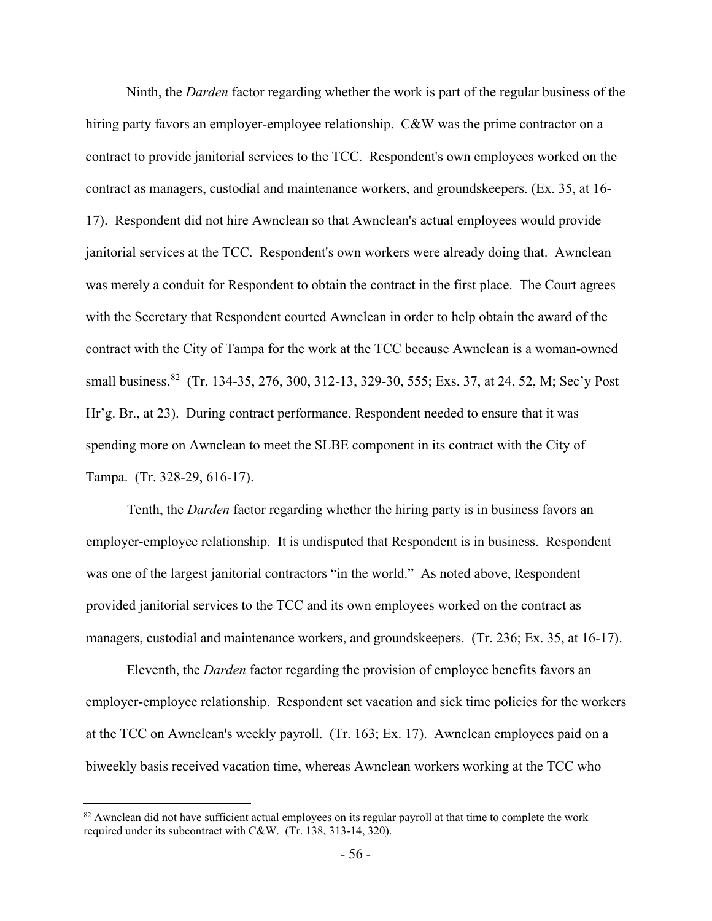Ninth, the *Darden* factor regarding whether the work is part of the regular business of the hiring party favors an employer-employee relationship. C&W was the prime contractor on a contract to provide janitorial services to the TCC. Respondent's own employees worked on the contract as managers, custodial and maintenance workers, and groundskeepers. (Ex. 35, at 16-17). Respondent did not hire Awnclean so that Awnclean's actual employees would provide janitorial services at the TCC. Respondent's own workers were already doing that. Awnclean was merely a conduit for Respondent to obtain the contract in the first place. The Court agrees with the Secretary that Respondent courted Awnclean in order to help obtain the award of the contract with the City of Tampa for the work at the TCC because Awnclean is a woman-owned small business.[82] (Tr. 134-35, 276, 300, 312-13, 329-30, 555; Exs. 37, at 24, 52, M; Sec'y Post Hr'g. Br., at 23). During contract performance, Respondent needed to ensure that it was spending more on Awnclean to meet the SLBE component in its contract with the City of Tampa. (Tr. 328-29, 616-17).

Tenth, the *Darden* factor regarding whether the hiring party is in business favors an employer-employee relationship. It is undisputed that Respondent is in business. Respondent was one of the largest janitorial contractors "in the world." As noted above, Respondent provided janitorial services to the TCC and its own employees worked on the contract as managers, custodial and maintenance workers, and groundskeepers. (Tr. 236; Ex. 35, at 16-17).

Eleventh, the *Darden* factor regarding the provision of employee benefits favors an employer-employee relationship. Respondent set vacation and sick time policies for the workers at the TCC on Awnclean's weekly payroll. (Tr. 163; Ex. 17). Awnclean employees paid on a biweekly basis received vacation time, whereas Awnclean workers working at the TCC who

[82] Awnclean did not have sufficient actual employees on its regular payroll at that time to complete the work required under its subcontract with C&W. (Tr. 138, 313-14, 320).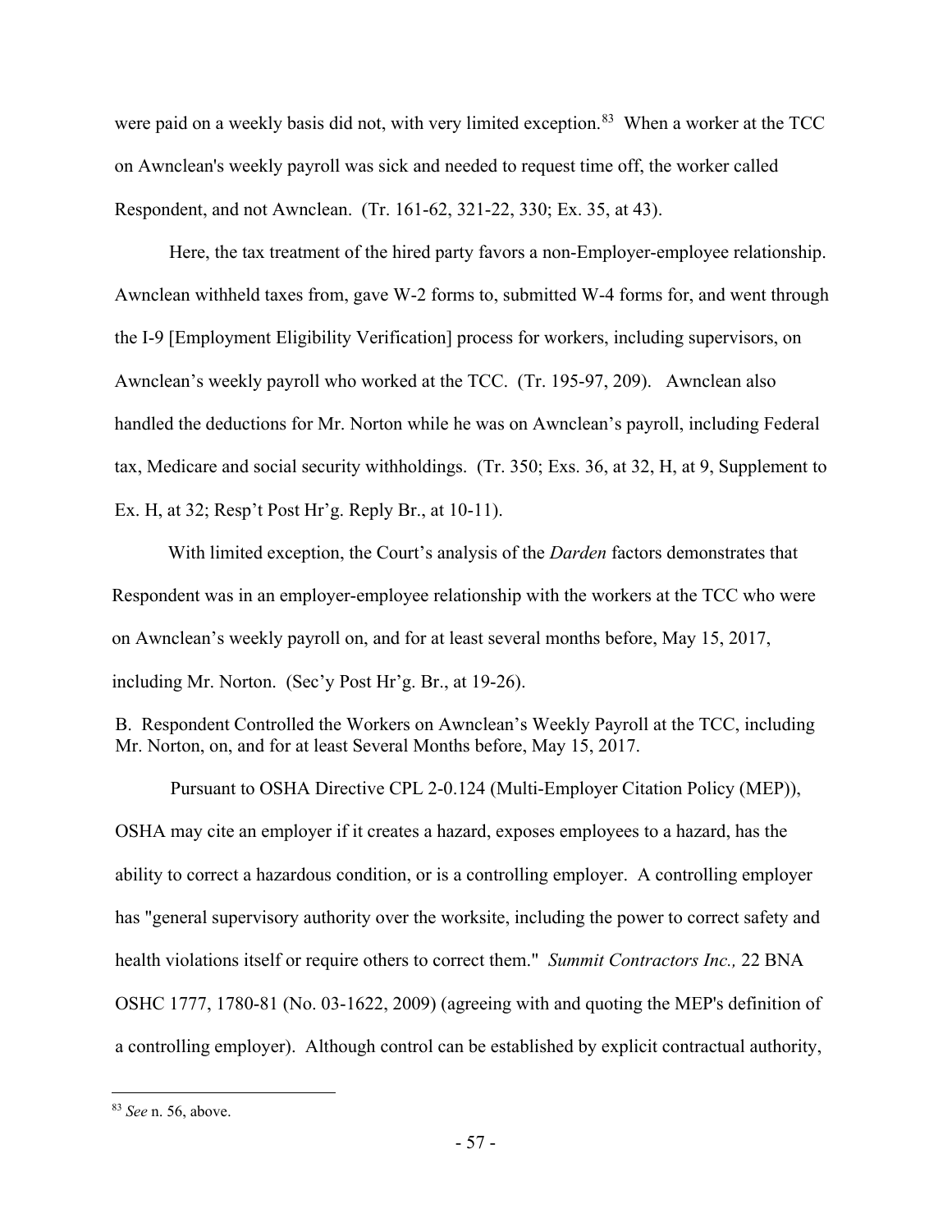were paid on a weekly basis did not, with very limited exception.[83] When a worker at the TCC on Awnclean's weekly payroll was sick and needed to request time off, the worker called Respondent, and not Awnclean. (Tr. 161-62, 321-22, 330; Ex. 35, at 43).

Here, the tax treatment of the hired party favors a non-Employer-employee relationship. Awnclean withheld taxes from, gave W-2 forms to, submitted W-4 forms for, and went through the I-9 [Employment Eligibility Verification] process for workers, including supervisors, on Awnclean's weekly payroll who worked at the TCC. (Tr. 195-97, 209). Awnclean also handled the deductions for Mr. Norton while he was on Awnclean's payroll, including Federal tax, Medicare and social security withholdings. (Tr. 350; Exs. 36, at 32, H, at 9, Supplement to Ex. H, at 32; Resp't Post Hr'g. Reply Br., at 10-11).

With limited exception, the Court's analysis of the *Darden* factors demonstrates that Respondent was in an employer-employee relationship with the workers at the TCC who were on Awnclean's weekly payroll on, and for at least several months before, May 15, 2017, including Mr. Norton. (Sec'y Post Hr'g. Br., at 19-26).

B. Respondent Controlled the Workers on Awnclean's Weekly Payroll at the TCC, including Mr. Norton, on, and for at least Several Months before, May 15, 2017.

Pursuant to OSHA Directive CPL 2-0.124 (Multi-Employer Citation Policy (MEP)), OSHA may cite an employer if it creates a hazard, exposes employees to a hazard, has the ability to correct a hazardous condition, or is a controlling employer. A controlling employer has "general supervisory authority over the worksite, including the power to correct safety and health violations itself or require others to correct them." *Summit Contractors Inc.,* 22 BNA OSHC 1777, 1780-81 (No. 03-1622, 2009) (agreeing with and quoting the MEP's definition of a controlling employer). Although control can be established by explicit contractual authority,

[83] *See* n. 56, above.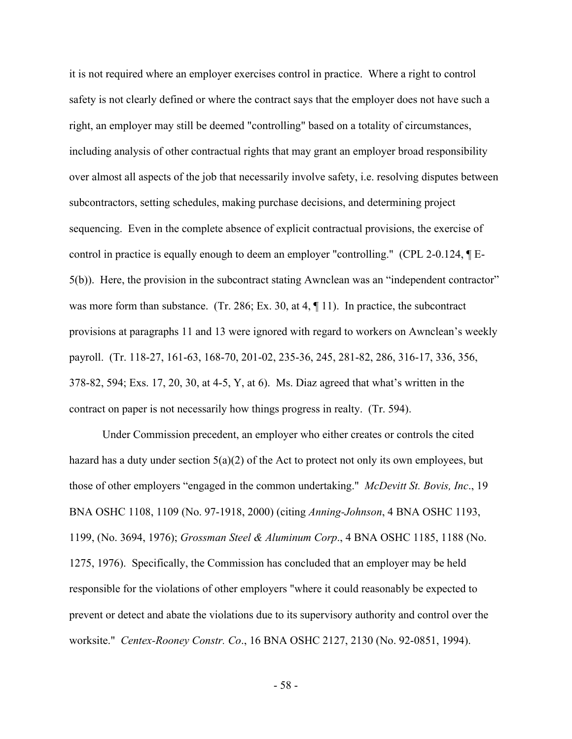it is not required where an employer exercises control in practice. Where a right to control safety is not clearly defined or where the contract says that the employer does not have such a right, an employer may still be deemed "controlling" based on a totality of circumstances, including analysis of other contractual rights that may grant an employer broad responsibility over almost all aspects of the job that necessarily involve safety, i.e. resolving disputes between subcontractors, setting schedules, making purchase decisions, and determining project sequencing. Even in the complete absence of explicit contractual provisions, the exercise of control in practice is equally enough to deem an employer "controlling." (CPL 2-0.124, ¶ E-5(b)). Here, the provision in the subcontract stating Awnclean was an "independent contractor" was more form than substance. (Tr. 286; Ex. 30, at 4, ¶ 11). In practice, the subcontract provisions at paragraphs 11 and 13 were ignored with regard to workers on Awnclean's weekly payroll. (Tr. 118-27, 161-63, 168-70, 201-02, 235-36, 245, 281-82, 286, 316-17, 336, 356, 378-82, 594; Exs. 17, 20, 30, at 4-5, Y, at 6). Ms. Diaz agreed that what's written in the contract on paper is not necessarily how things progress in realty. (Tr. 594).

Under Commission precedent, an employer who either creates or controls the cited hazard has a duty under section 5(a)(2) of the Act to protect not only its own employees, but those of other employers "engaged in the common undertaking." *McDevitt St. Bovis, Inc*., 19 BNA OSHC 1108, 1109 (No. 97-1918, 2000) (citing *Anning-Johnson*, 4 BNA OSHC 1193, 1199, (No. 3694, 1976); *Grossman Steel & Aluminum Corp*., 4 BNA OSHC 1185, 1188 (No. 1275, 1976). Specifically, the Commission has concluded that an employer may be held responsible for the violations of other employers "where it could reasonably be expected to prevent or detect and abate the violations due to its supervisory authority and control over the worksite." *Centex-Rooney Constr. Co*., 16 BNA OSHC 2127, 2130 (No. 92-0851, 1994).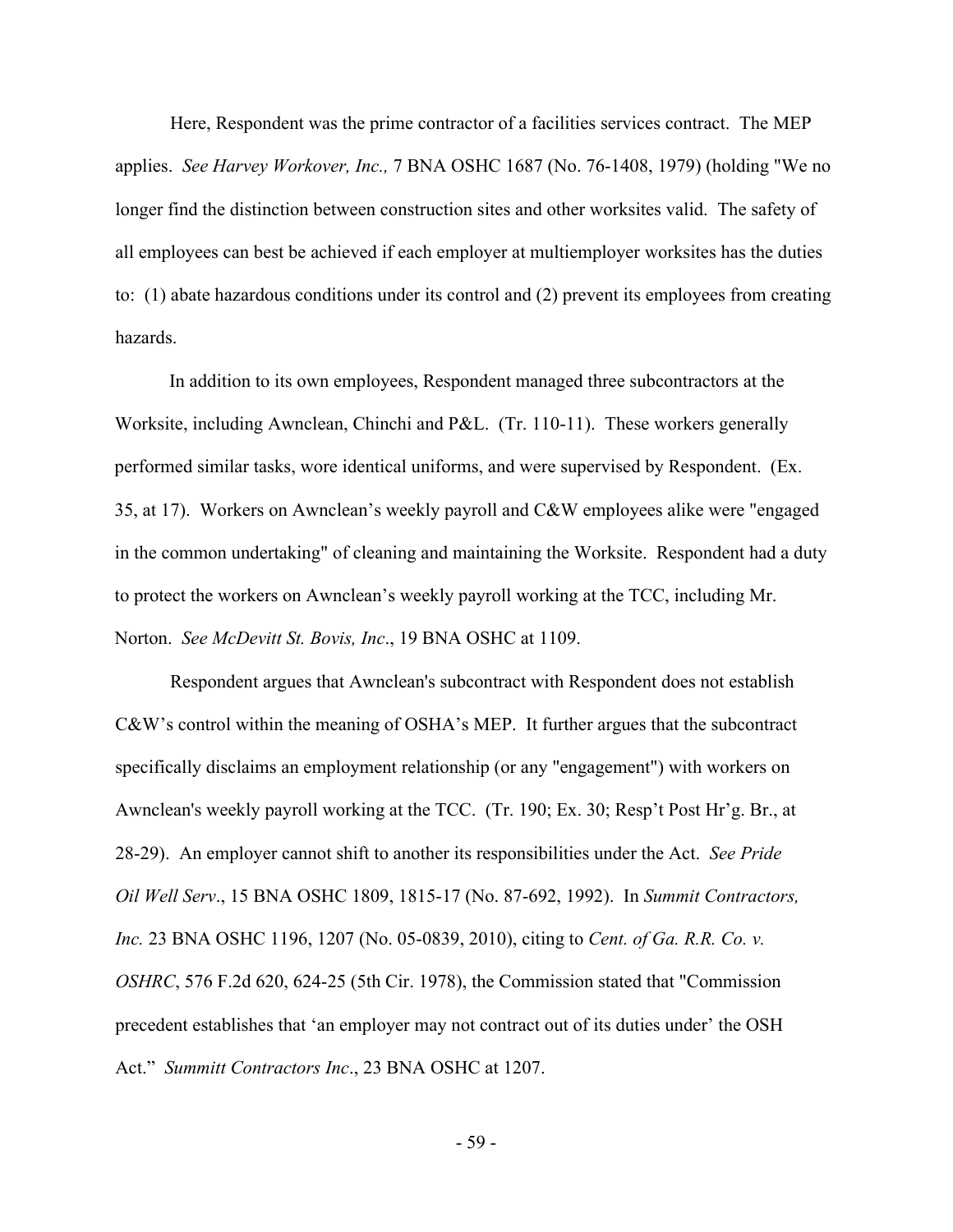Here, Respondent was the prime contractor of a facilities services contract. The MEP applies. *See Harvey Workover, Inc.,* 7 BNA OSHC 1687 (No. 76-1408, 1979) (holding "We no longer find the distinction between construction sites and other worksites valid. The safety of all employees can best be achieved if each employer at multiemployer worksites has the duties to: (1) abate hazardous conditions under its control and (2) prevent its employees from creating hazards.

In addition to its own employees, Respondent managed three subcontractors at the Worksite, including Awnclean, Chinchi and P&L. (Tr. 110-11). These workers generally performed similar tasks, wore identical uniforms, and were supervised by Respondent. (Ex. 35, at 17). Workers on Awnclean's weekly payroll and C&W employees alike were "engaged in the common undertaking" of cleaning and maintaining the Worksite. Respondent had a duty to protect the workers on Awnclean's weekly payroll working at the TCC, including Mr. Norton. *See McDevitt St. Bovis, Inc*., 19 BNA OSHC at 1109.

Respondent argues that Awnclean's subcontract with Respondent does not establish C&W's control within the meaning of OSHA's MEP. It further argues that the subcontract specifically disclaims an employment relationship (or any "engagement") with workers on Awnclean's weekly payroll working at the TCC. (Tr. 190; Ex. 30; Resp't Post Hr'g. Br., at 28-29). An employer cannot shift to another its responsibilities under the Act. *See Pride Oil Well Serv*., 15 BNA OSHC 1809, 1815-17 (No. 87-692, 1992). In *Summit Contractors, Inc.* 23 BNA OSHC 1196, 1207 (No. 05-0839, 2010), citing to *Cent. of Ga. R.R. Co. v. OSHRC*, 576 F.2d 620, 624-25 (5th Cir. 1978), the Commission stated that "Commission precedent establishes that 'an employer may not contract out of its duties under' the OSH Act." *Summitt Contractors Inc*., 23 BNA OSHC at 1207.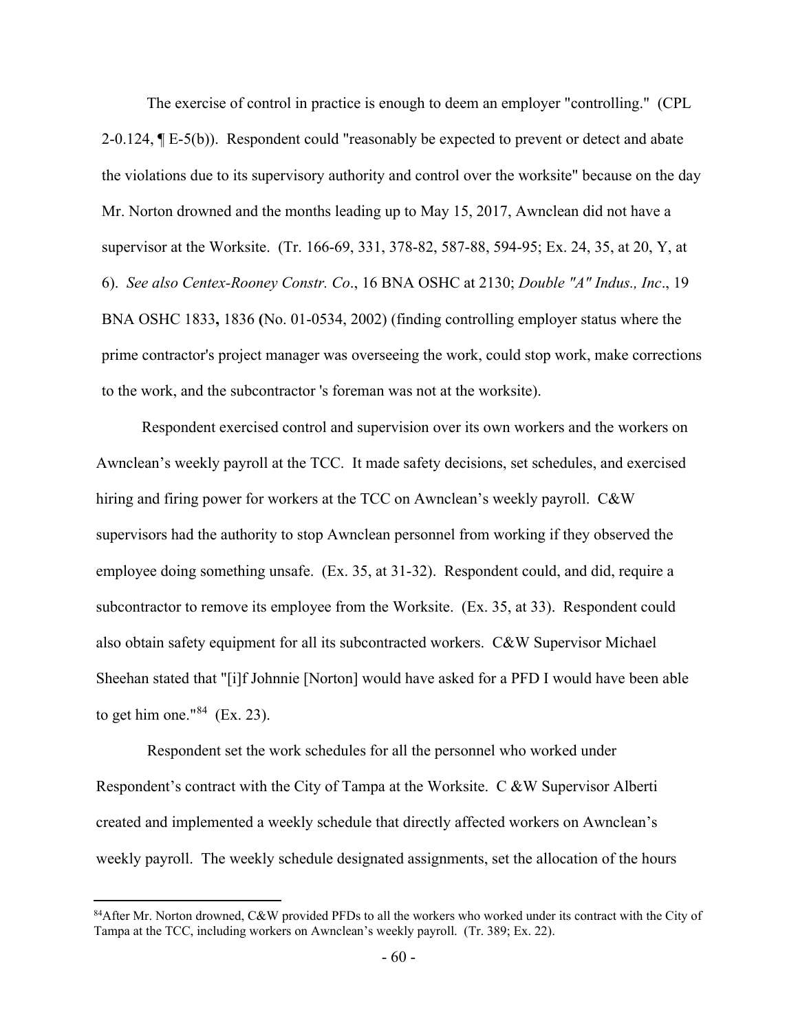The exercise of control in practice is enough to deem an employer "controlling." (CPL 2-0.124, ¶ E-5(b)). Respondent could "reasonably be expected to prevent or detect and abate the violations due to its supervisory authority and control over the worksite" because on the day Mr. Norton drowned and the months leading up to May 15, 2017, Awnclean did not have a supervisor at the Worksite. (Tr. 166-69, 331, 378-82, 587-88, 594-95; Ex. 24, 35, at 20, Y, at 6). *See also Centex-Rooney Constr. Co*., 16 BNA OSHC at 2130; *Double "A" Indus., Inc*., 19 BNA OSHC 1833**,** 1836 **(**No. 01-0534, 2002) (finding controlling employer status where the prime contractor's project manager was overseeing the work, could stop work, make corrections to the work, and the subcontractor 's foreman was not at the worksite).

Respondent exercised control and supervision over its own workers and the workers on Awnclean's weekly payroll at the TCC. It made safety decisions, set schedules, and exercised hiring and firing power for workers at the TCC on Awnclean's weekly payroll. C&W supervisors had the authority to stop Awnclean personnel from working if they observed the employee doing something unsafe. (Ex. 35, at 31-32). Respondent could, and did, require a subcontractor to remove its employee from the Worksite. (Ex. 35, at 33). Respondent could also obtain safety equipment for all its subcontracted workers. C&W Supervisor Michael Sheehan stated that "[i]f Johnnie [Norton] would have asked for a PFD I would have been able to get him one."[84] (Ex. 23).

Respondent set the work schedules for all the personnel who worked under Respondent's contract with the City of Tampa at the Worksite. C &W Supervisor Alberti created and implemented a weekly schedule that directly affected workers on Awnclean's weekly payroll. The weekly schedule designated assignments, set the allocation of the hours

[84]After Mr. Norton drowned, C&W provided PFDs to all the workers who worked under its contract with the City of Tampa at the TCC, including workers on Awnclean's weekly payroll. (Tr. 389; Ex. 22).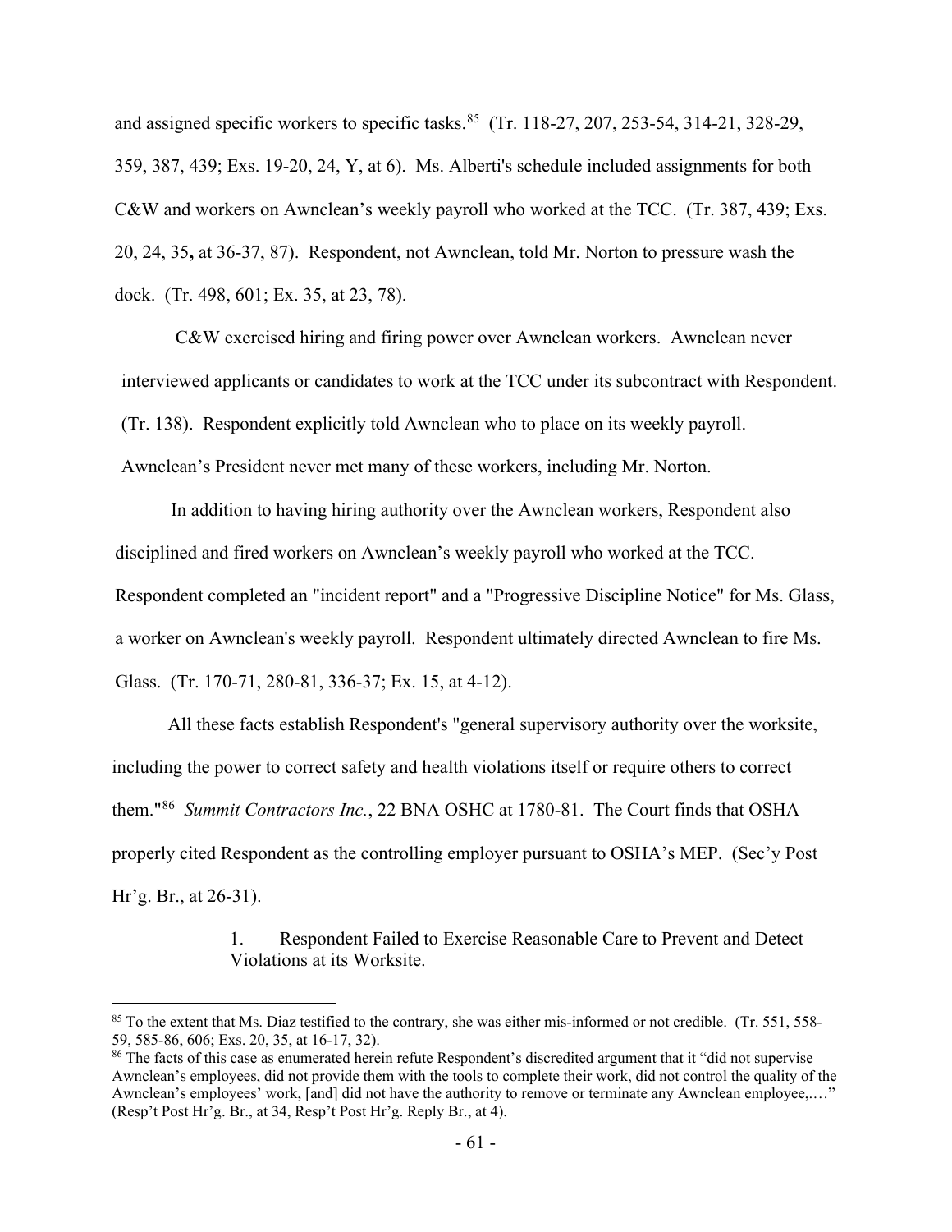and assigned specific workers to specific tasks.[85] (Tr. 118-27, 207, 253-54, 314-21, 328-29, 359, 387, 439; Exs. 19-20, 24, Y, at 6). Ms. Alberti's schedule included assignments for both C&W and workers on Awnclean's weekly payroll who worked at the TCC. (Tr. 387, 439; Exs. 20, 24, 35**,** at 36-37, 87). Respondent, not Awnclean, told Mr. Norton to pressure wash the dock. (Tr. 498, 601; Ex. 35, at 23, 78).

C&W exercised hiring and firing power over Awnclean workers. Awnclean never interviewed applicants or candidates to work at the TCC under its subcontract with Respondent. (Tr. 138). Respondent explicitly told Awnclean who to place on its weekly payroll. Awnclean's President never met many of these workers, including Mr. Norton.

In addition to having hiring authority over the Awnclean workers, Respondent also disciplined and fired workers on Awnclean's weekly payroll who worked at the TCC. Respondent completed an "incident report" and a "Progressive Discipline Notice" for Ms. Glass, a worker on Awnclean's weekly payroll. Respondent ultimately directed Awnclean to fire Ms. Glass. (Tr. 170-71, 280-81, 336-37; Ex. 15, at 4-12).

All these facts establish Respondent's "general supervisory authority over the worksite, including the power to correct safety and health violations itself or require others to correct them."[86] *Summit Contractors Inc.*, 22 BNA OSHC at 1780-81. The Court finds that OSHA properly cited Respondent as the controlling employer pursuant to OSHA's MEP. (Sec'y Post Hr'g. Br., at 26-31).

1. Respondent Failed to Exercise Reasonable Care to Prevent and Detect Violations at its Worksite.

---

[85] To the extent that Ms. Diaz testified to the contrary, she was either mis-informed or not credible. (Tr. 551, 558-59, 585-86, 606; Exs. 20, 35, at 16-17, 32).

[86] The facts of this case as enumerated herein refute Respondent's discredited argument that it "did not supervise Awnclean's employees, did not provide them with the tools to complete their work, did not control the quality of the Awnclean's employees' work, [and] did not have the authority to remove or terminate any Awnclean employee,…" (Resp't Post Hr'g. Br., at 34, Resp't Post Hr'g. Reply Br., at 4).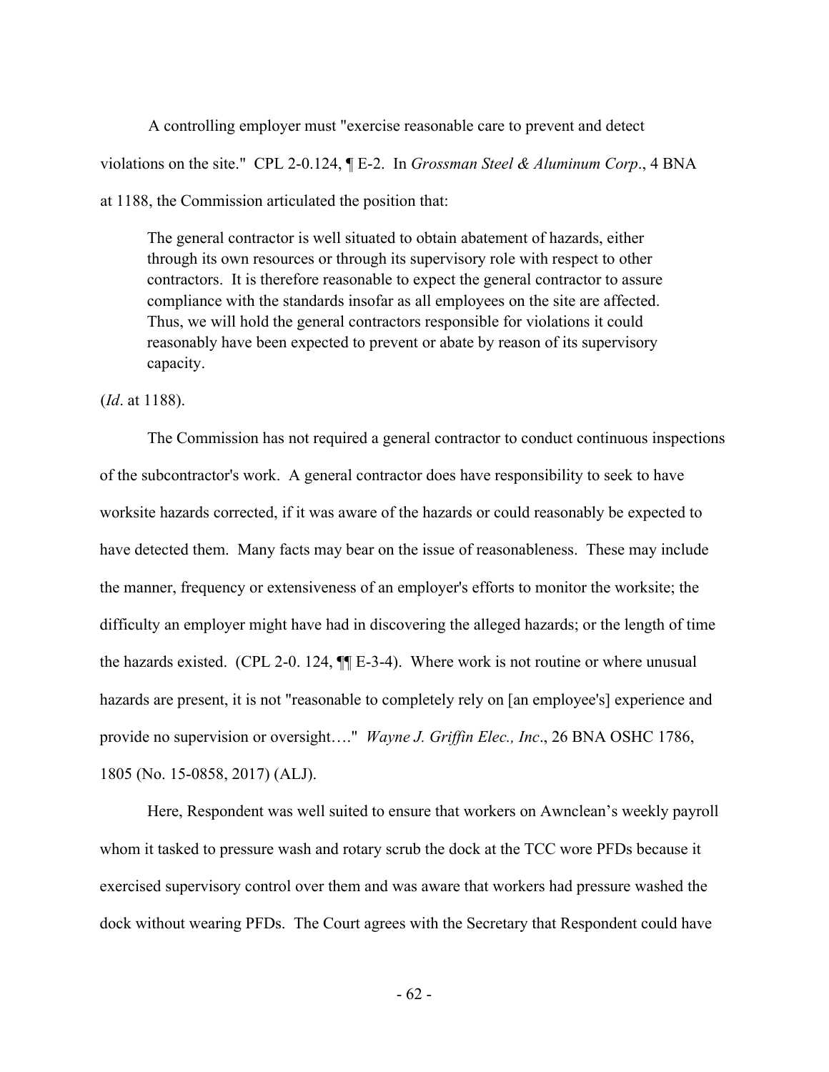A controlling employer must "exercise reasonable care to prevent and detect violations on the site." CPL 2-0.124, ¶ E-2. In *Grossman Steel & Aluminum Corp*., 4 BNA at 1188, the Commission articulated the position that:

> The general contractor is well situated to obtain abatement of hazards, either through its own resources or through its supervisory role with respect to other contractors. It is therefore reasonable to expect the general contractor to assure compliance with the standards insofar as all employees on the site are affected. Thus, we will hold the general contractors responsible for violations it could reasonably have been expected to prevent or abate by reason of its supervisory capacity.

(*Id*. at 1188).

The Commission has not required a general contractor to conduct continuous inspections of the subcontractor's work. A general contractor does have responsibility to seek to have worksite hazards corrected, if it was aware of the hazards or could reasonably be expected to have detected them. Many facts may bear on the issue of reasonableness. These may include the manner, frequency or extensiveness of an employer's efforts to monitor the worksite; the difficulty an employer might have had in discovering the alleged hazards; or the length of time the hazards existed. (CPL 2-0. 124, ¶¶ E-3-4). Where work is not routine or where unusual hazards are present, it is not "reasonable to completely rely on [an employee's] experience and provide no supervision or oversight…." *Wayne J. Griffin Elec., Inc*., 26 BNA OSHC 1786, 1805 (No. 15-0858, 2017) (ALJ).

Here, Respondent was well suited to ensure that workers on Awnclean's weekly payroll whom it tasked to pressure wash and rotary scrub the dock at the TCC wore PFDs because it exercised supervisory control over them and was aware that workers had pressure washed the dock without wearing PFDs. The Court agrees with the Secretary that Respondent could have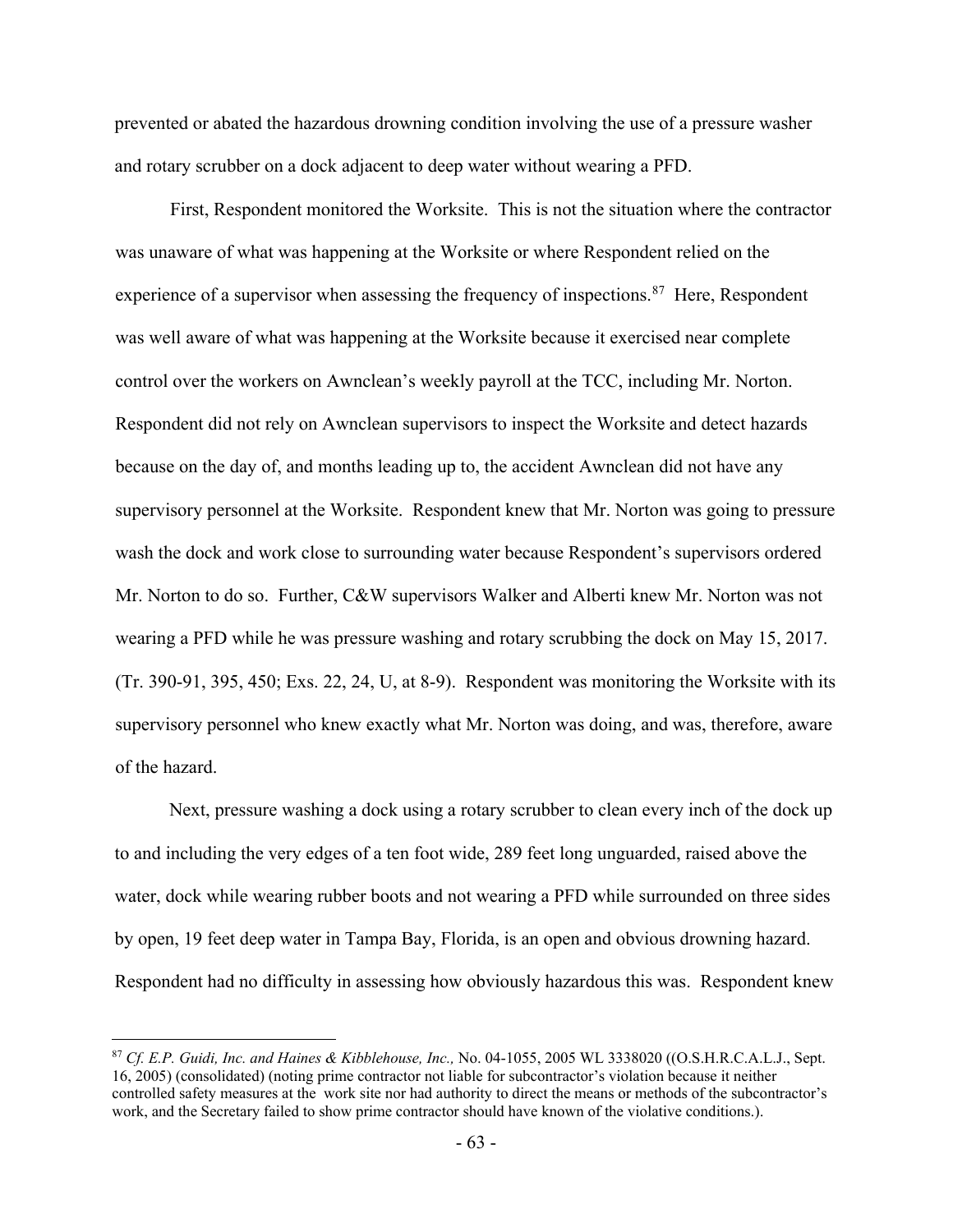prevented or abated the hazardous drowning condition involving the use of a pressure washer and rotary scrubber on a dock adjacent to deep water without wearing a PFD.

First, Respondent monitored the Worksite. This is not the situation where the contractor was unaware of what was happening at the Worksite or where Respondent relied on the experience of a supervisor when assessing the frequency of inspections.[87] Here, Respondent was well aware of what was happening at the Worksite because it exercised near complete control over the workers on Awnclean's weekly payroll at the TCC, including Mr. Norton. Respondent did not rely on Awnclean supervisors to inspect the Worksite and detect hazards because on the day of, and months leading up to, the accident Awnclean did not have any supervisory personnel at the Worksite. Respondent knew that Mr. Norton was going to pressure wash the dock and work close to surrounding water because Respondent's supervisors ordered Mr. Norton to do so. Further, C&W supervisors Walker and Alberti knew Mr. Norton was not wearing a PFD while he was pressure washing and rotary scrubbing the dock on May 15, 2017. (Tr. 390-91, 395, 450; Exs. 22, 24, U, at 8-9). Respondent was monitoring the Worksite with its supervisory personnel who knew exactly what Mr. Norton was doing, and was, therefore, aware of the hazard.

Next, pressure washing a dock using a rotary scrubber to clean every inch of the dock up to and including the very edges of a ten foot wide, 289 feet long unguarded, raised above the water, dock while wearing rubber boots and not wearing a PFD while surrounded on three sides by open, 19 feet deep water in Tampa Bay, Florida, is an open and obvious drowning hazard. Respondent had no difficulty in assessing how obviously hazardous this was. Respondent knew

---

[87] *Cf. E.P. Guidi, Inc. and Haines & Kibblehouse, Inc.,* No. 04-1055, 2005 WL 3338020 ((O.S.H.R.C.A.L.J., Sept. 16, 2005) (consolidated) (noting prime contractor not liable for subcontractor's violation because it neither controlled safety measures at the work site nor had authority to direct the means or methods of the subcontractor's work, and the Secretary failed to show prime contractor should have known of the violative conditions.).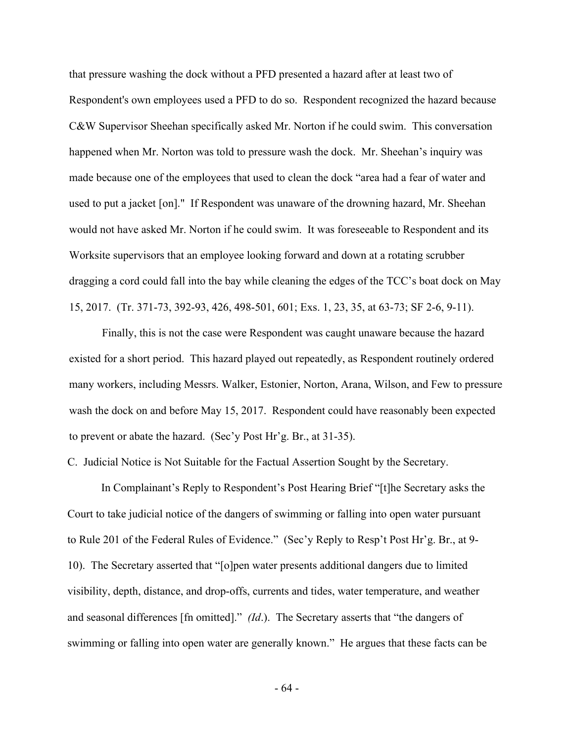that pressure washing the dock without a PFD presented a hazard after at least two of Respondent's own employees used a PFD to do so. Respondent recognized the hazard because C&W Supervisor Sheehan specifically asked Mr. Norton if he could swim. This conversation happened when Mr. Norton was told to pressure wash the dock. Mr. Sheehan's inquiry was made because one of the employees that used to clean the dock "area had a fear of water and used to put a jacket [on]." If Respondent was unaware of the drowning hazard, Mr. Sheehan would not have asked Mr. Norton if he could swim. It was foreseeable to Respondent and its Worksite supervisors that an employee looking forward and down at a rotating scrubber dragging a cord could fall into the bay while cleaning the edges of the TCC's boat dock on May 15, 2017. (Tr. 371-73, 392-93, 426, 498-501, 601; Exs. 1, 23, 35, at 63-73; SF 2-6, 9-11).

Finally, this is not the case were Respondent was caught unaware because the hazard existed for a short period. This hazard played out repeatedly, as Respondent routinely ordered many workers, including Messrs. Walker, Estonier, Norton, Arana, Wilson, and Few to pressure wash the dock on and before May 15, 2017. Respondent could have reasonably been expected to prevent or abate the hazard. (Sec'y Post Hr'g. Br., at 31-35).

C. Judicial Notice is Not Suitable for the Factual Assertion Sought by the Secretary.

In Complainant's Reply to Respondent's Post Hearing Brief "[t]he Secretary asks the Court to take judicial notice of the dangers of swimming or falling into open water pursuant to Rule 201 of the Federal Rules of Evidence." (Sec'y Reply to Resp't Post Hr'g. Br., at 9-10). The Secretary asserted that "[o]pen water presents additional dangers due to limited visibility, depth, distance, and drop-offs, currents and tides, water temperature, and weather and seasonal differences [fn omitted]." *(Id.)*. The Secretary asserts that "the dangers of swimming or falling into open water are generally known." He argues that these facts can be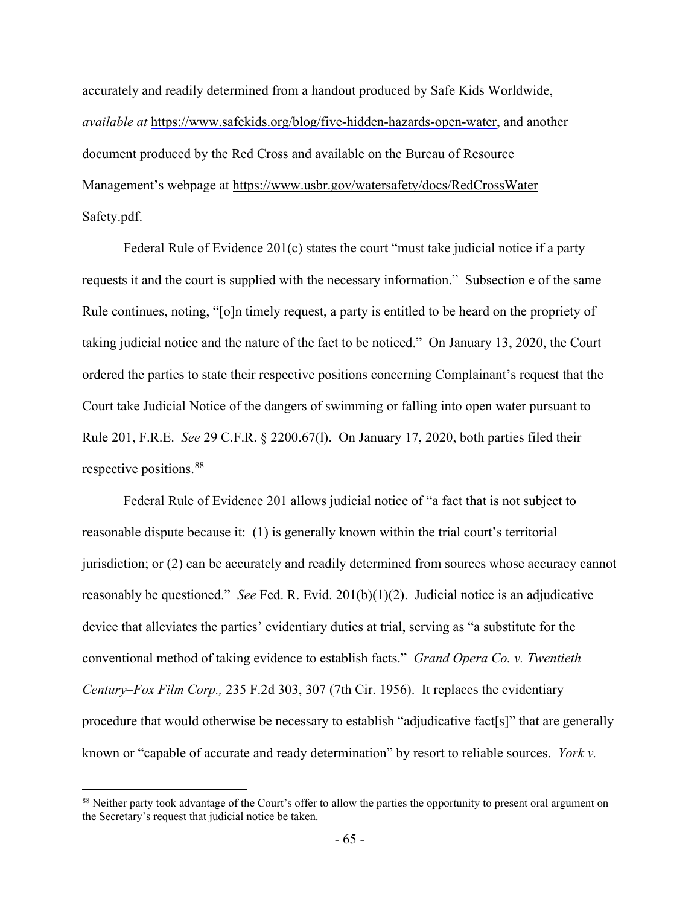accurately and readily determined from a handout produced by Safe Kids Worldwide, *available at* https://www.safekids.org/blog/five-hidden-hazards-open-water, and another document produced by the Red Cross and available on the Bureau of Resource Management's webpage at https://www.usbr.gov/watersafety/docs/RedCrossWaterSafety.pdf.

Federal Rule of Evidence 201(c) states the court "must take judicial notice if a party requests it and the court is supplied with the necessary information." Subsection e of the same Rule continues, noting, "[o]n timely request, a party is entitled to be heard on the propriety of taking judicial notice and the nature of the fact to be noticed." On January 13, 2020, the Court ordered the parties to state their respective positions concerning Complainant's request that the Court take Judicial Notice of the dangers of swimming or falling into open water pursuant to Rule 201, F.R.E. *See* 29 C.F.R. § 2200.67(l). On January 17, 2020, both parties filed their respective positions.[88]

Federal Rule of Evidence 201 allows judicial notice of "a fact that is not subject to reasonable dispute because it: (1) is generally known within the trial court's territorial jurisdiction; or (2) can be accurately and readily determined from sources whose accuracy cannot reasonably be questioned." *See* Fed. R. Evid. 201(b)(1)(2). Judicial notice is an adjudicative device that alleviates the parties' evidentiary duties at trial, serving as "a substitute for the conventional method of taking evidence to establish facts." *Grand Opera Co. v. Twentieth Century–Fox Film Corp.,* 235 F.2d 303, 307 (7th Cir. 1956). It replaces the evidentiary procedure that would otherwise be necessary to establish "adjudicative fact[s]" that are generally known or "capable of accurate and ready determination" by resort to reliable sources. *York v.*

[88] Neither party took advantage of the Court's offer to allow the parties the opportunity to present oral argument on the Secretary's request that judicial notice be taken.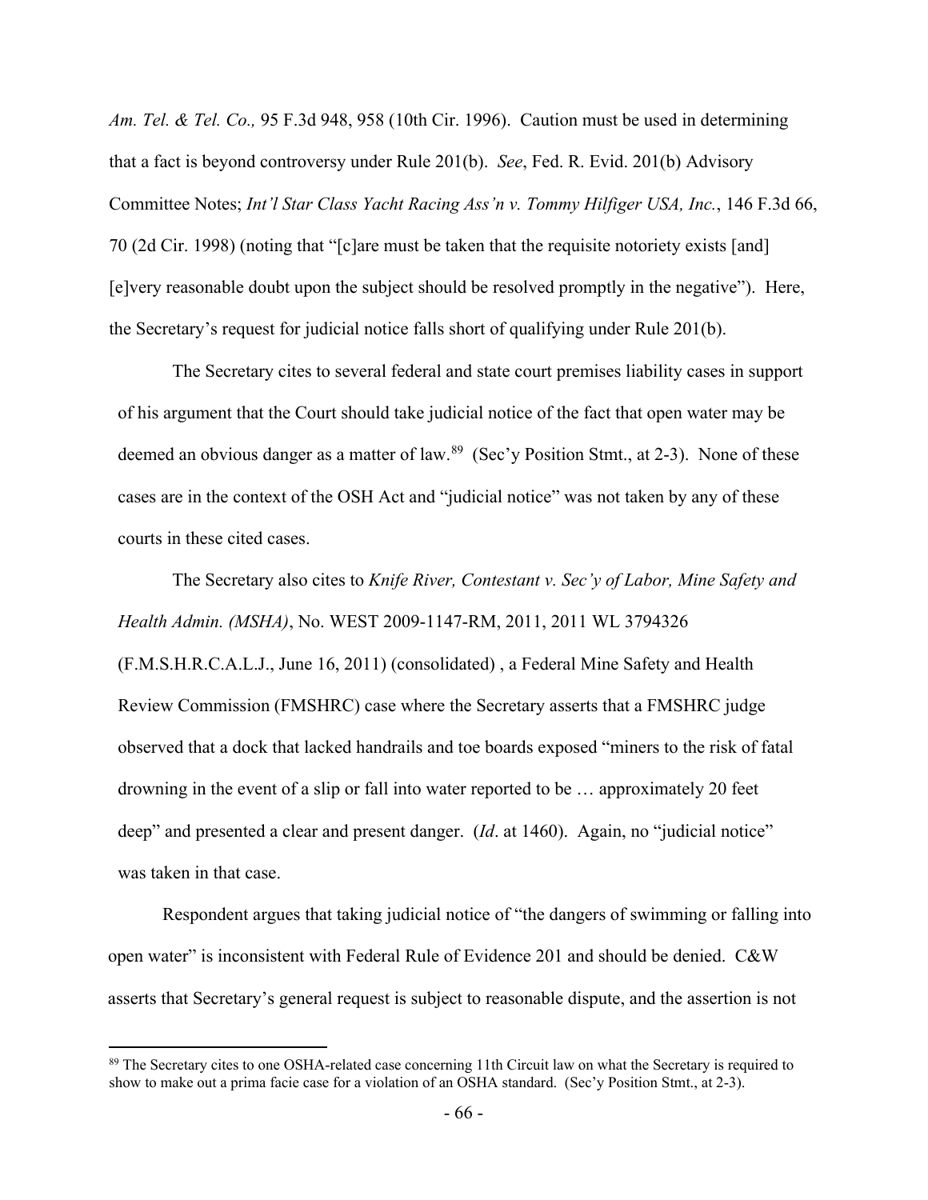*Am. Tel. & Tel. Co.,* 95 F.3d 948, 958 (10th Cir. 1996). Caution must be used in determining that a fact is beyond controversy under Rule 201(b). *See*, Fed. R. Evid. 201(b) Advisory Committee Notes; *Int'l Star Class Yacht Racing Ass'n v. Tommy Hilfiger USA, Inc.*, 146 F.3d 66, 70 (2d Cir. 1998) (noting that "[c]are must be taken that the requisite notoriety exists [and] [e]very reasonable doubt upon the subject should be resolved promptly in the negative"). Here, the Secretary's request for judicial notice falls short of qualifying under Rule 201(b).

The Secretary cites to several federal and state court premises liability cases in support of his argument that the Court should take judicial notice of the fact that open water may be deemed an obvious danger as a matter of law.[89] (Sec'y Position Stmt., at 2-3). None of these cases are in the context of the OSH Act and "judicial notice" was not taken by any of these courts in these cited cases.

The Secretary also cites to *Knife River, Contestant v. Sec'y of Labor, Mine Safety and Health Admin. (MSHA)*, No. WEST 2009-1147-RM, 2011, 2011 WL 3794326 (F.M.S.H.R.C.A.L.J., June 16, 2011) (consolidated) , a Federal Mine Safety and Health Review Commission (FMSHRC) case where the Secretary asserts that a FMSHRC judge observed that a dock that lacked handrails and toe boards exposed "miners to the risk of fatal drowning in the event of a slip or fall into water reported to be … approximately 20 feet deep" and presented a clear and present danger. (*Id*. at 1460). Again, no "judicial notice" was taken in that case.

Respondent argues that taking judicial notice of "the dangers of swimming or falling into open water" is inconsistent with Federal Rule of Evidence 201 and should be denied. C&W asserts that Secretary's general request is subject to reasonable dispute, and the assertion is not

[89] The Secretary cites to one OSHA-related case concerning 11th Circuit law on what the Secretary is required to show to make out a prima facie case for a violation of an OSHA standard. (Sec'y Position Stmt., at 2-3).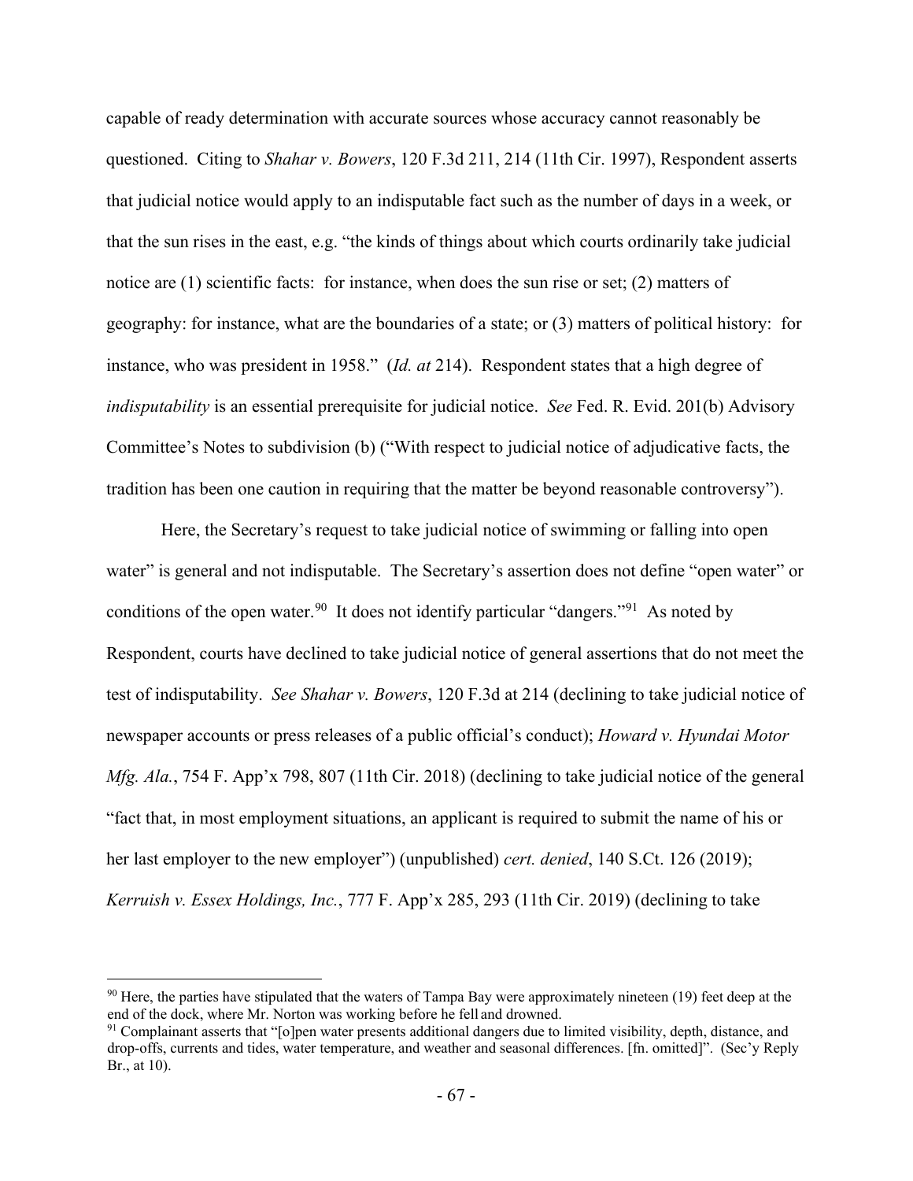capable of ready determination with accurate sources whose accuracy cannot reasonably be questioned. Citing to *Shahar v. Bowers*, 120 F.3d 211, 214 (11th Cir. 1997), Respondent asserts that judicial notice would apply to an indisputable fact such as the number of days in a week, or that the sun rises in the east, e.g. "the kinds of things about which courts ordinarily take judicial notice are (1) scientific facts: for instance, when does the sun rise or set; (2) matters of geography: for instance, what are the boundaries of a state; or (3) matters of political history: for instance, who was president in 1958." (*Id. at* 214). Respondent states that a high degree of *indisputability* is an essential prerequisite for judicial notice. *See* Fed. R. Evid. 201(b) Advisory Committee's Notes to subdivision (b) ("With respect to judicial notice of adjudicative facts, the tradition has been one caution in requiring that the matter be beyond reasonable controversy").

Here, the Secretary's request to take judicial notice of swimming or falling into open water" is general and not indisputable. The Secretary's assertion does not define "open water" or conditions of the open water.[90] It does not identify particular "dangers."[91] As noted by Respondent, courts have declined to take judicial notice of general assertions that do not meet the test of indisputability. *See Shahar v. Bowers*, 120 F.3d at 214 (declining to take judicial notice of newspaper accounts or press releases of a public official's conduct); *Howard v. Hyundai Motor Mfg. Ala.*, 754 F. App'x 798, 807 (11th Cir. 2018) (declining to take judicial notice of the general "fact that, in most employment situations, an applicant is required to submit the name of his or her last employer to the new employer") (unpublished) *cert. denied*, 140 S.Ct. 126 (2019); *Kerruish v. Essex Holdings, Inc.*, 777 F. App'x 285, 293 (11th Cir. 2019) (declining to take

---

[90] Here, the parties have stipulated that the waters of Tampa Bay were approximately nineteen (19) feet deep at the end of the dock, where Mr. Norton was working before he fell and drowned.

[91] Complainant asserts that "[o]pen water presents additional dangers due to limited visibility, depth, distance, and drop-offs, currents and tides, water temperature, and weather and seasonal differences. [fn. omitted]". (Sec'y Reply Br., at 10).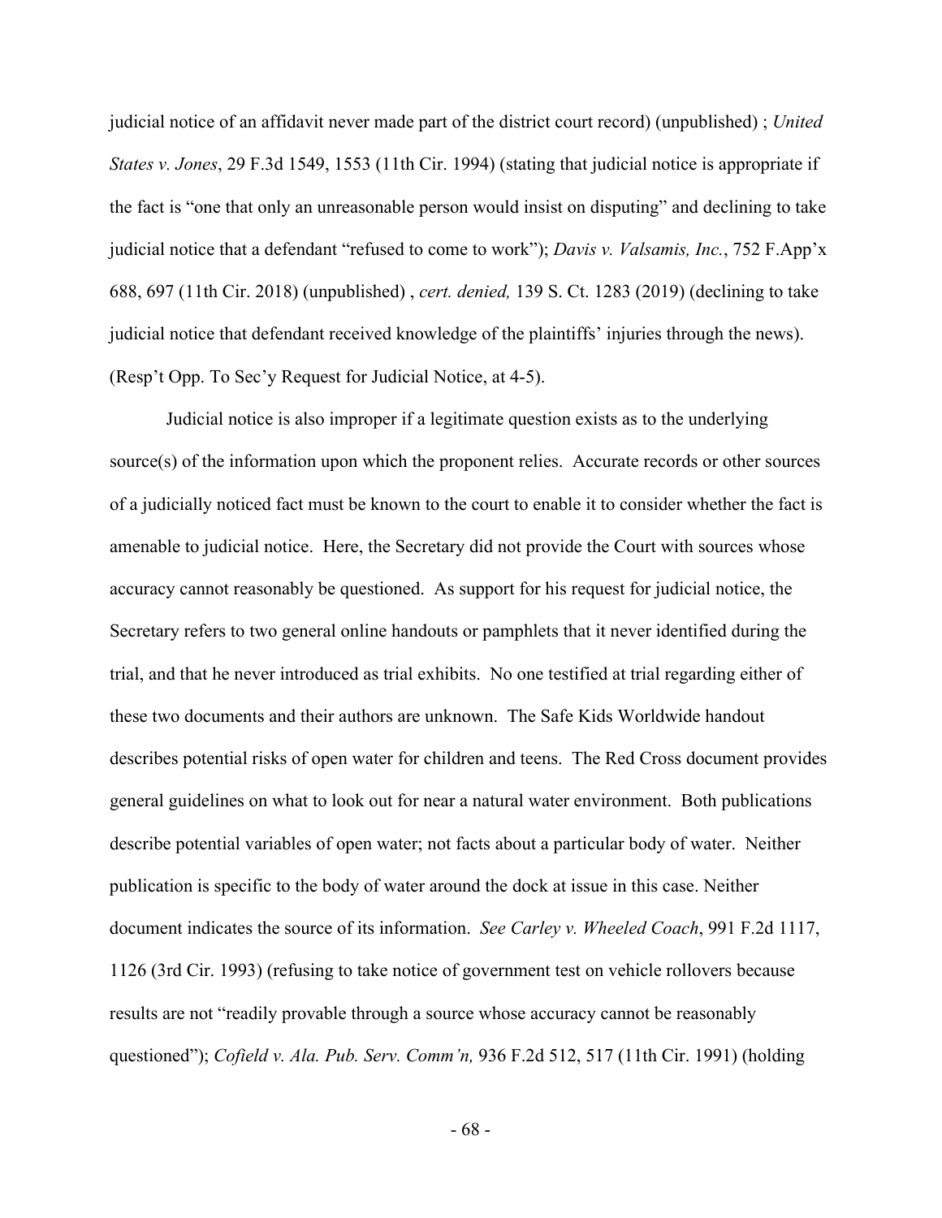judicial notice of an affidavit never made part of the district court record) (unpublished) ; *United States v. Jones*, 29 F.3d 1549, 1553 (11th Cir. 1994) (stating that judicial notice is appropriate if the fact is "one that only an unreasonable person would insist on disputing" and declining to take judicial notice that a defendant "refused to come to work"); *Davis v. Valsamis, Inc.*, 752 F.App'x 688, 697 (11th Cir. 2018) (unpublished) , *cert. denied,* 139 S. Ct. 1283 (2019) (declining to take judicial notice that defendant received knowledge of the plaintiffs' injuries through the news). (Resp't Opp. To Sec'y Request for Judicial Notice, at 4-5).

Judicial notice is also improper if a legitimate question exists as to the underlying source(s) of the information upon which the proponent relies. Accurate records or other sources of a judicially noticed fact must be known to the court to enable it to consider whether the fact is amenable to judicial notice. Here, the Secretary did not provide the Court with sources whose accuracy cannot reasonably be questioned. As support for his request for judicial notice, the Secretary refers to two general online handouts or pamphlets that it never identified during the trial, and that he never introduced as trial exhibits. No one testified at trial regarding either of these two documents and their authors are unknown. The Safe Kids Worldwide handout describes potential risks of open water for children and teens. The Red Cross document provides general guidelines on what to look out for near a natural water environment. Both publications describe potential variables of open water; not facts about a particular body of water. Neither publication is specific to the body of water around the dock at issue in this case. Neither document indicates the source of its information. *See Carley v. Wheeled Coach*, 991 F.2d 1117, 1126 (3rd Cir. 1993) (refusing to take notice of government test on vehicle rollovers because results are not "readily provable through a source whose accuracy cannot be reasonably questioned"); *Cofield v. Ala. Pub. Serv. Comm'n,* 936 F.2d 512, 517 (11th Cir. 1991) (holding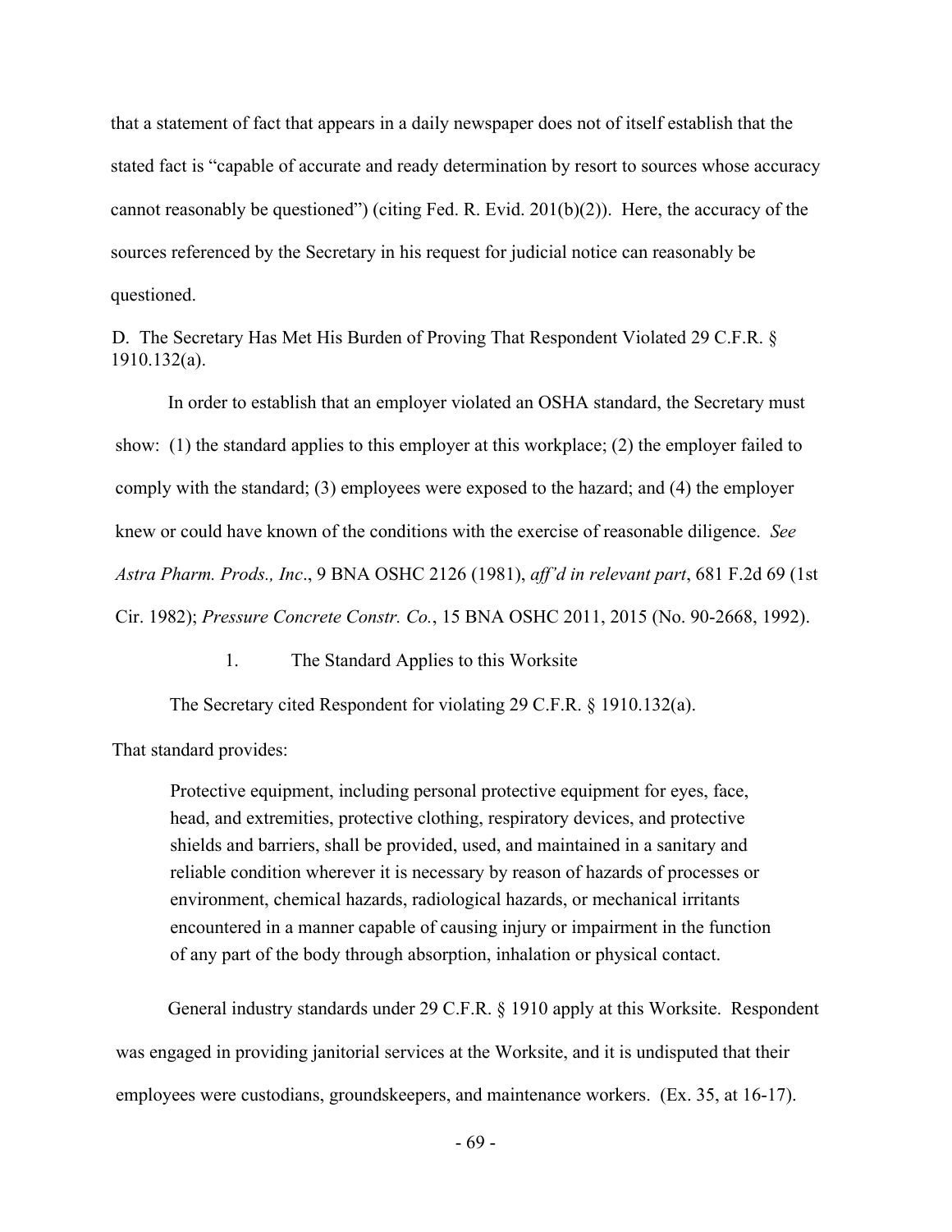that a statement of fact that appears in a daily newspaper does not of itself establish that the stated fact is "capable of accurate and ready determination by resort to sources whose accuracy cannot reasonably be questioned") (citing Fed. R. Evid. 201(b)(2)). Here, the accuracy of the sources referenced by the Secretary in his request for judicial notice can reasonably be questioned.

### D. The Secretary Has Met His Burden of Proving That Respondent Violated 29 C.F.R. § 1910.132(a).

In order to establish that an employer violated an OSHA standard, the Secretary must show: (1) the standard applies to this employer at this workplace; (2) the employer failed to comply with the standard; (3) employees were exposed to the hazard; and (4) the employer knew or could have known of the conditions with the exercise of reasonable diligence. *See Astra Pharm. Prods., Inc*., 9 BNA OSHC 2126 (1981), *aff'd in relevant part*, 681 F.2d 69 (1st Cir. 1982); *Pressure Concrete Constr. Co.*, 15 BNA OSHC 2011, 2015 (No. 90-2668, 1992).

#### 1. The Standard Applies to this Worksite

The Secretary cited Respondent for violating 29 C.F.R. § 1910.132(a).

That standard provides:

> Protective equipment, including personal protective equipment for eyes, face, head, and extremities, protective clothing, respiratory devices, and protective shields and barriers, shall be provided, used, and maintained in a sanitary and reliable condition wherever it is necessary by reason of hazards of processes or environment, chemical hazards, radiological hazards, or mechanical irritants encountered in a manner capable of causing injury or impairment in the function of any part of the body through absorption, inhalation or physical contact.

General industry standards under 29 C.F.R. § 1910 apply at this Worksite. Respondent was engaged in providing janitorial services at the Worksite, and it is undisputed that their employees were custodians, groundskeepers, and maintenance workers. (Ex. 35, at 16-17).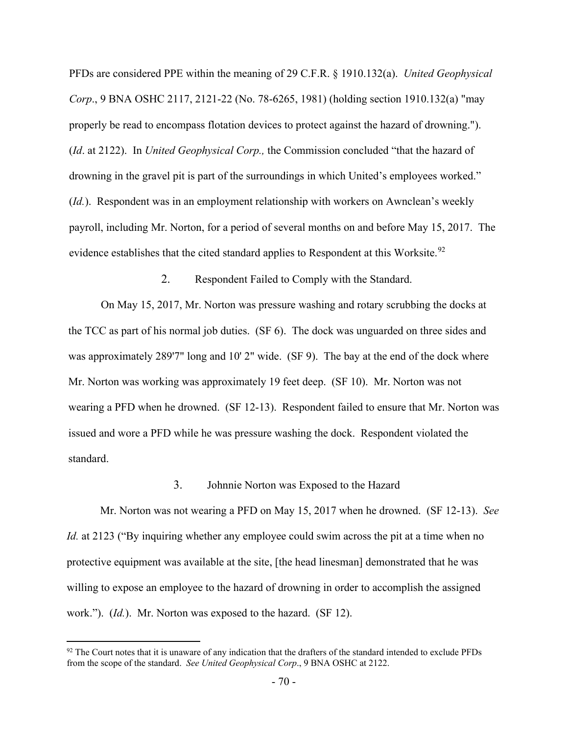PFDs are considered PPE within the meaning of 29 C.F.R. § 1910.132(a). *United Geophysical Corp*., 9 BNA OSHC 2117, 2121-22 (No. 78-6265, 1981) (holding section 1910.132(a) "may properly be read to encompass flotation devices to protect against the hazard of drowning."). (*Id*. at 2122). In *United Geophysical Corp.,* the Commission concluded "that the hazard of drowning in the gravel pit is part of the surroundings in which United's employees worked." (*Id.*). Respondent was in an employment relationship with workers on Awnclean's weekly payroll, including Mr. Norton, for a period of several months on and before May 15, 2017. The evidence establishes that the cited standard applies to Respondent at this Worksite.[92]

### 2. Respondent Failed to Comply with the Standard.

On May 15, 2017, Mr. Norton was pressure washing and rotary scrubbing the docks at the TCC as part of his normal job duties. (SF 6). The dock was unguarded on three sides and was approximately 289'7" long and 10' 2" wide. (SF 9). The bay at the end of the dock where Mr. Norton was working was approximately 19 feet deep. (SF 10). Mr. Norton was not wearing a PFD when he drowned. (SF 12-13). Respondent failed to ensure that Mr. Norton was issued and wore a PFD while he was pressure washing the dock. Respondent violated the standard.

### 3. Johnnie Norton was Exposed to the Hazard

Mr. Norton was not wearing a PFD on May 15, 2017 when he drowned. (SF 12-13). *See Id.* at 2123 ("By inquiring whether any employee could swim across the pit at a time when no protective equipment was available at the site, [the head linesman] demonstrated that he was willing to expose an employee to the hazard of drowning in order to accomplish the assigned work."). (*Id.*). Mr. Norton was exposed to the hazard. (SF 12).

---

[92] The Court notes that it is unaware of any indication that the drafters of the standard intended to exclude PFDs from the scope of the standard. *See United Geophysical Corp*., 9 BNA OSHC at 2122.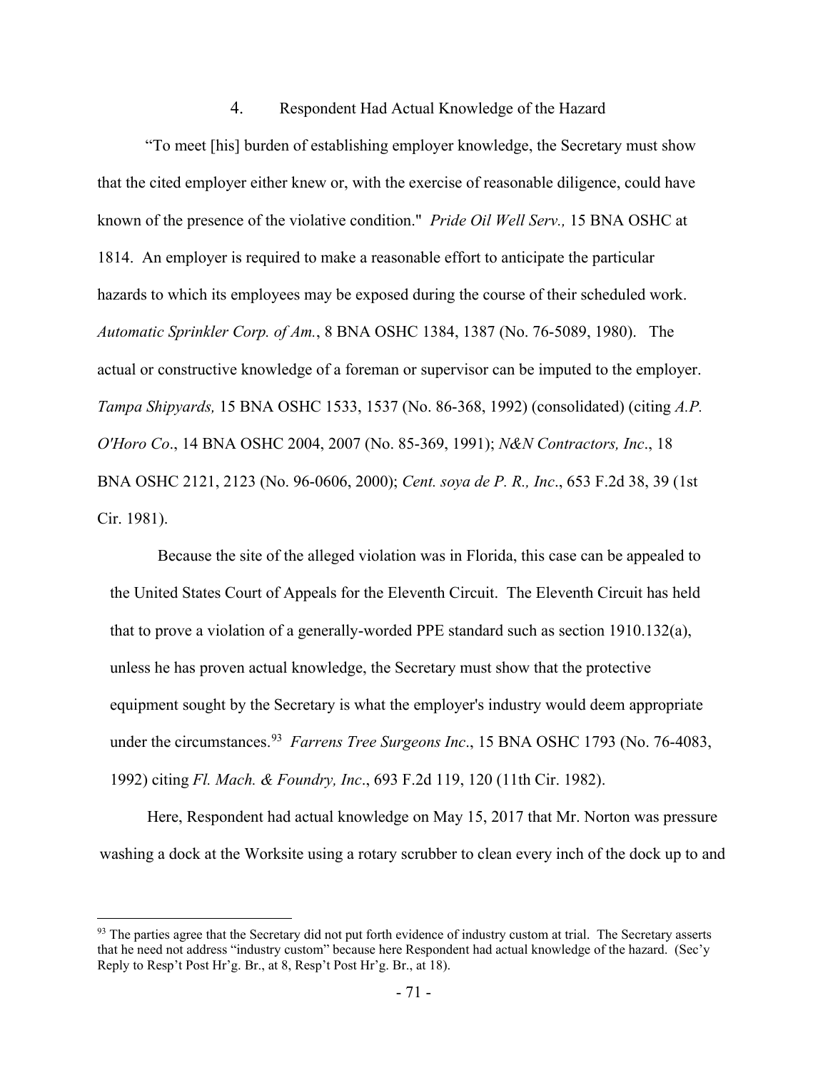### 4. Respondent Had Actual Knowledge of the Hazard

"To meet [his] burden of establishing employer knowledge, the Secretary must show that the cited employer either knew or, with the exercise of reasonable diligence, could have known of the presence of the violative condition." *Pride Oil Well Serv.,* 15 BNA OSHC at 1814. An employer is required to make a reasonable effort to anticipate the particular hazards to which its employees may be exposed during the course of their scheduled work. *Automatic Sprinkler Corp. of Am.*, 8 BNA OSHC 1384, 1387 (No. 76-5089, 1980). The actual or constructive knowledge of a foreman or supervisor can be imputed to the employer. *Tampa Shipyards,* 15 BNA OSHC 1533, 1537 (No. 86-368, 1992) (consolidated) (citing *A.P. O'Horo Co*., 14 BNA OSHC 2004, 2007 (No. 85-369, 1991); *N&N Contractors, Inc*., 18 BNA OSHC 2121, 2123 (No. 96-0606, 2000); *Cent. soya de P. R., Inc*., 653 F.2d 38, 39 (1st Cir. 1981).

Because the site of the alleged violation was in Florida, this case can be appealed to the United States Court of Appeals for the Eleventh Circuit. The Eleventh Circuit has held that to prove a violation of a generally-worded PPE standard such as section 1910.132(a), unless he has proven actual knowledge, the Secretary must show that the protective equipment sought by the Secretary is what the employer's industry would deem appropriate under the circumstances.[93] *Farrens Tree Surgeons Inc*., 15 BNA OSHC 1793 (No. 76-4083, 1992) citing *Fl. Mach. & Foundry, Inc*., 693 F.2d 119, 120 (11th Cir. 1982).

Here, Respondent had actual knowledge on May 15, 2017 that Mr. Norton was pressure washing a dock at the Worksite using a rotary scrubber to clean every inch of the dock up to and

[93] The parties agree that the Secretary did not put forth evidence of industry custom at trial. The Secretary asserts that he need not address "industry custom" because here Respondent had actual knowledge of the hazard. (Sec'y Reply to Resp't Post Hr'g. Br., at 8, Resp't Post Hr'g. Br., at 18).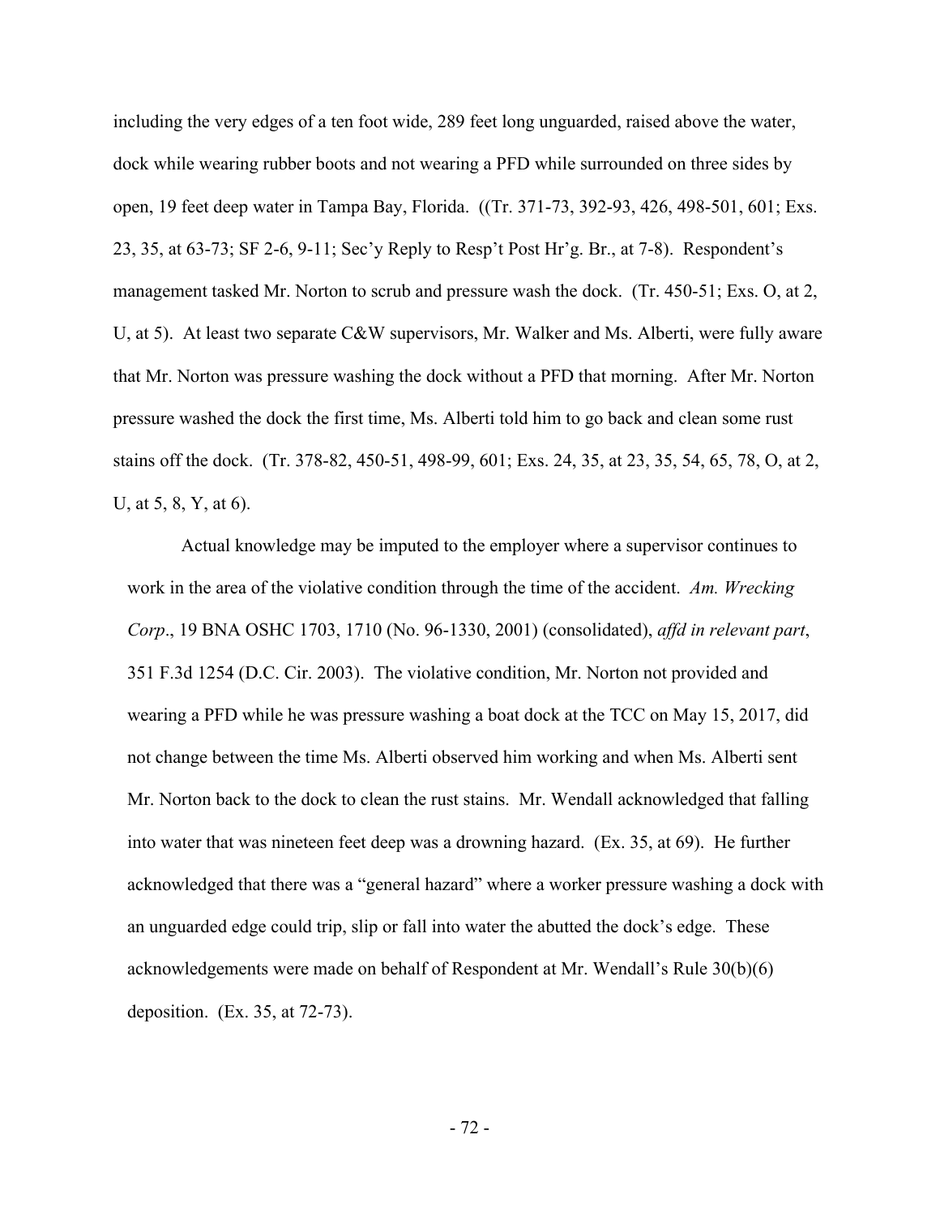including the very edges of a ten foot wide, 289 feet long unguarded, raised above the water, dock while wearing rubber boots and not wearing a PFD while surrounded on three sides by open, 19 feet deep water in Tampa Bay, Florida. ((Tr. 371-73, 392-93, 426, 498-501, 601; Exs. 23, 35, at 63-73; SF 2-6, 9-11; Sec'y Reply to Resp't Post Hr'g. Br., at 7-8). Respondent's management tasked Mr. Norton to scrub and pressure wash the dock. (Tr. 450-51; Exs. O, at 2, U, at 5). At least two separate C&W supervisors, Mr. Walker and Ms. Alberti, were fully aware that Mr. Norton was pressure washing the dock without a PFD that morning. After Mr. Norton pressure washed the dock the first time, Ms. Alberti told him to go back and clean some rust stains off the dock. (Tr. 378-82, 450-51, 498-99, 601; Exs. 24, 35, at 23, 35, 54, 65, 78, O, at 2, U, at 5, 8, Y, at 6).

Actual knowledge may be imputed to the employer where a supervisor continues to work in the area of the violative condition through the time of the accident. *Am. Wrecking Corp*., 19 BNA OSHC 1703, 1710 (No. 96-1330, 2001) (consolidated), *affd in relevant part*, 351 F.3d 1254 (D.C. Cir. 2003). The violative condition, Mr. Norton not provided and wearing a PFD while he was pressure washing a boat dock at the TCC on May 15, 2017, did not change between the time Ms. Alberti observed him working and when Ms. Alberti sent Mr. Norton back to the dock to clean the rust stains. Mr. Wendall acknowledged that falling into water that was nineteen feet deep was a drowning hazard. (Ex. 35, at 69). He further acknowledged that there was a "general hazard" where a worker pressure washing a dock with an unguarded edge could trip, slip or fall into water the abutted the dock's edge. These acknowledgements were made on behalf of Respondent at Mr. Wendall's Rule 30(b)(6) deposition. (Ex. 35, at 72-73).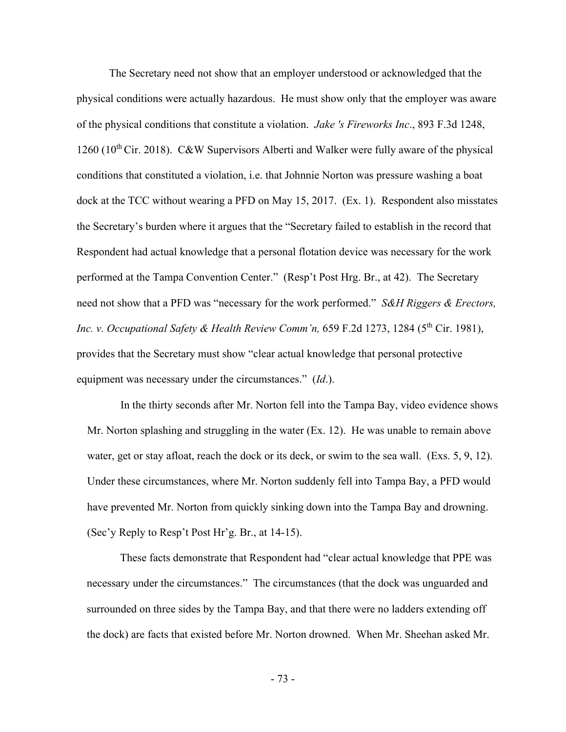The Secretary need not show that an employer understood or acknowledged that the physical conditions were actually hazardous. He must show only that the employer was aware of the physical conditions that constitute a violation. *Jake 's Fireworks Inc*., 893 F.3d 1248, 1260 (10th Cir. 2018). C&W Supervisors Alberti and Walker were fully aware of the physical conditions that constituted a violation, i.e. that Johnnie Norton was pressure washing a boat dock at the TCC without wearing a PFD on May 15, 2017. (Ex. 1). Respondent also misstates the Secretary's burden where it argues that the "Secretary failed to establish in the record that Respondent had actual knowledge that a personal flotation device was necessary for the work performed at the Tampa Convention Center." (Resp't Post Hrg. Br., at 42). The Secretary need not show that a PFD was "necessary for the work performed." *S&H Riggers & Erectors, Inc. v. Occupational Safety & Health Review Comm'n,* 659 F.2d 1273, 1284 (5th Cir. 1981), provides that the Secretary must show "clear actual knowledge that personal protective equipment was necessary under the circumstances." (*Id*.).

In the thirty seconds after Mr. Norton fell into the Tampa Bay, video evidence shows Mr. Norton splashing and struggling in the water (Ex. 12). He was unable to remain above water, get or stay afloat, reach the dock or its deck, or swim to the sea wall. (Exs. 5, 9, 12). Under these circumstances, where Mr. Norton suddenly fell into Tampa Bay, a PFD would have prevented Mr. Norton from quickly sinking down into the Tampa Bay and drowning. (Sec'y Reply to Resp't Post Hr'g. Br., at 14-15).

These facts demonstrate that Respondent had "clear actual knowledge that PPE was necessary under the circumstances." The circumstances (that the dock was unguarded and surrounded on three sides by the Tampa Bay, and that there were no ladders extending off the dock) are facts that existed before Mr. Norton drowned. When Mr. Sheehan asked Mr.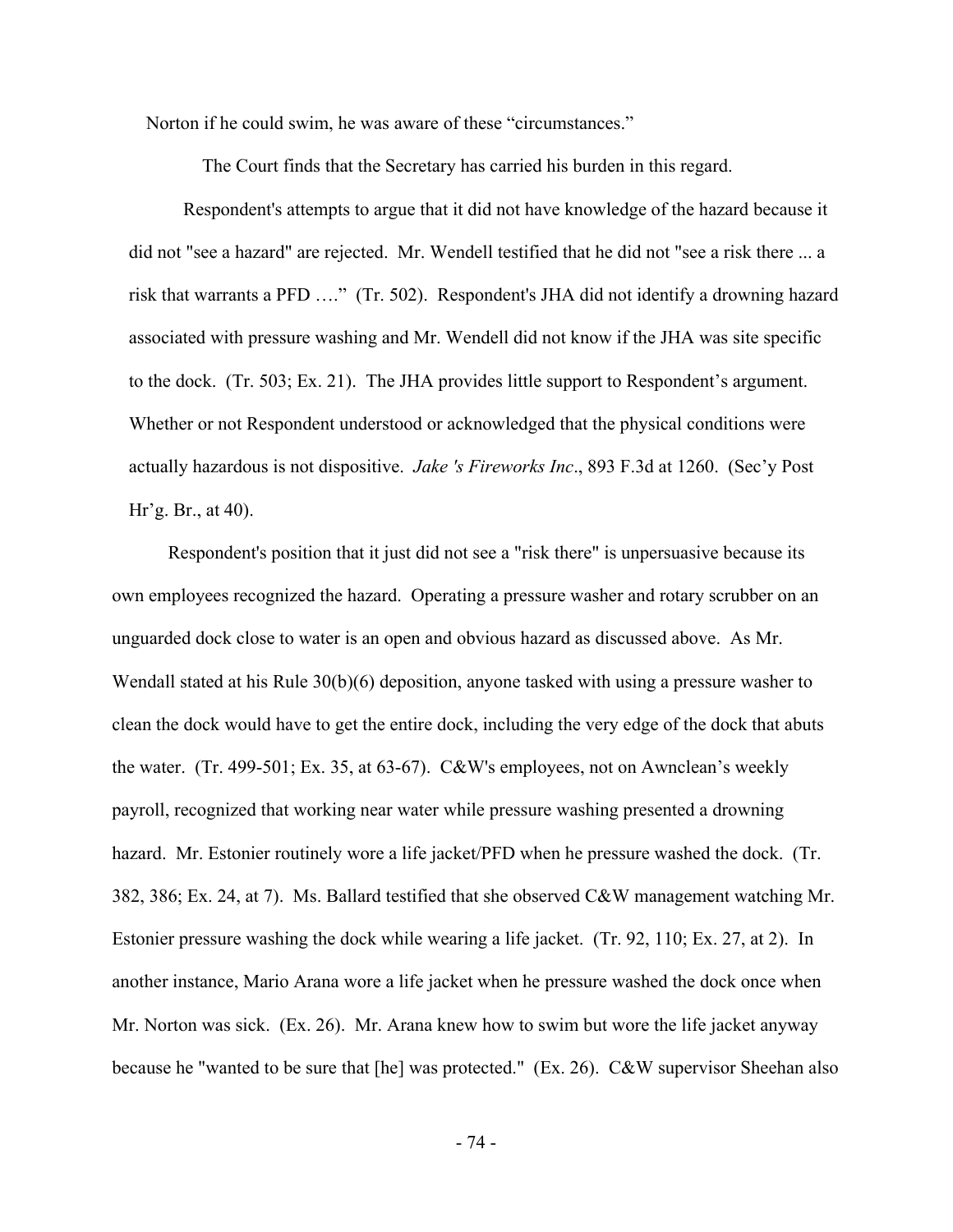Norton if he could swim, he was aware of these "circumstances."

The Court finds that the Secretary has carried his burden in this regard.

Respondent's attempts to argue that it did not have knowledge of the hazard because it did not "see a hazard" are rejected. Mr. Wendell testified that he did not "see a risk there ... a risk that warrants a PFD …." (Tr. 502). Respondent's JHA did not identify a drowning hazard associated with pressure washing and Mr. Wendell did not know if the JHA was site specific to the dock. (Tr. 503; Ex. 21). The JHA provides little support to Respondent's argument. Whether or not Respondent understood or acknowledged that the physical conditions were actually hazardous is not dispositive. *Jake 's Fireworks Inc*., 893 F.3d at 1260. (Sec'y Post Hr'g. Br., at 40).

Respondent's position that it just did not see a "risk there" is unpersuasive because its own employees recognized the hazard. Operating a pressure washer and rotary scrubber on an unguarded dock close to water is an open and obvious hazard as discussed above. As Mr. Wendall stated at his Rule 30(b)(6) deposition, anyone tasked with using a pressure washer to clean the dock would have to get the entire dock, including the very edge of the dock that abuts the water. (Tr. 499-501; Ex. 35, at 63-67). C&W's employees, not on Awnclean's weekly payroll, recognized that working near water while pressure washing presented a drowning hazard. Mr. Estonier routinely wore a life jacket/PFD when he pressure washed the dock. (Tr. 382, 386; Ex. 24, at 7). Ms. Ballard testified that she observed C&W management watching Mr. Estonier pressure washing the dock while wearing a life jacket. (Tr. 92, 110; Ex. 27, at 2). In another instance, Mario Arana wore a life jacket when he pressure washed the dock once when Mr. Norton was sick. (Ex. 26). Mr. Arana knew how to swim but wore the life jacket anyway because he "wanted to be sure that [he] was protected." (Ex. 26). C&W supervisor Sheehan also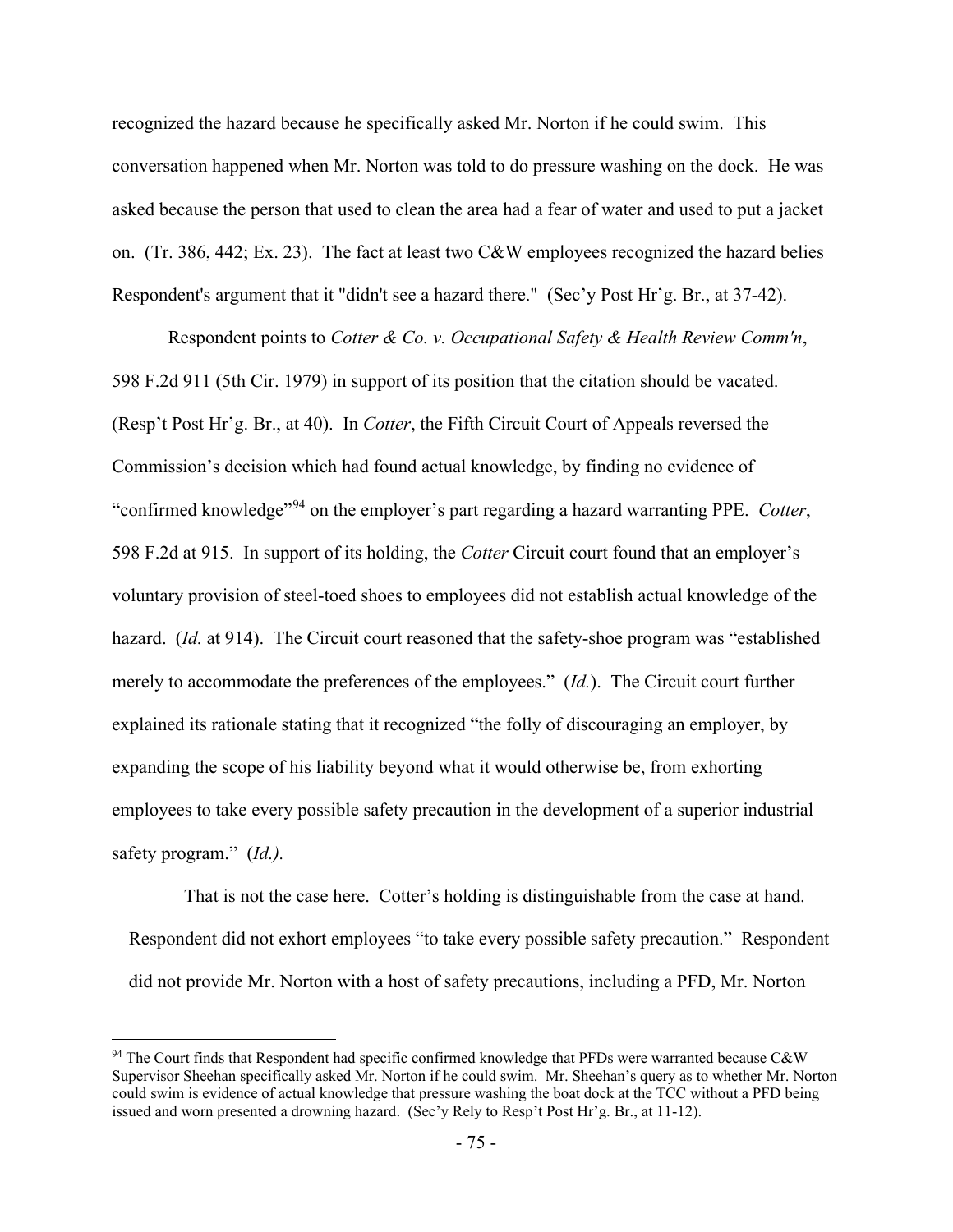recognized the hazard because he specifically asked Mr. Norton if he could swim. This conversation happened when Mr. Norton was told to do pressure washing on the dock. He was asked because the person that used to clean the area had a fear of water and used to put a jacket on. (Tr. 386, 442; Ex. 23). The fact at least two C&W employees recognized the hazard belies Respondent's argument that it "didn't see a hazard there." (Sec'y Post Hr'g. Br., at 37-42).

Respondent points to *Cotter & Co. v. Occupational Safety & Health Review Comm'n*, 598 F.2d 911 (5th Cir. 1979) in support of its position that the citation should be vacated. (Resp't Post Hr'g. Br., at 40). In *Cotter*, the Fifth Circuit Court of Appeals reversed the Commission's decision which had found actual knowledge, by finding no evidence of "confirmed knowledge"[94] on the employer's part regarding a hazard warranting PPE. *Cotter*, 598 F.2d at 915. In support of its holding, the *Cotter* Circuit court found that an employer's voluntary provision of steel-toed shoes to employees did not establish actual knowledge of the hazard. (*Id.* at 914). The Circuit court reasoned that the safety-shoe program was "established merely to accommodate the preferences of the employees." (*Id.*). The Circuit court further explained its rationale stating that it recognized "the folly of discouraging an employer, by expanding the scope of his liability beyond what it would otherwise be, from exhorting employees to take every possible safety precaution in the development of a superior industrial safety program." (*Id.).*

That is not the case here. Cotter's holding is distinguishable from the case at hand. Respondent did not exhort employees "to take every possible safety precaution." Respondent did not provide Mr. Norton with a host of safety precautions, including a PFD, Mr. Norton

[94] The Court finds that Respondent had specific confirmed knowledge that PFDs were warranted because C&W Supervisor Sheehan specifically asked Mr. Norton if he could swim. Mr. Sheehan's query as to whether Mr. Norton could swim is evidence of actual knowledge that pressure washing the boat dock at the TCC without a PFD being issued and worn presented a drowning hazard. (Sec'y Rely to Resp't Post Hr'g. Br., at 11-12).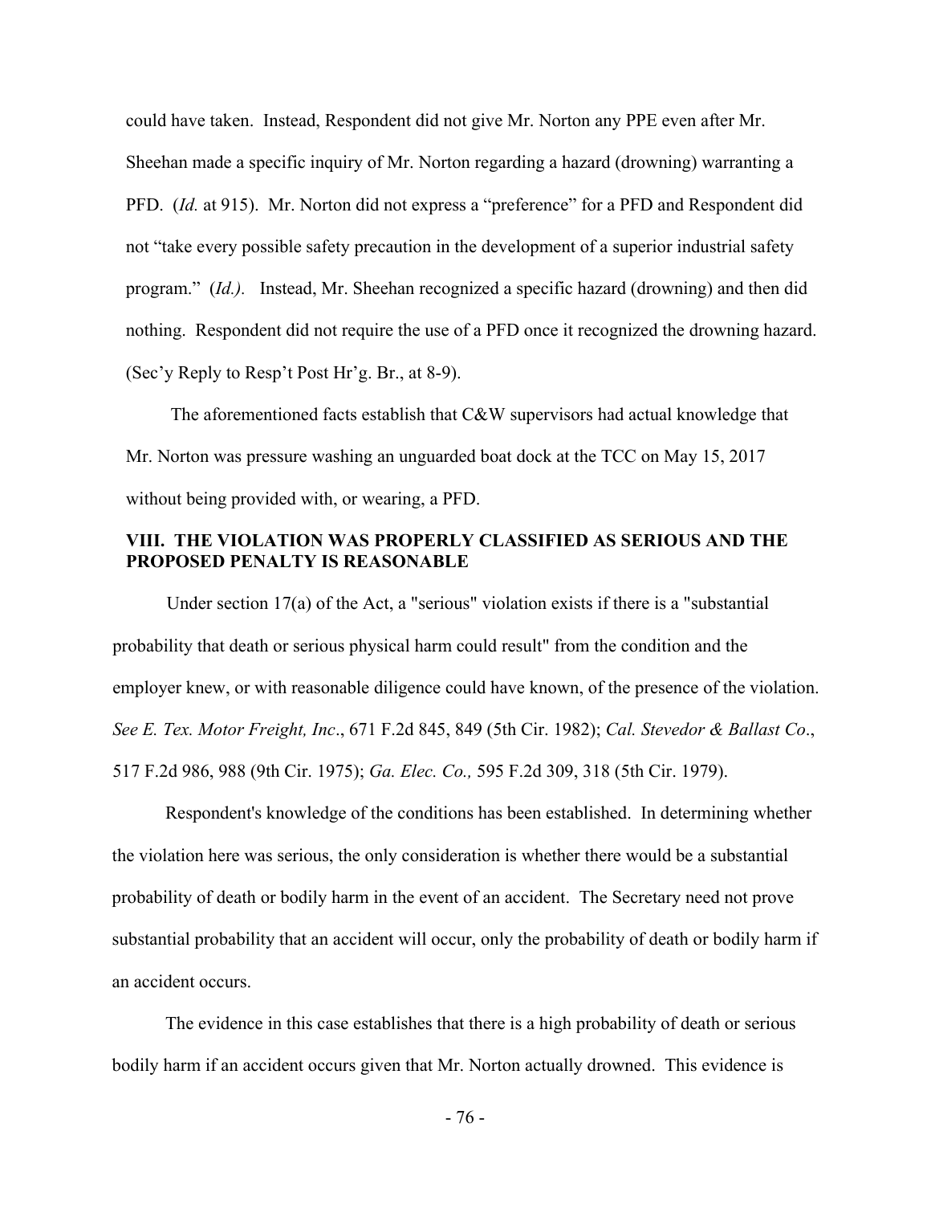could have taken. Instead, Respondent did not give Mr. Norton any PPE even after Mr. Sheehan made a specific inquiry of Mr. Norton regarding a hazard (drowning) warranting a PFD. (*Id.* at 915). Mr. Norton did not express a "preference" for a PFD and Respondent did not "take every possible safety precaution in the development of a superior industrial safety program." (*Id.).* Instead, Mr. Sheehan recognized a specific hazard (drowning) and then did nothing. Respondent did not require the use of a PFD once it recognized the drowning hazard. (Sec'y Reply to Resp't Post Hr'g. Br., at 8-9).

The aforementioned facts establish that C&W supervisors had actual knowledge that Mr. Norton was pressure washing an unguarded boat dock at the TCC on May 15, 2017 without being provided with, or wearing, a PFD.

## VIII. THE VIOLATION WAS PROPERLY CLASSIFIED AS SERIOUS AND THE PROPOSED PENALTY IS REASONABLE

Under section 17(a) of the Act, a "serious" violation exists if there is a "substantial probability that death or serious physical harm could result" from the condition and the employer knew, or with reasonable diligence could have known, of the presence of the violation. *See E. Tex. Motor Freight, Inc*., 671 F.2d 845, 849 (5th Cir. 1982); *Cal. Stevedor & Ballast Co*., 517 F.2d 986, 988 (9th Cir. 1975); *Ga. Elec. Co.,* 595 F.2d 309, 318 (5th Cir. 1979).

Respondent's knowledge of the conditions has been established. In determining whether the violation here was serious, the only consideration is whether there would be a substantial probability of death or bodily harm in the event of an accident. The Secretary need not prove substantial probability that an accident will occur, only the probability of death or bodily harm if an accident occurs.

The evidence in this case establishes that there is a high probability of death or serious bodily harm if an accident occurs given that Mr. Norton actually drowned. This evidence is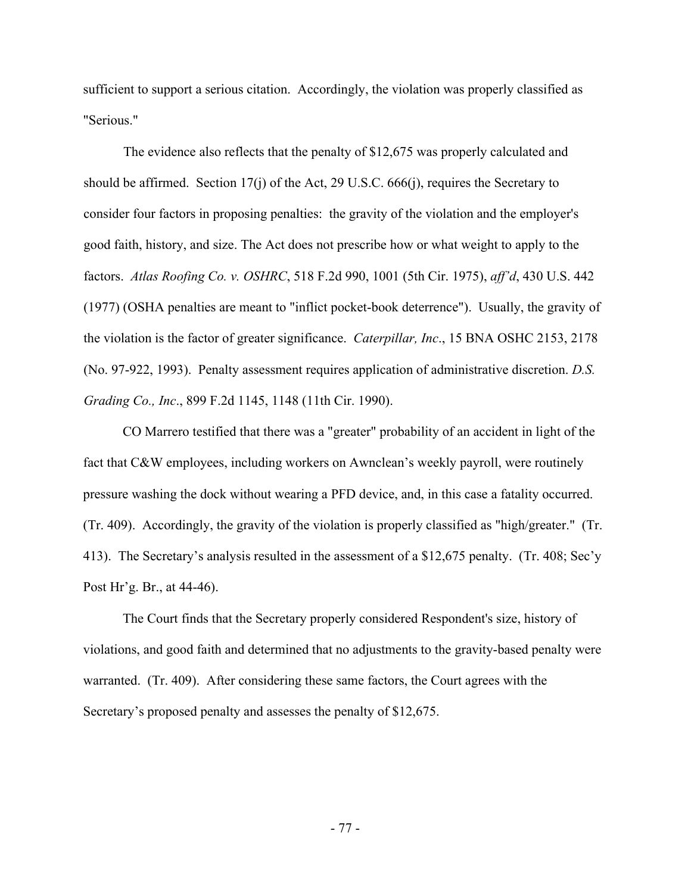sufficient to support a serious citation. Accordingly, the violation was properly classified as "Serious."

The evidence also reflects that the penalty of $12,675 was properly calculated and should be affirmed. Section 17(j) of the Act, 29 U.S.C. 666(j), requires the Secretary to consider four factors in proposing penalties: the gravity of the violation and the employer's good faith, history, and size. The Act does not prescribe how or what weight to apply to the factors. *Atlas Roofing Co. v. OSHRC*, 518 F.2d 990, 1001 (5th Cir. 1975), *aff'd*, 430 U.S. 442 (1977) (OSHA penalties are meant to "inflict pocket-book deterrence"). Usually, the gravity of the violation is the factor of greater significance. *Caterpillar, Inc*., 15 BNA OSHC 2153, 2178 (No. 97-922, 1993). Penalty assessment requires application of administrative discretion. *D.S. Grading Co., Inc*., 899 F.2d 1145, 1148 (11th Cir. 1990).

CO Marrero testified that there was a "greater" probability of an accident in light of the fact that C&W employees, including workers on Awnclean's weekly payroll, were routinely pressure washing the dock without wearing a PFD device, and, in this case a fatality occurred. (Tr. 409). Accordingly, the gravity of the violation is properly classified as "high/greater." (Tr. 413). The Secretary's analysis resulted in the assessment of a $12,675 penalty. (Tr. 408; Sec'y Post Hr'g. Br., at 44-46).

The Court finds that the Secretary properly considered Respondent's size, history of violations, and good faith and determined that no adjustments to the gravity-based penalty were warranted. (Tr. 409). After considering these same factors, the Court agrees with the Secretary's proposed penalty and assesses the penalty of $12,675.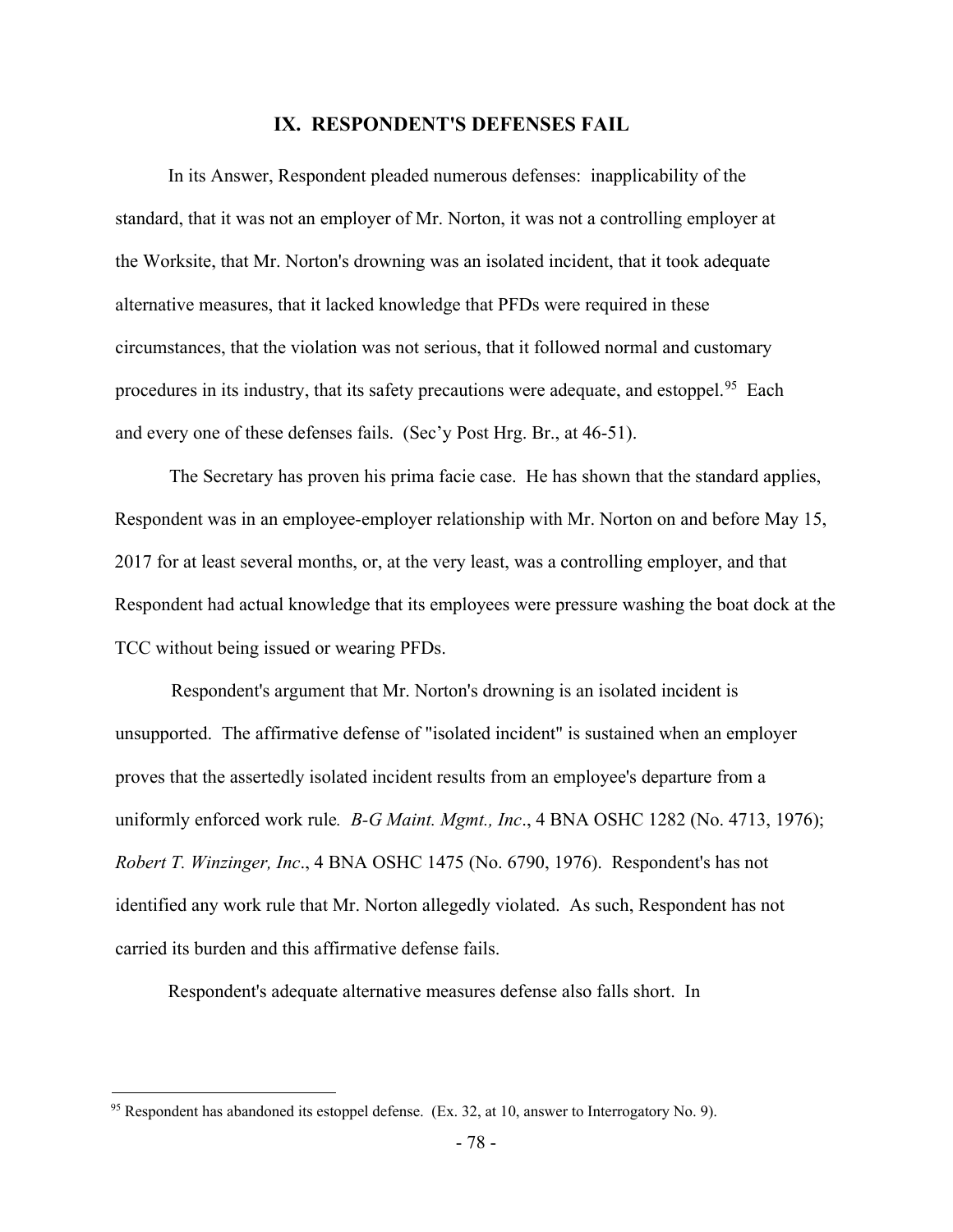## IX. RESPONDENT'S DEFENSES FAIL

In its Answer, Respondent pleaded numerous defenses: inapplicability of the standard, that it was not an employer of Mr. Norton, it was not a controlling employer at the Worksite, that Mr. Norton's drowning was an isolated incident, that it took adequate alternative measures, that it lacked knowledge that PFDs were required in these circumstances, that the violation was not serious, that it followed normal and customary procedures in its industry, that its safety precautions were adequate, and estoppel.[95] Each and every one of these defenses fails. (Sec'y Post Hrg. Br., at 46-51).

The Secretary has proven his prima facie case. He has shown that the standard applies, Respondent was in an employee-employer relationship with Mr. Norton on and before May 15, 2017 for at least several months, or, at the very least, was a controlling employer, and that Respondent had actual knowledge that its employees were pressure washing the boat dock at the TCC without being issued or wearing PFDs.

Respondent's argument that Mr. Norton's drowning is an isolated incident is unsupported. The affirmative defense of "isolated incident" is sustained when an employer proves that the assertedly isolated incident results from an employee's departure from a uniformly enforced work rule. *B-G Maint. Mgmt., Inc*., 4 BNA OSHC 1282 (No. 4713, 1976); *Robert T. Winzinger, Inc*., 4 BNA OSHC 1475 (No. 6790, 1976). Respondent's has not identified any work rule that Mr. Norton allegedly violated. As such, Respondent has not carried its burden and this affirmative defense fails.

Respondent's adequate alternative measures defense also falls short. In

---

[95] Respondent has abandoned its estoppel defense. (Ex. 32, at 10, answer to Interrogatory No. 9).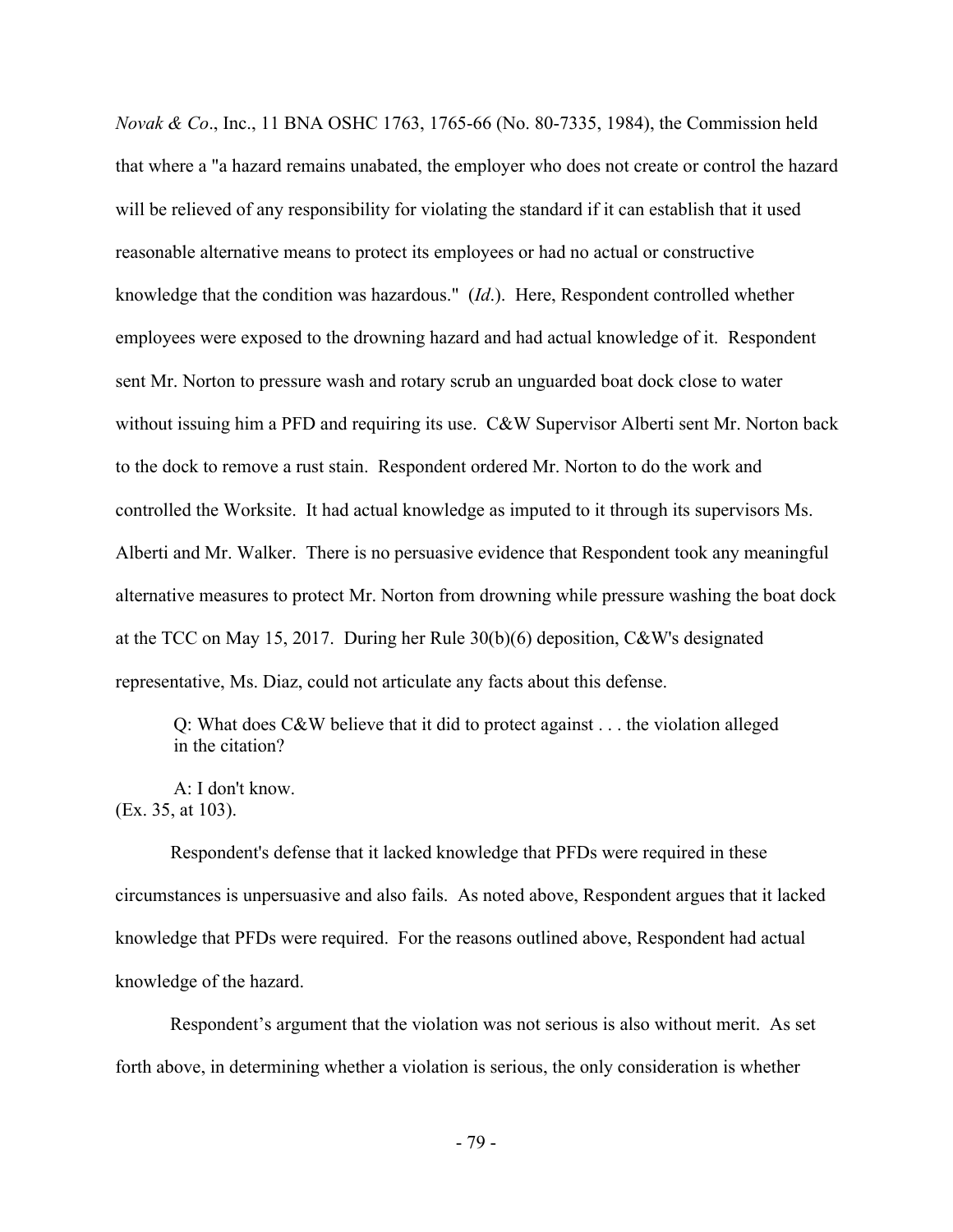*Novak & Co*., Inc., 11 BNA OSHC 1763, 1765-66 (No. 80-7335, 1984), the Commission held that where a "a hazard remains unabated, the employer who does not create or control the hazard will be relieved of any responsibility for violating the standard if it can establish that it used reasonable alternative means to protect its employees or had no actual or constructive knowledge that the condition was hazardous." (*Id*.). Here, Respondent controlled whether employees were exposed to the drowning hazard and had actual knowledge of it. Respondent sent Mr. Norton to pressure wash and rotary scrub an unguarded boat dock close to water without issuing him a PFD and requiring its use. C&W Supervisor Alberti sent Mr. Norton back to the dock to remove a rust stain. Respondent ordered Mr. Norton to do the work and controlled the Worksite. It had actual knowledge as imputed to it through its supervisors Ms. Alberti and Mr. Walker. There is no persuasive evidence that Respondent took any meaningful alternative measures to protect Mr. Norton from drowning while pressure washing the boat dock at the TCC on May 15, 2017. During her Rule 30(b)(6) deposition, C&W's designated representative, Ms. Diaz, could not articulate any facts about this defense.

> Q: What does C&W believe that it did to protect against . . . the violation alleged in the citation?
>
> A: I don't know.

(Ex. 35, at 103).

Respondent's defense that it lacked knowledge that PFDs were required in these circumstances is unpersuasive and also fails. As noted above, Respondent argues that it lacked knowledge that PFDs were required. For the reasons outlined above, Respondent had actual knowledge of the hazard.

Respondent's argument that the violation was not serious is also without merit. As set forth above, in determining whether a violation is serious, the only consideration is whether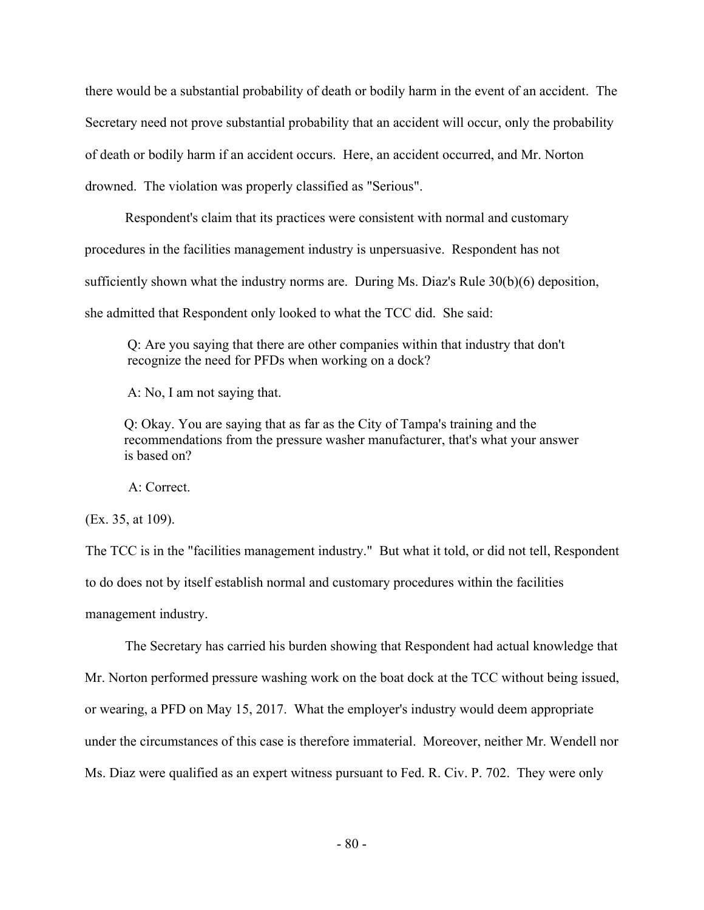there would be a substantial probability of death or bodily harm in the event of an accident. The Secretary need not prove substantial probability that an accident will occur, only the probability of death or bodily harm if an accident occurs. Here, an accident occurred, and Mr. Norton drowned. The violation was properly classified as "Serious".

Respondent's claim that its practices were consistent with normal and customary procedures in the facilities management industry is unpersuasive. Respondent has not sufficiently shown what the industry norms are. During Ms. Diaz's Rule 30(b)(6) deposition, she admitted that Respondent only looked to what the TCC did. She said:

> Q: Are you saying that there are other companies within that industry that don't recognize the need for PFDs when working on a dock?
>
> A: No, I am not saying that.
>
> Q: Okay. You are saying that as far as the City of Tampa's training and the recommendations from the pressure washer manufacturer, that's what your answer is based on?
>
> A: Correct.

(Ex. 35, at 109).

The TCC is in the "facilities management industry." But what it told, or did not tell, Respondent to do does not by itself establish normal and customary procedures within the facilities management industry.

The Secretary has carried his burden showing that Respondent had actual knowledge that Mr. Norton performed pressure washing work on the boat dock at the TCC without being issued, or wearing, a PFD on May 15, 2017. What the employer's industry would deem appropriate under the circumstances of this case is therefore immaterial. Moreover, neither Mr. Wendell nor Ms. Diaz were qualified as an expert witness pursuant to Fed. R. Civ. P. 702. They were only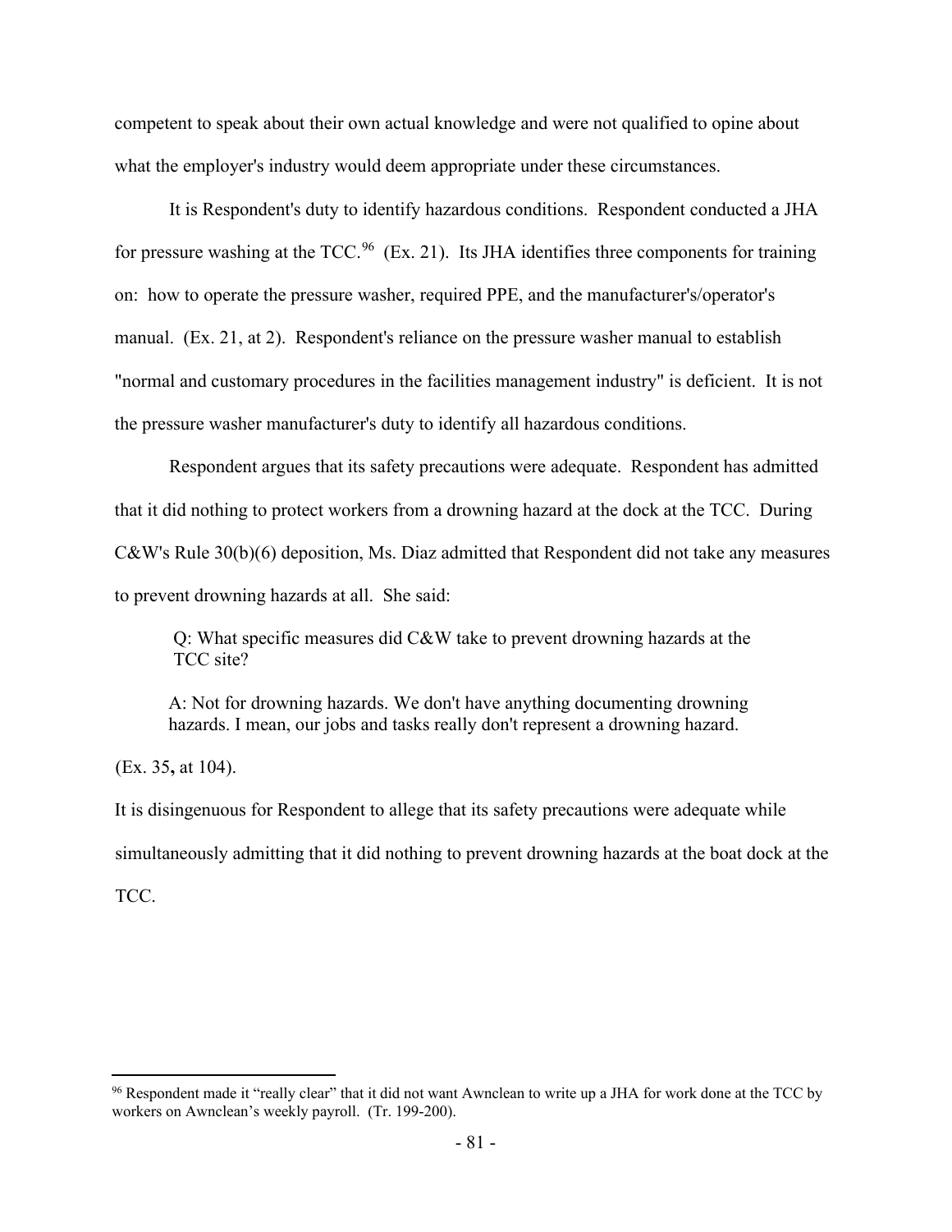competent to speak about their own actual knowledge and were not qualified to opine about what the employer's industry would deem appropriate under these circumstances.

It is Respondent's duty to identify hazardous conditions. Respondent conducted a JHA for pressure washing at the TCC.[96] (Ex. 21). Its JHA identifies three components for training on: how to operate the pressure washer, required PPE, and the manufacturer's/operator's manual. (Ex. 21, at 2). Respondent's reliance on the pressure washer manual to establish "normal and customary procedures in the facilities management industry" is deficient. It is not the pressure washer manufacturer's duty to identify all hazardous conditions.

Respondent argues that its safety precautions were adequate. Respondent has admitted that it did nothing to protect workers from a drowning hazard at the dock at the TCC. During C&W's Rule 30(b)(6) deposition, Ms. Diaz admitted that Respondent did not take any measures to prevent drowning hazards at all. She said:

> Q: What specific measures did C&W take to prevent drowning hazards at the TCC site?
>
> A: Not for drowning hazards. We don't have anything documenting drowning hazards. I mean, our jobs and tasks really don't represent a drowning hazard.

(Ex. 35**,** at 104).

It is disingenuous for Respondent to allege that its safety precautions were adequate while simultaneously admitting that it did nothing to prevent drowning hazards at the boat dock at the TCC.

[96] Respondent made it "really clear" that it did not want Awnclean to write up a JHA for work done at the TCC by workers on Awnclean's weekly payroll. (Tr. 199-200).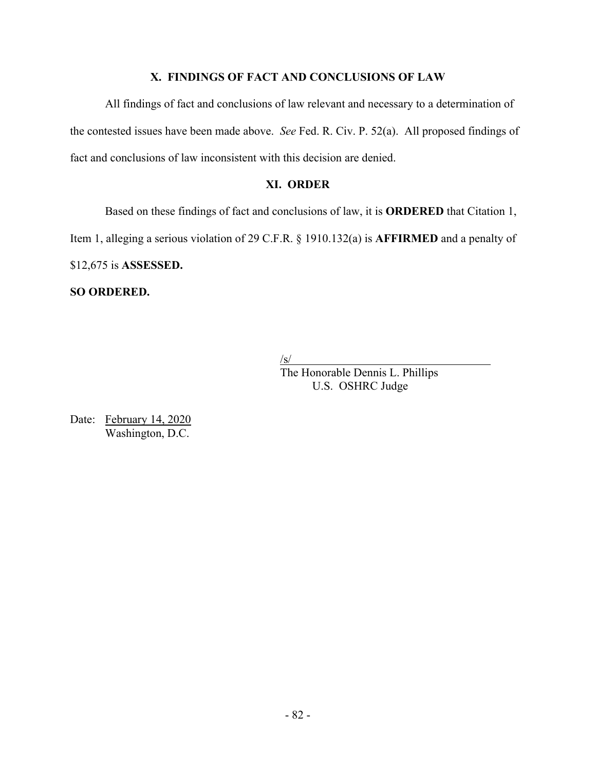## X. FINDINGS OF FACT AND CONCLUSIONS OF LAW

All findings of fact and conclusions of law relevant and necessary to a determination of the contested issues have been made above. *See* Fed. R. Civ. P. 52(a). All proposed findings of fact and conclusions of law inconsistent with this decision are denied.

## XI. ORDER

Based on these findings of fact and conclusions of law, it is **ORDERED** that Citation 1, Item 1, alleging a serious violation of 29 C.F.R. § 1910.132(a) is **AFFIRMED** and a penalty of $12,675 is **ASSESSED.**

**SO ORDERED.**

/s/
The Honorable Dennis L. Phillips
U.S. OSHRC Judge

Date: February 14, 2020
Washington, D.C.